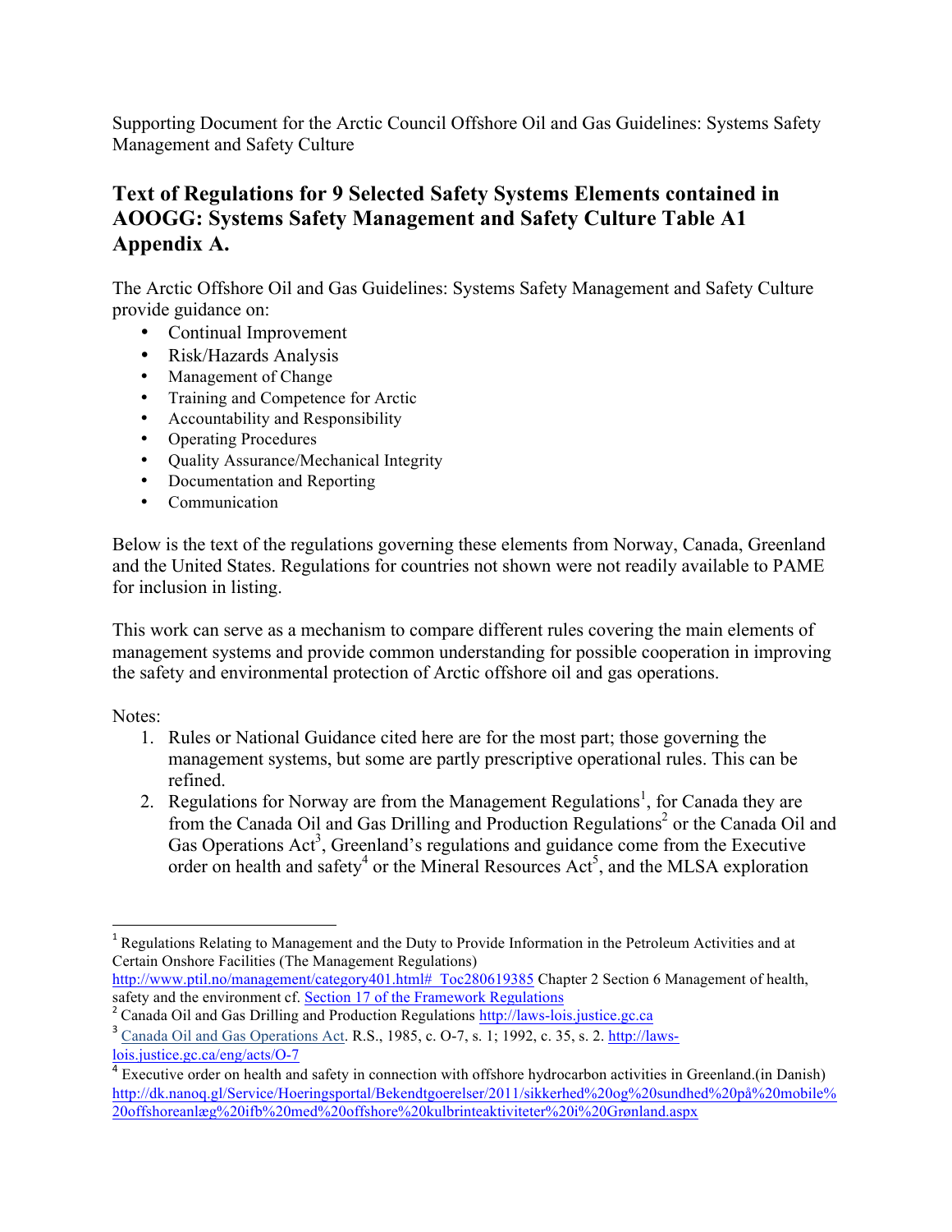Supporting Document for the Arctic Council Offshore Oil and Gas Guidelines: Systems Safety Management and Safety Culture

## Text of Regulations for 9 Selected Safety Systems Elements contained in AOOGG: Systems Safety Management and Safety Culture Table A1 Appendix A.

The Arctic Offshore Oil and Gas Guidelines: Systems Safety Management and Safety Culture provide guidance on:

- Continual Improvement
- Risk/Hazards Analysis
- Management of Change
- Training and Competence for Arctic
- Accountability and Responsibility
- Operating Procedures
- Quality Assurance/Mechanical Integrity
- Documentation and Reporting
- Communication

Below is the text of the regulations governing these elements from Norway, Canada, Greenland and the United States. Regulations for countries not shown were not readily available to PAME for inclusion in listing.

This work can serve as a mechanism to compare different rules covering the main elements of management systems and provide common understanding for possible cooperation in improving the safety and environmental protection of Arctic offshore oil and gas operations.

Notes:

1. Rules or National Guidance cited here are for the most part; those governing the management systems, but some are partly prescriptive operational rules. This can be refined.
2. Regulations for Norway are from the Management Regulations[1], for Canada they are from the Canada Oil and Gas Drilling and Production Regulations[2] or the Canada Oil and Gas Operations Act[3], Greenland's regulations and guidance come from the Executive order on health and safety[4] or the Mineral Resources Act[5], and the MLSA exploration

---

[1] Regulations Relating to Management and the Duty to Provide Information in the Petroleum Activities and at Certain Onshore Facilities (The Management Regulations) http://www.ptil.no/management/category401.html#_Toc280619385 Chapter 2 Section 6 Management of health, safety and the environment cf. Section 17 of the Framework Regulations

[2] Canada Oil and Gas Drilling and Production Regulations http://laws-lois.justice.gc.ca

[3] Canada Oil and Gas Operations Act. R.S., 1985, c. O-7, s. 1; 1992, c. 35, s. 2. http://laws-lois.justice.gc.ca/eng/acts/O-7

[4] Executive order on health and safety in connection with offshore hydrocarbon activities in Greenland.(in Danish) http://dk.nanoq.gl/Service/Hoeringsportal/Bekendtgoerelser/2011/sikkerhed%20og%20sundhed%20på%20mobile%20offshoreanlæg%20ifb%20med%20offshore%20kulbrinteaktiviteter%20i%20Grønland.aspx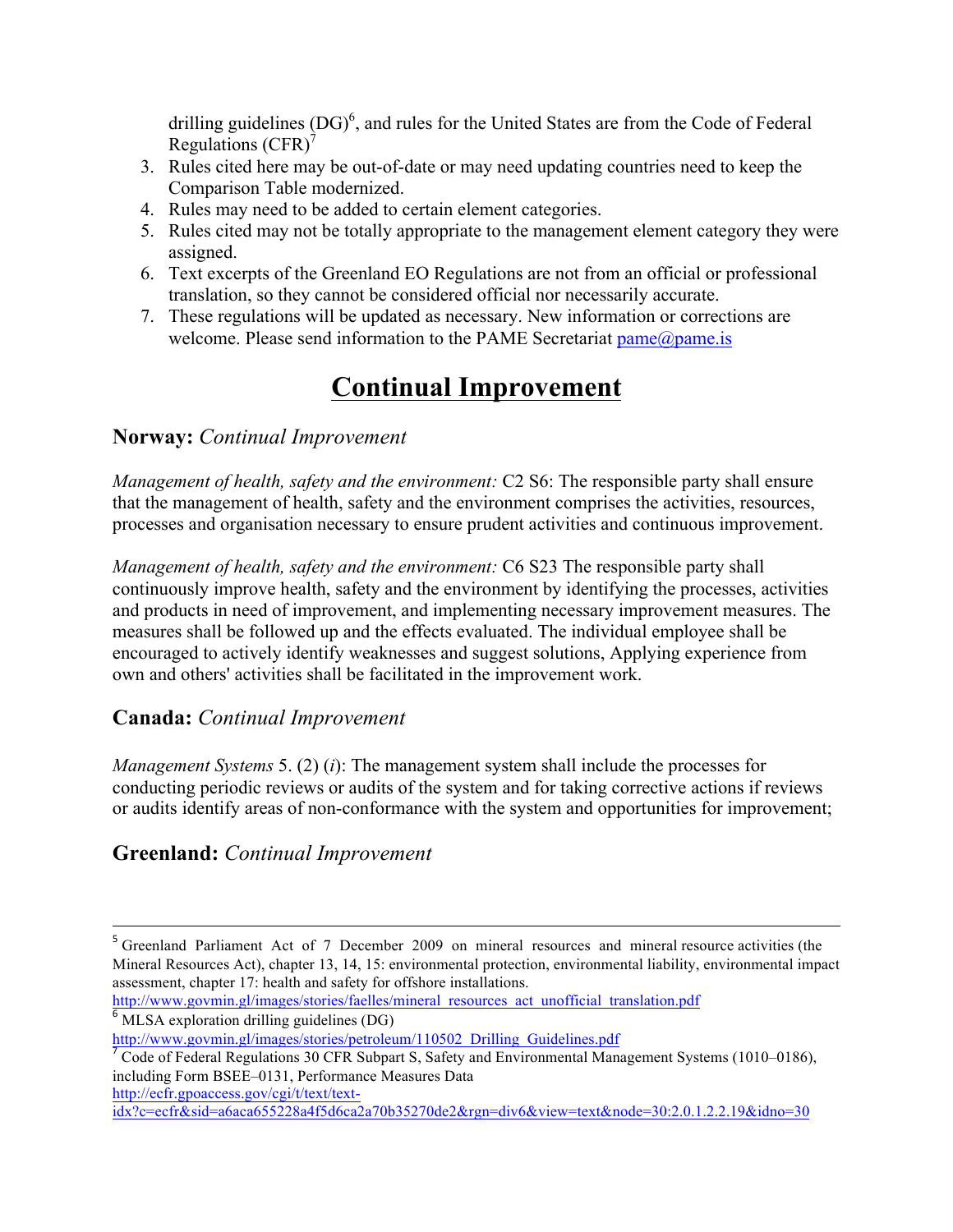drilling guidelines (DG)[6], and rules for the United States are from the Code of Federal Regulations (CFR)[7]

3. Rules cited here may be out-of-date or may need updating countries need to keep the Comparison Table modernized.
4. Rules may need to be added to certain element categories.
5. Rules cited may not be totally appropriate to the management element category they were assigned.
6. Text excerpts of the Greenland EO Regulations are not from an official or professional translation, so they cannot be considered official nor necessarily accurate.
7. These regulations will be updated as necessary. New information or corrections are welcome. Please send information to the PAME Secretariat pame@pame.is

# Continual Improvement

## Norway: *Continual Improvement*

*Management of health, safety and the environment:* C2 S6: The responsible party shall ensure that the management of health, safety and the environment comprises the activities, resources, processes and organisation necessary to ensure prudent activities and continuous improvement.

*Management of health, safety and the environment:* C6 S23 The responsible party shall continuously improve health, safety and the environment by identifying the processes, activities and products in need of improvement, and implementing necessary improvement measures. The measures shall be followed up and the effects evaluated. The individual employee shall be encouraged to actively identify weaknesses and suggest solutions, Applying experience from own and others' activities shall be facilitated in the improvement work.

## Canada: *Continual Improvement*

*Management Systems* 5. (2) (*i*): The management system shall include the processes for conducting periodic reviews or audits of the system and for taking corrective actions if reviews or audits identify areas of non-conformance with the system and opportunities for improvement;

## Greenland: *Continual Improvement*

---

[5] Greenland Parliament Act of 7 December 2009 on mineral resources and mineral resource activities (the Mineral Resources Act), chapter 13, 14, 15: environmental protection, environmental liability, environmental impact assessment, chapter 17: health and safety for offshore installations.
http://www.govmin.gl/images/stories/faelles/mineral_resources_act_unofficial_translation.pdf

[6] MLSA exploration drilling guidelines (DG)
http://www.govmin.gl/images/stories/petroleum/110502_Drilling_Guidelines.pdf

[7] Code of Federal Regulations 30 CFR Subpart S, Safety and Environmental Management Systems (1010–0186), including Form BSEE–0131, Performance Measures Data
http://ecfr.gpoaccess.gov/cgi/t/text/text-idx?c=ecfr&sid=a6aca655228a4f5d6ca2a70b35270de2&rgn=div6&view=text&node=30:2.0.1.2.2.19&idno=30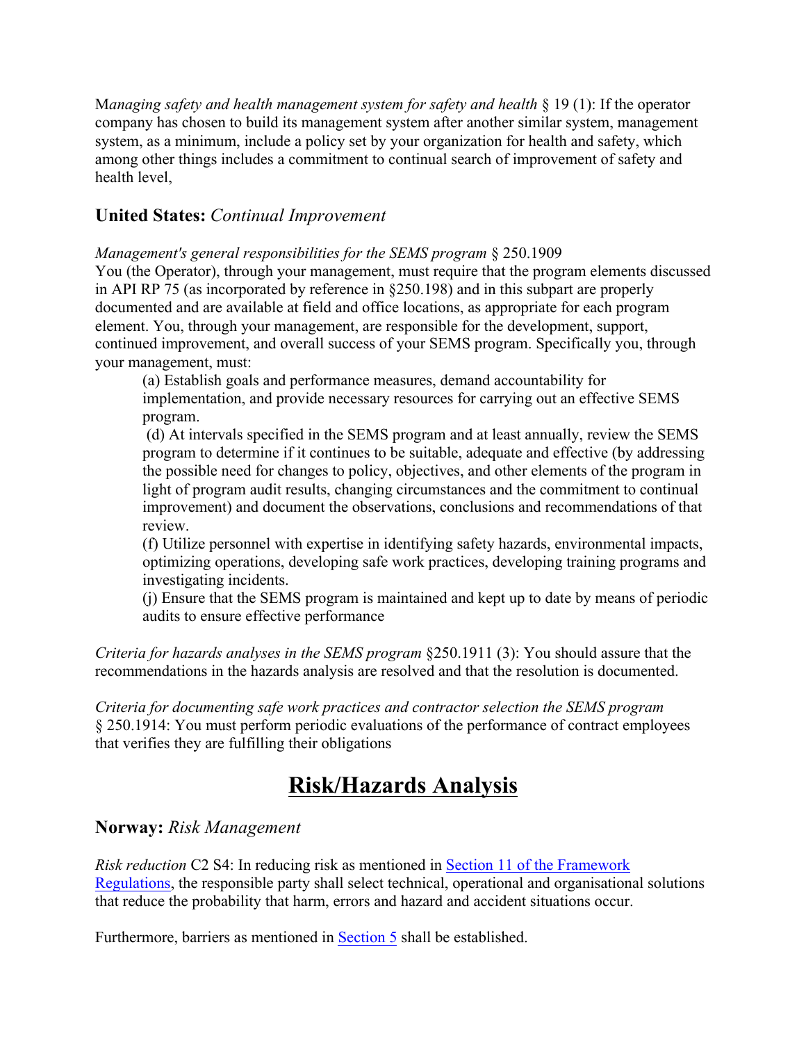M*anaging safety and health management system for safety and health* § 19 (1): If the operator company has chosen to build its management system after another similar system, management system, as a minimum, include a policy set by your organization for health and safety, which among other things includes a commitment to continual search of improvement of safety and health level,

### **United States:** *Continual Improvement*

*Management's general responsibilities for the SEMS program* § 250.1909
You (the Operator), through your management, must require that the program elements discussed in API RP 75 (as incorporated by reference in §250.198) and in this subpart are properly documented and are available at field and office locations, as appropriate for each program element. You, through your management, are responsible for the development, support, continued improvement, and overall success of your SEMS program. Specifically you, through your management, must:

> (a) Establish goals and performance measures, demand accountability for implementation, and provide necessary resources for carrying out an effective SEMS program.
> (d) At intervals specified in the SEMS program and at least annually, review the SEMS program to determine if it continues to be suitable, adequate and effective (by addressing the possible need for changes to policy, objectives, and other elements of the program in light of program audit results, changing circumstances and the commitment to continual improvement) and document the observations, conclusions and recommendations of that review.
> (f) Utilize personnel with expertise in identifying safety hazards, environmental impacts, optimizing operations, developing safe work practices, developing training programs and investigating incidents.
> (j) Ensure that the SEMS program is maintained and kept up to date by means of periodic audits to ensure effective performance

*Criteria for hazards analyses in the SEMS program* §250.1911 (3): You should assure that the recommendations in the hazards analysis are resolved and that the resolution is documented.

*Criteria for documenting safe work practices and contractor selection the SEMS program* § 250.1914: You must perform periodic evaluations of the performance of contract employees that verifies they are fulfilling their obligations

# **Risk/Hazards Analysis**

### **Norway:** *Risk Management*

*Risk reduction* C2 S4: In reducing risk as mentioned in [Section 11 of the Framework Regulations](), the responsible party shall select technical, operational and organisational solutions that reduce the probability that harm, errors and hazard and accident situations occur.

Furthermore, barriers as mentioned in [Section 5]() shall be established.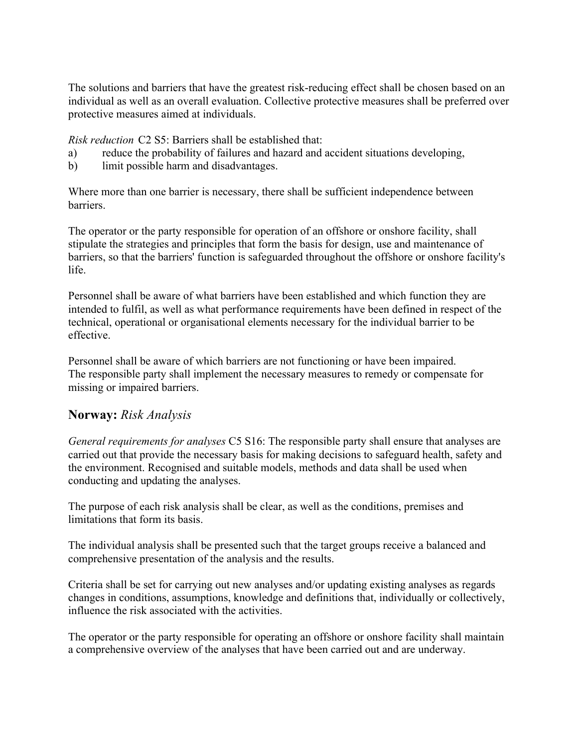The solutions and barriers that have the greatest risk-reducing effect shall be chosen based on an individual as well as an overall evaluation. Collective protective measures shall be preferred over protective measures aimed at individuals.

*Risk reduction* C2 S5: Barriers shall be established that:

a) reduce the probability of failures and hazard and accident situations developing,
b) limit possible harm and disadvantages.

Where more than one barrier is necessary, there shall be sufficient independence between barriers.

The operator or the party responsible for operation of an offshore or onshore facility, shall stipulate the strategies and principles that form the basis for design, use and maintenance of barriers, so that the barriers' function is safeguarded throughout the offshore or onshore facility's life.

Personnel shall be aware of what barriers have been established and which function they are intended to fulfil, as well as what performance requirements have been defined in respect of the technical, operational or organisational elements necessary for the individual barrier to be effective.

Personnel shall be aware of which barriers are not functioning or have been impaired.
The responsible party shall implement the necessary measures to remedy or compensate for missing or impaired barriers.

## **Norway:** *Risk Analysis*

*General requirements for analyses* C5 S16: The responsible party shall ensure that analyses are carried out that provide the necessary basis for making decisions to safeguard health, safety and the environment. Recognised and suitable models, methods and data shall be used when conducting and updating the analyses.

The purpose of each risk analysis shall be clear, as well as the conditions, premises and limitations that form its basis.

The individual analysis shall be presented such that the target groups receive a balanced and comprehensive presentation of the analysis and the results.

Criteria shall be set for carrying out new analyses and/or updating existing analyses as regards changes in conditions, assumptions, knowledge and definitions that, individually or collectively, influence the risk associated with the activities.

The operator or the party responsible for operating an offshore or onshore facility shall maintain a comprehensive overview of the analyses that have been carried out and are underway.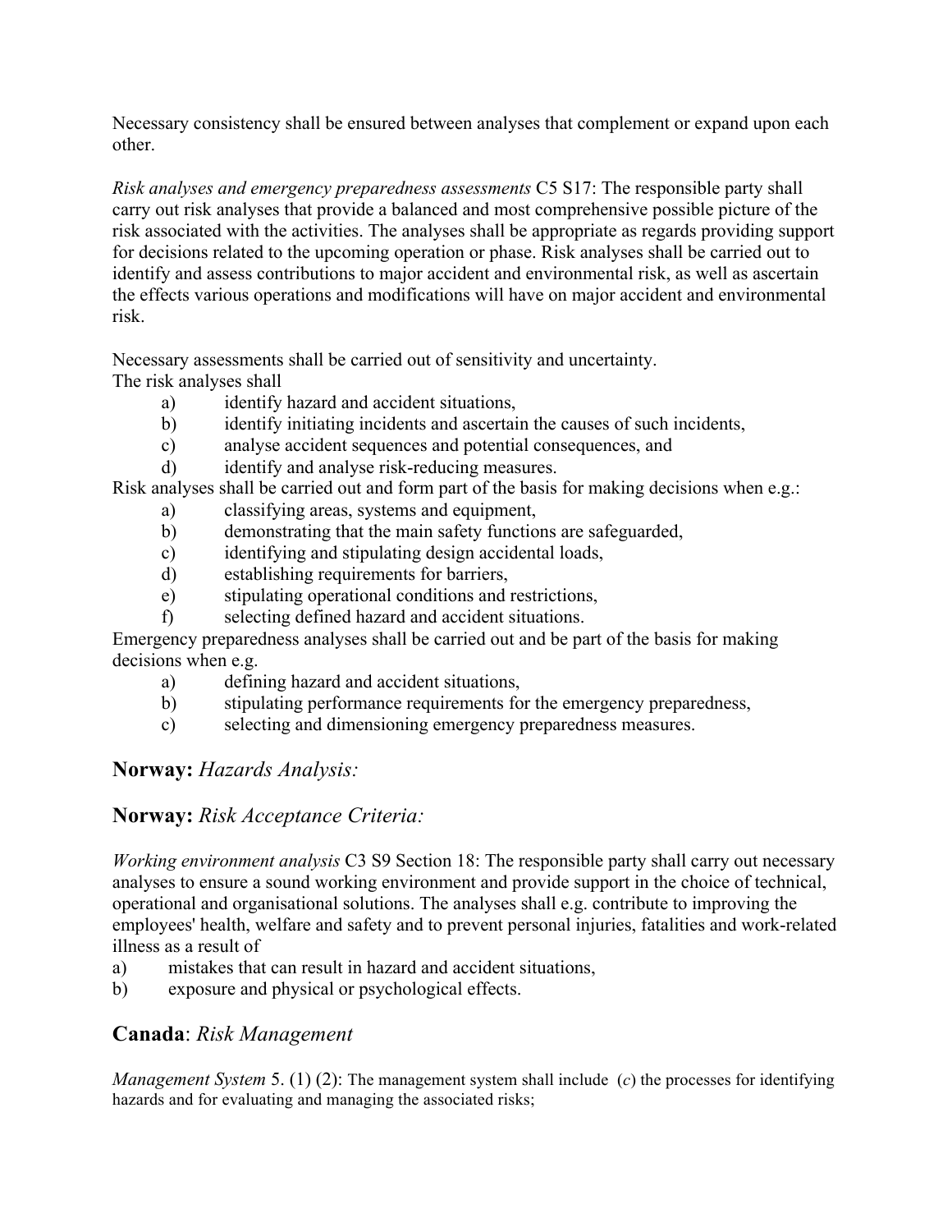Necessary consistency shall be ensured between analyses that complement or expand upon each other.

*Risk analyses and emergency preparedness assessments* C5 S17: The responsible party shall carry out risk analyses that provide a balanced and most comprehensive possible picture of the risk associated with the activities. The analyses shall be appropriate as regards providing support for decisions related to the upcoming operation or phase. Risk analyses shall be carried out to identify and assess contributions to major accident and environmental risk, as well as ascertain the effects various operations and modifications will have on major accident and environmental risk.

Necessary assessments shall be carried out of sensitivity and uncertainty.
The risk analyses shall

- a) identify hazard and accident situations,
- b) identify initiating incidents and ascertain the causes of such incidents,
- c) analyse accident sequences and potential consequences, and
- d) identify and analyse risk-reducing measures.

Risk analyses shall be carried out and form part of the basis for making decisions when e.g.:

- a) classifying areas, systems and equipment,
- b) demonstrating that the main safety functions are safeguarded,
- c) identifying and stipulating design accidental loads,
- d) establishing requirements for barriers,
- e) stipulating operational conditions and restrictions,
- f) selecting defined hazard and accident situations.

Emergency preparedness analyses shall be carried out and be part of the basis for making decisions when e.g.

- a) defining hazard and accident situations,
- b) stipulating performance requirements for the emergency preparedness,
- c) selecting and dimensioning emergency preparedness measures.

## **Norway:** *Hazards Analysis:*

## **Norway:** *Risk Acceptance Criteria:*

*Working environment analysis* C3 S9 Section 18: The responsible party shall carry out necessary analyses to ensure a sound working environment and provide support in the choice of technical, operational and organisational solutions. The analyses shall e.g. contribute to improving the employees' health, welfare and safety and to prevent personal injuries, fatalities and work-related illness as a result of

- a) mistakes that can result in hazard and accident situations,
- b) exposure and physical or psychological effects.

## **Canada**: *Risk Management*

*Management System* 5. (1) (2): The management system shall include (*c*) the processes for identifying hazards and for evaluating and managing the associated risks;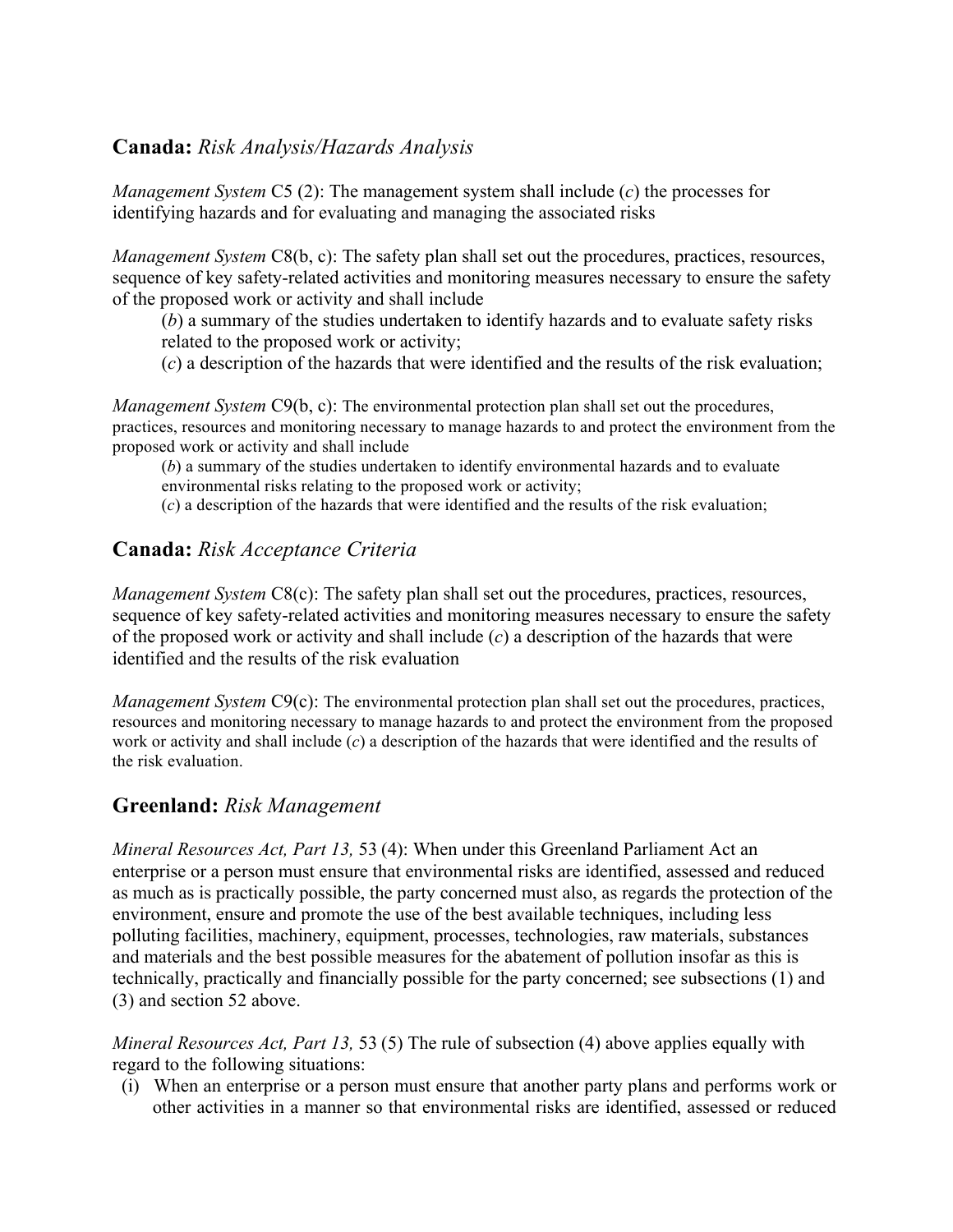## **Canada:** *Risk Analysis/Hazards Analysis*

*Management System* C5 (2): The management system shall include (*c*) the processes for identifying hazards and for evaluating and managing the associated risks

*Management System* C8(b, c): The safety plan shall set out the procedures, practices, resources, sequence of key safety-related activities and monitoring measures necessary to ensure the safety of the proposed work or activity and shall include

> (*b*) a summary of the studies undertaken to identify hazards and to evaluate safety risks related to the proposed work or activity;
> (*c*) a description of the hazards that were identified and the results of the risk evaluation;

*Management System* C9(b, c): The environmental protection plan shall set out the procedures, practices, resources and monitoring necessary to manage hazards to and protect the environment from the proposed work or activity and shall include

> (*b*) a summary of the studies undertaken to identify environmental hazards and to evaluate environmental risks relating to the proposed work or activity;
> (*c*) a description of the hazards that were identified and the results of the risk evaluation;

## **Canada:** *Risk Acceptance Criteria*

*Management System* C8(c): The safety plan shall set out the procedures, practices, resources, sequence of key safety-related activities and monitoring measures necessary to ensure the safety of the proposed work or activity and shall include (*c*) a description of the hazards that were identified and the results of the risk evaluation

*Management System* C9(c): The environmental protection plan shall set out the procedures, practices, resources and monitoring necessary to manage hazards to and protect the environment from the proposed work or activity and shall include (*c*) a description of the hazards that were identified and the results of the risk evaluation.

## **Greenland:** *Risk Management*

*Mineral Resources Act, Part 13,* 53 (4): When under this Greenland Parliament Act an enterprise or a person must ensure that environmental risks are identified, assessed and reduced as much as is practically possible, the party concerned must also, as regards the protection of the environment, ensure and promote the use of the best available techniques, including less polluting facilities, machinery, equipment, processes, technologies, raw materials, substances and materials and the best possible measures for the abatement of pollution insofar as this is technically, practically and financially possible for the party concerned; see subsections (1) and (3) and section 52 above.

*Mineral Resources Act, Part 13,* 53 (5) The rule of subsection (4) above applies equally with regard to the following situations:

(i) When an enterprise or a person must ensure that another party plans and performs work or other activities in a manner so that environmental risks are identified, assessed or reduced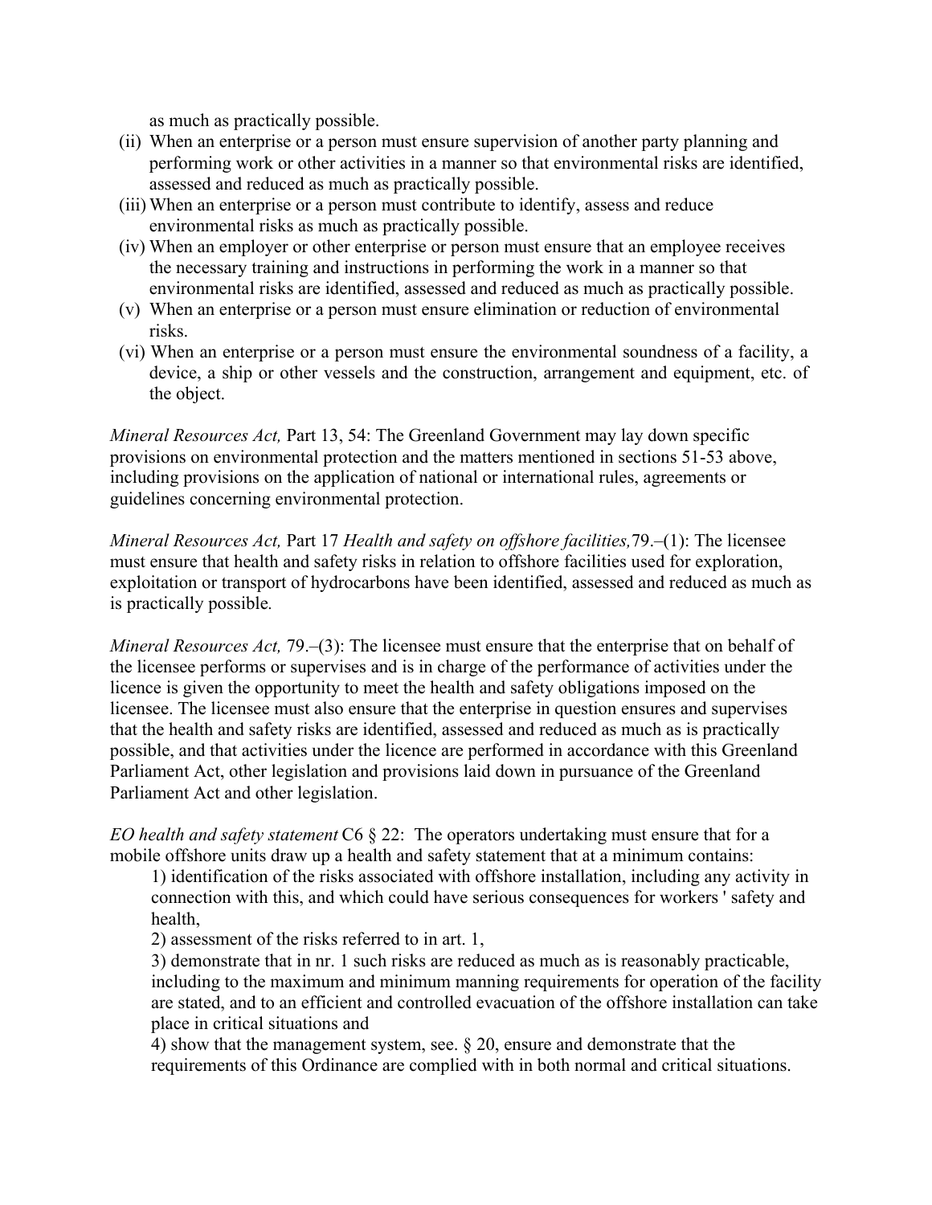as much as practically possible.

(ii) When an enterprise or a person must ensure supervision of another party planning and performing work or other activities in a manner so that environmental risks are identified, assessed and reduced as much as practically possible.
(iii) When an enterprise or a person must contribute to identify, assess and reduce environmental risks as much as practically possible.
(iv) When an employer or other enterprise or person must ensure that an employee receives the necessary training and instructions in performing the work in a manner so that environmental risks are identified, assessed and reduced as much as practically possible.
(v) When an enterprise or a person must ensure elimination or reduction of environmental risks.
(vi) When an enterprise or a person must ensure the environmental soundness of a facility, a device, a ship or other vessels and the construction, arrangement and equipment, etc. of the object.

*Mineral Resources Act,* Part 13, 54: The Greenland Government may lay down specific provisions on environmental protection and the matters mentioned in sections 51-53 above, including provisions on the application of national or international rules, agreements or guidelines concerning environmental protection.

*Mineral Resources Act,* Part 17 *Health and safety on offshore facilities,*79.–(1): The licensee must ensure that health and safety risks in relation to offshore facilities used for exploration, exploitation or transport of hydrocarbons have been identified, assessed and reduced as much as is practically possible.

*Mineral Resources Act,* 79.–(3): The licensee must ensure that the enterprise that on behalf of the licensee performs or supervises and is in charge of the performance of activities under the licence is given the opportunity to meet the health and safety obligations imposed on the licensee. The licensee must also ensure that the enterprise in question ensures and supervises that the health and safety risks are identified, assessed and reduced as much as is practically possible, and that activities under the licence are performed in accordance with this Greenland Parliament Act, other legislation and provisions laid down in pursuance of the Greenland Parliament Act and other legislation.

*EO health and safety statement* C6 § 22: The operators undertaking must ensure that for a mobile offshore units draw up a health and safety statement that at a minimum contains:

1) identification of the risks associated with offshore installation, including any activity in connection with this, and which could have serious consequences for workers ' safety and health,
2) assessment of the risks referred to in art. 1,
3) demonstrate that in nr. 1 such risks are reduced as much as is reasonably practicable, including to the maximum and minimum manning requirements for operation of the facility are stated, and to an efficient and controlled evacuation of the offshore installation can take place in critical situations and
4) show that the management system, see. § 20, ensure and demonstrate that the requirements of this Ordinance are complied with in both normal and critical situations.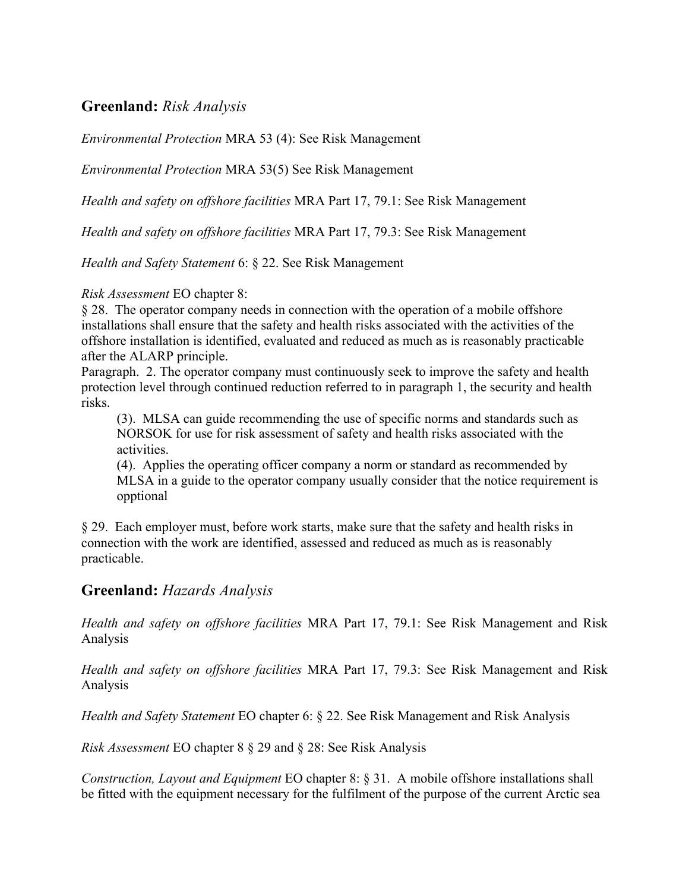## **Greenland:** *Risk Analysis*

*Environmental Protection* MRA 53 (4): See Risk Management

*Environmental Protection* MRA 53(5) See Risk Management

*Health and safety on offshore facilities* MRA Part 17, 79.1: See Risk Management

*Health and safety on offshore facilities* MRA Part 17, 79.3: See Risk Management

*Health and Safety Statement* 6: § 22. See Risk Management

*Risk Assessment* EO chapter 8:
§ 28. The operator company needs in connection with the operation of a mobile offshore installations shall ensure that the safety and health risks associated with the activities of the offshore installation is identified, evaluated and reduced as much as is reasonably practicable after the ALARP principle.
Paragraph. 2. The operator company must continuously seek to improve the safety and health protection level through continued reduction referred to in paragraph 1, the security and health risks.

> (3). MLSA can guide recommending the use of specific norms and standards such as NORSOK for use for risk assessment of safety and health risks associated with the activities.
> (4). Applies the operating officer company a norm or standard as recommended by MLSA in a guide to the operator company usually consider that the notice requirement is opptional

§ 29. Each employer must, before work starts, make sure that the safety and health risks in connection with the work are identified, assessed and reduced as much as is reasonably practicable.

## **Greenland:** *Hazards Analysis*

*Health and safety on offshore facilities* MRA Part 17, 79.1: See Risk Management and Risk Analysis

*Health and safety on offshore facilities* MRA Part 17, 79.3: See Risk Management and Risk Analysis

*Health and Safety Statement* EO chapter 6: § 22. See Risk Management and Risk Analysis

*Risk Assessment* EO chapter 8 § 29 and § 28: See Risk Analysis

*Construction, Layout and Equipment* EO chapter 8: § 31. A mobile offshore installations shall be fitted with the equipment necessary for the fulfilment of the purpose of the current Arctic sea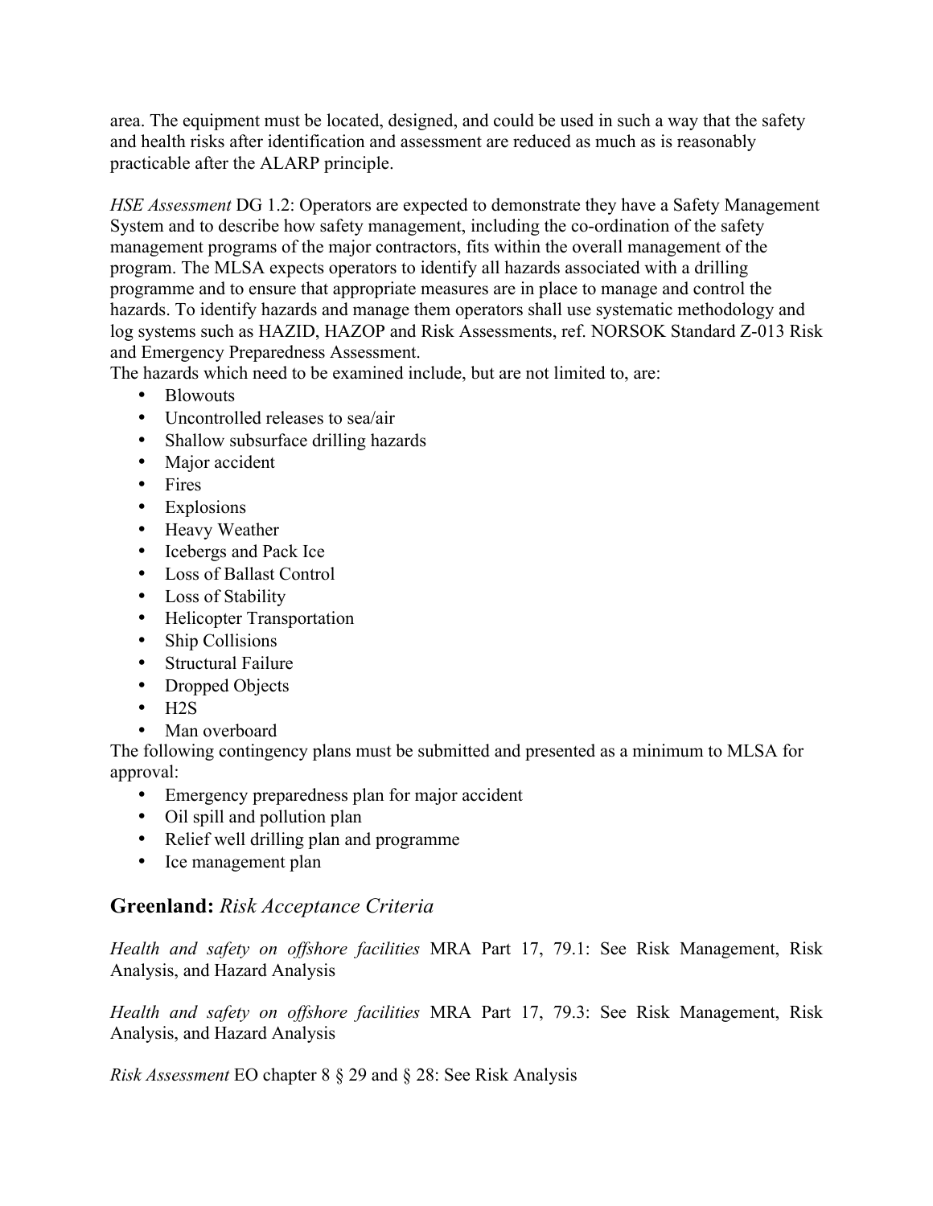area. The equipment must be located, designed, and could be used in such a way that the safety and health risks after identification and assessment are reduced as much as is reasonably practicable after the ALARP principle.

*HSE Assessment* DG 1.2: Operators are expected to demonstrate they have a Safety Management System and to describe how safety management, including the co-ordination of the safety management programs of the major contractors, fits within the overall management of the program. The MLSA expects operators to identify all hazards associated with a drilling programme and to ensure that appropriate measures are in place to manage and control the hazards. To identify hazards and manage them operators shall use systematic methodology and log systems such as HAZID, HAZOP and Risk Assessments, ref. NORSOK Standard Z-013 Risk and Emergency Preparedness Assessment.

The hazards which need to be examined include, but are not limited to, are:

- Blowouts
- Uncontrolled releases to sea/air
- Shallow subsurface drilling hazards
- Major accident
- Fires
- Explosions
- Heavy Weather
- Icebergs and Pack Ice
- Loss of Ballast Control
- Loss of Stability
- Helicopter Transportation
- Ship Collisions
- Structural Failure
- Dropped Objects
- $H_2S$
- Man overboard

The following contingency plans must be submitted and presented as a minimum to MLSA for approval:

- Emergency preparedness plan for major accident
- Oil spill and pollution plan
- Relief well drilling plan and programme
- Ice management plan

## Greenland: *Risk Acceptance Criteria*

*Health and safety on offshore facilities* MRA Part 17, 79.1: See Risk Management, Risk Analysis, and Hazard Analysis

*Health and safety on offshore facilities* MRA Part 17, 79.3: See Risk Management, Risk Analysis, and Hazard Analysis

*Risk Assessment* EO chapter 8 § 29 and § 28: See Risk Analysis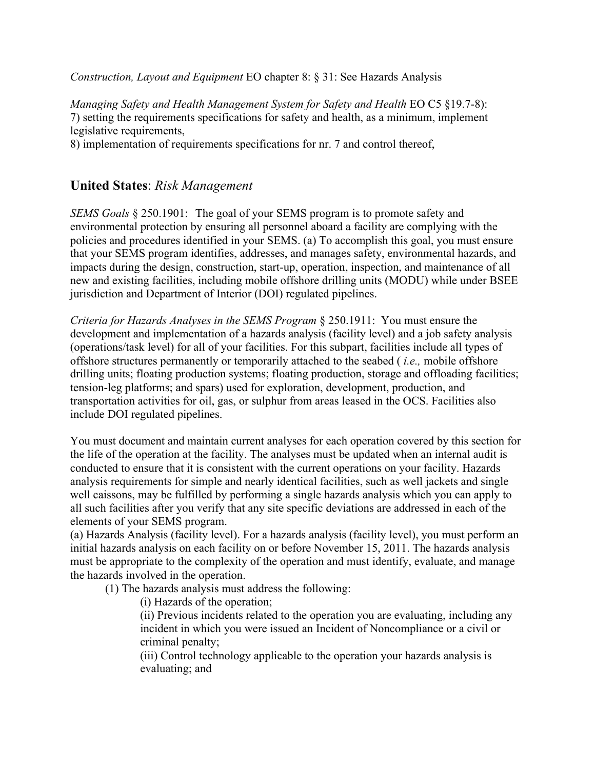*Construction, Layout and Equipment* EO chapter 8: § 31: See Hazards Analysis

*Managing Safety and Health Management System for Safety and Health* EO C5 §19.7-8):
7) setting the requirements specifications for safety and health, as a minimum, implement legislative requirements,
8) implementation of requirements specifications for nr. 7 and control thereof,

## **United States**: *Risk Management*

*SEMS Goals* § 250.1901: The goal of your SEMS program is to promote safety and environmental protection by ensuring all personnel aboard a facility are complying with the policies and procedures identified in your SEMS. (a) To accomplish this goal, you must ensure that your SEMS program identifies, addresses, and manages safety, environmental hazards, and impacts during the design, construction, start-up, operation, inspection, and maintenance of all new and existing facilities, including mobile offshore drilling units (MODU) while under BSEE jurisdiction and Department of Interior (DOI) regulated pipelines.

*Criteria for Hazards Analyses in the SEMS Program* § 250.1911: You must ensure the development and implementation of a hazards analysis (facility level) and a job safety analysis (operations/task level) for all of your facilities. For this subpart, facilities include all types of offshore structures permanently or temporarily attached to the seabed ( *i.e.,* mobile offshore drilling units; floating production systems; floating production, storage and offloading facilities; tension-leg platforms; and spars) used for exploration, development, production, and transportation activities for oil, gas, or sulphur from areas leased in the OCS. Facilities also include DOI regulated pipelines.

You must document and maintain current analyses for each operation covered by this section for the life of the operation at the facility. The analyses must be updated when an internal audit is conducted to ensure that it is consistent with the current operations on your facility. Hazards analysis requirements for simple and nearly identical facilities, such as well jackets and single well caissons, may be fulfilled by performing a single hazards analysis which you can apply to all such facilities after you verify that any site specific deviations are addressed in each of the elements of your SEMS program.

(a) Hazards Analysis (facility level). For a hazards analysis (facility level), you must perform an initial hazards analysis on each facility on or before November 15, 2011. The hazards analysis must be appropriate to the complexity of the operation and must identify, evaluate, and manage the hazards involved in the operation.

- (1) The hazards analysis must address the following:
  - (i) Hazards of the operation;
  - (ii) Previous incidents related to the operation you are evaluating, including any incident in which you were issued an Incident of Noncompliance or a civil or criminal penalty;
  - (iii) Control technology applicable to the operation your hazards analysis is evaluating; and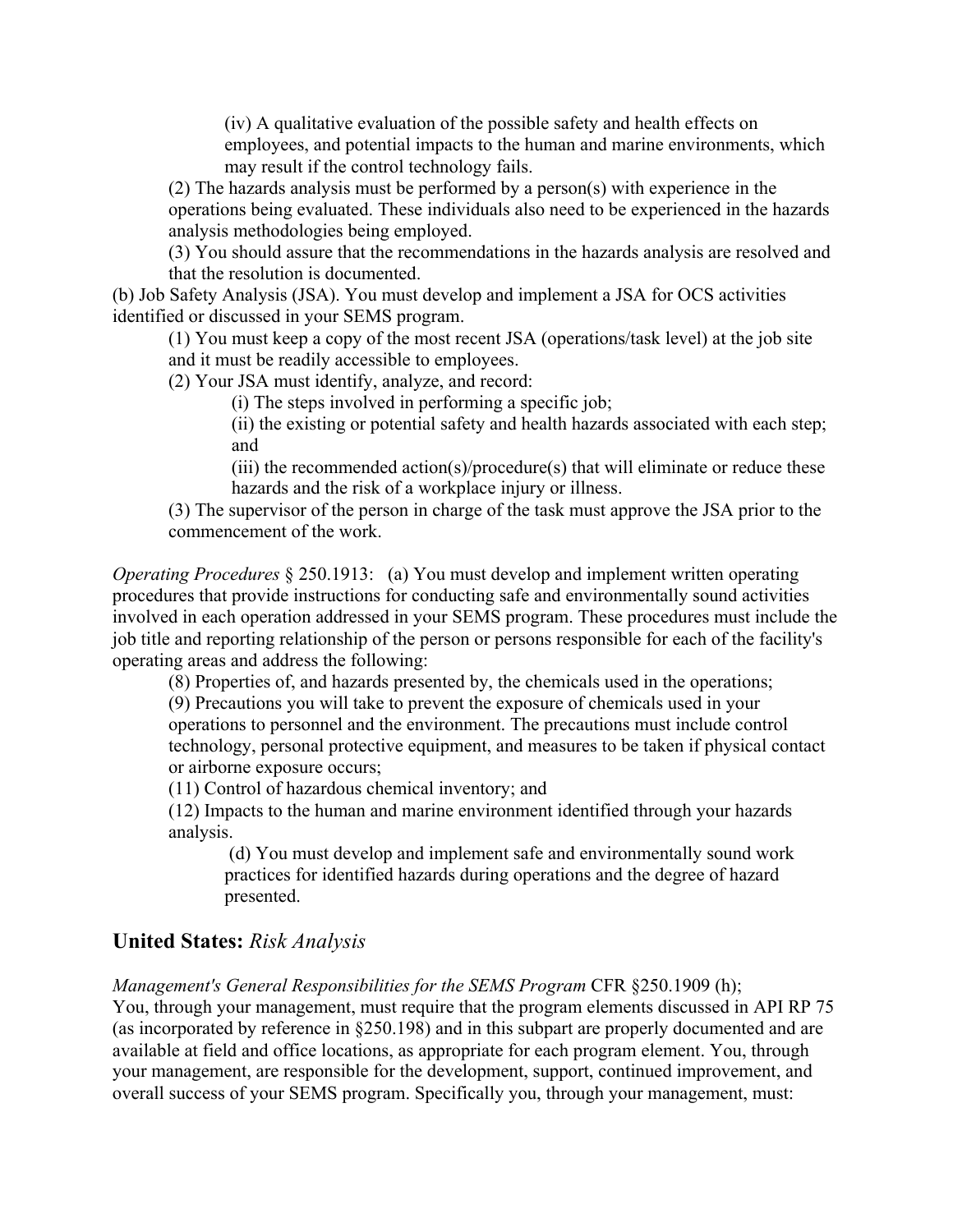(iv) A qualitative evaluation of the possible safety and health effects on employees, and potential impacts to the human and marine environments, which may result if the control technology fails.

(2) The hazards analysis must be performed by a person(s) with experience in the operations being evaluated. These individuals also need to be experienced in the hazards analysis methodologies being employed.

(3) You should assure that the recommendations in the hazards analysis are resolved and that the resolution is documented.

(b) Job Safety Analysis (JSA). You must develop and implement a JSA for OCS activities identified or discussed in your SEMS program.

(1) You must keep a copy of the most recent JSA (operations/task level) at the job site and it must be readily accessible to employees.

(2) Your JSA must identify, analyze, and record:

(i) The steps involved in performing a specific job;

(ii) the existing or potential safety and health hazards associated with each step; and

(iii) the recommended action(s)/procedure(s) that will eliminate or reduce these hazards and the risk of a workplace injury or illness.

(3) The supervisor of the person in charge of the task must approve the JSA prior to the commencement of the work.

*Operating Procedures* § 250.1913: (a) You must develop and implement written operating procedures that provide instructions for conducting safe and environmentally sound activities involved in each operation addressed in your SEMS program. These procedures must include the job title and reporting relationship of the person or persons responsible for each of the facility's operating areas and address the following:

(8) Properties of, and hazards presented by, the chemicals used in the operations;

(9) Precautions you will take to prevent the exposure of chemicals used in your operations to personnel and the environment. The precautions must include control technology, personal protective equipment, and measures to be taken if physical contact or airborne exposure occurs;

(11) Control of hazardous chemical inventory; and

(12) Impacts to the human and marine environment identified through your hazards analysis.

(d) You must develop and implement safe and environmentally sound work practices for identified hazards during operations and the degree of hazard presented.

## **United States:** *Risk Analysis*

*Management's General Responsibilities for the SEMS Program* CFR §250.1909 (h);
You, through your management, must require that the program elements discussed in API RP 75 (as incorporated by reference in §250.198) and in this subpart are properly documented and are available at field and office locations, as appropriate for each program element. You, through your management, are responsible for the development, support, continued improvement, and overall success of your SEMS program. Specifically you, through your management, must: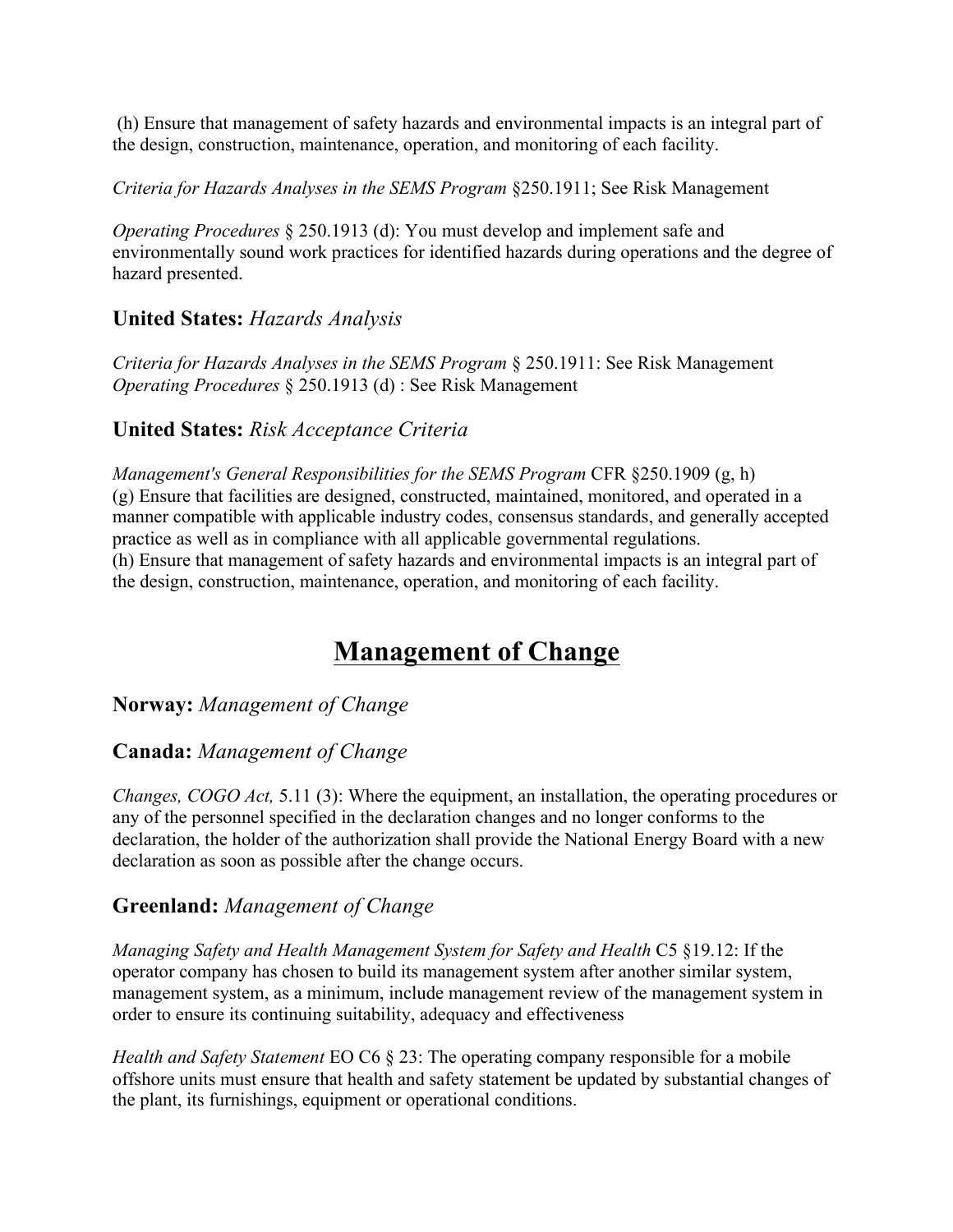(h) Ensure that management of safety hazards and environmental impacts is an integral part of the design, construction, maintenance, operation, and monitoring of each facility.

*Criteria for Hazards Analyses in the SEMS Program* §250.1911; See Risk Management

*Operating Procedures* § 250.1913 (d): You must develop and implement safe and environmentally sound work practices for identified hazards during operations and the degree of hazard presented.

### **United States:** *Hazards Analysis*

*Criteria for Hazards Analyses in the SEMS Program* § 250.1911: See Risk Management
*Operating Procedures* § 250.1913 (d) : See Risk Management

### **United States:** *Risk Acceptance Criteria*

*Management's General Responsibilities for the SEMS Program* CFR §250.1909 (g, h)
(g) Ensure that facilities are designed, constructed, maintained, monitored, and operated in a manner compatible with applicable industry codes, consensus standards, and generally accepted practice as well as in compliance with all applicable governmental regulations.
(h) Ensure that management of safety hazards and environmental impacts is an integral part of the design, construction, maintenance, operation, and monitoring of each facility.

## Management of Change

### **Norway:** *Management of Change*

### **Canada:** *Management of Change*

*Changes, COGO Act,* 5.11 (3): Where the equipment, an installation, the operating procedures or any of the personnel specified in the declaration changes and no longer conforms to the declaration, the holder of the authorization shall provide the National Energy Board with a new declaration as soon as possible after the change occurs.

### **Greenland:** *Management of Change*

*Managing Safety and Health Management System for Safety and Health* C5 §19.12: If the operator company has chosen to build its management system after another similar system, management system, as a minimum, include management review of the management system in order to ensure its continuing suitability, adequacy and effectiveness

*Health and Safety Statement* EO C6 § 23: The operating company responsible for a mobile offshore units must ensure that health and safety statement be updated by substantial changes of the plant, its furnishings, equipment or operational conditions.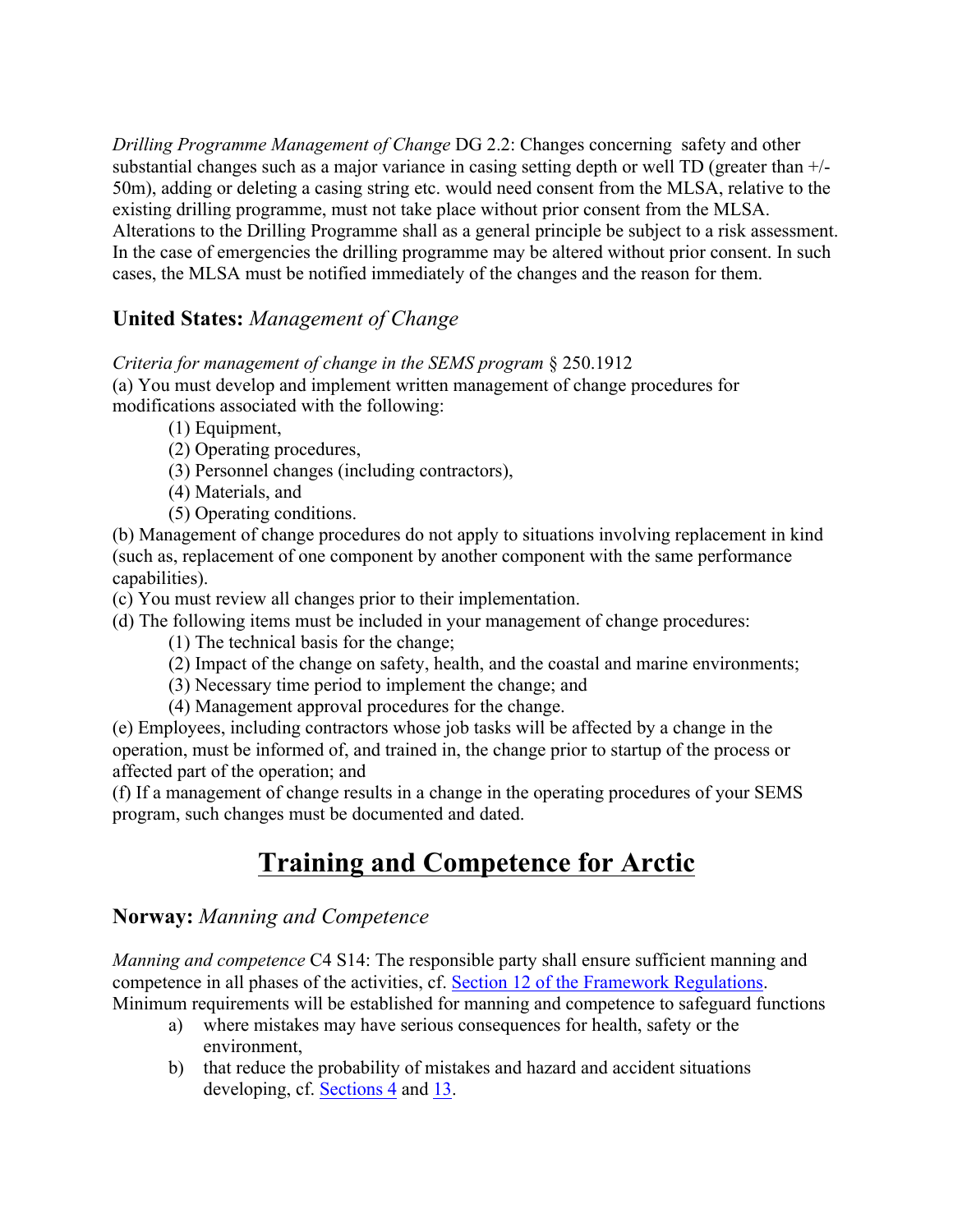*Drilling Programme Management of Change* DG 2.2: Changes concerning safety and other substantial changes such as a major variance in casing setting depth or well TD (greater than +/- 50m), adding or deleting a casing string etc. would need consent from the MLSA, relative to the existing drilling programme, must not take place without prior consent from the MLSA. Alterations to the Drilling Programme shall as a general principle be subject to a risk assessment. In the case of emergencies the drilling programme may be altered without prior consent. In such cases, the MLSA must be notified immediately of the changes and the reason for them.

### **United States:** *Management of Change*

*Criteria for management of change in the SEMS program* § 250.1912

(a) You must develop and implement written management of change procedures for modifications associated with the following:

- (1) Equipment,
- (2) Operating procedures,
- (3) Personnel changes (including contractors),
- (4) Materials, and
- (5) Operating conditions.

(b) Management of change procedures do not apply to situations involving replacement in kind (such as, replacement of one component by another component with the same performance capabilities).

(c) You must review all changes prior to their implementation.

(d) The following items must be included in your management of change procedures:

- (1) The technical basis for the change;
- (2) Impact of the change on safety, health, and the coastal and marine environments;
- (3) Necessary time period to implement the change; and
- (4) Management approval procedures for the change.

(e) Employees, including contractors whose job tasks will be affected by a change in the operation, must be informed of, and trained in, the change prior to startup of the process or affected part of the operation; and

(f) If a management of change results in a change in the operating procedures of your SEMS program, such changes must be documented and dated.

# Training and Competence for Arctic

### **Norway:** *Manning and Competence*

*Manning and competence* C4 S14: The responsible party shall ensure sufficient manning and competence in all phases of the activities, cf. Section 12 of the Framework Regulations. Minimum requirements will be established for manning and competence to safeguard functions

a) where mistakes may have serious consequences for health, safety or the environment,
b) that reduce the probability of mistakes and hazard and accident situations developing, cf. Sections 4 and 13.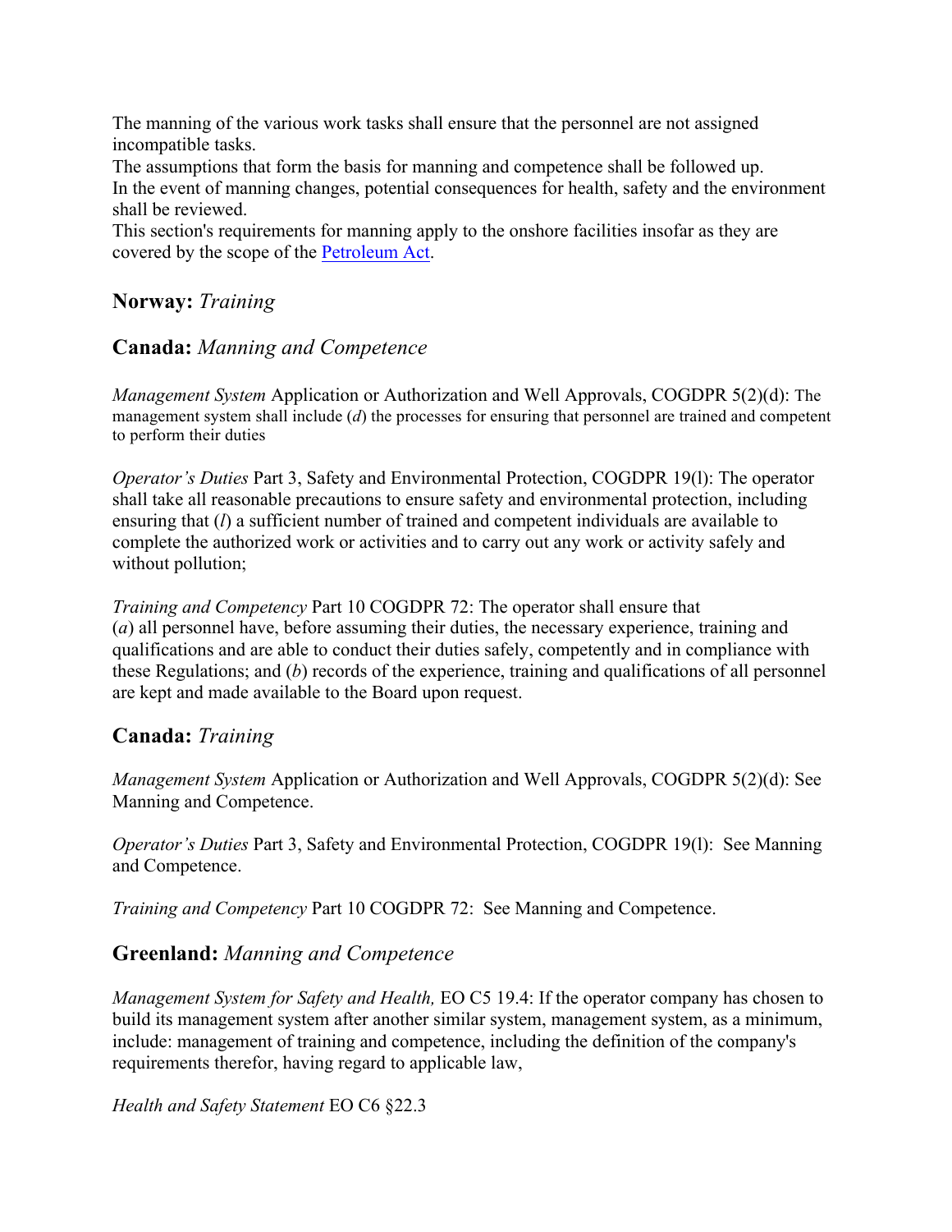The manning of the various work tasks shall ensure that the personnel are not assigned incompatible tasks.
The assumptions that form the basis for manning and competence shall be followed up.
In the event of manning changes, potential consequences for health, safety and the environment shall be reviewed.
This section's requirements for manning apply to the onshore facilities insofar as they are covered by the scope of the [Petroleum Act](#).

## **Norway:** *Training*

## **Canada:** *Manning and Competence*

*Management System* Application or Authorization and Well Approvals, COGDPR 5(2)(d): The management system shall include (*d*) the processes for ensuring that personnel are trained and competent to perform their duties

*Operator's Duties* Part 3, Safety and Environmental Protection, COGDPR 19(l): The operator shall take all reasonable precautions to ensure safety and environmental protection, including ensuring that (*l*) a sufficient number of trained and competent individuals are available to complete the authorized work or activities and to carry out any work or activity safely and without pollution;

*Training and Competency* Part 10 COGDPR 72: The operator shall ensure that (*a*) all personnel have, before assuming their duties, the necessary experience, training and qualifications and are able to conduct their duties safely, competently and in compliance with these Regulations; and (*b*) records of the experience, training and qualifications of all personnel are kept and made available to the Board upon request.

## **Canada:** *Training*

*Management System* Application or Authorization and Well Approvals, COGDPR 5(2)(d): See Manning and Competence.

*Operator's Duties* Part 3, Safety and Environmental Protection, COGDPR 19(l): See Manning and Competence.

*Training and Competency* Part 10 COGDPR 72: See Manning and Competence.

## **Greenland:** *Manning and Competence*

*Management System for Safety and Health,* EO C5 19.4: If the operator company has chosen to build its management system after another similar system, management system, as a minimum, include: management of training and competence, including the definition of the company's requirements therefor, having regard to applicable law,

*Health and Safety Statement* EO C6 §22.3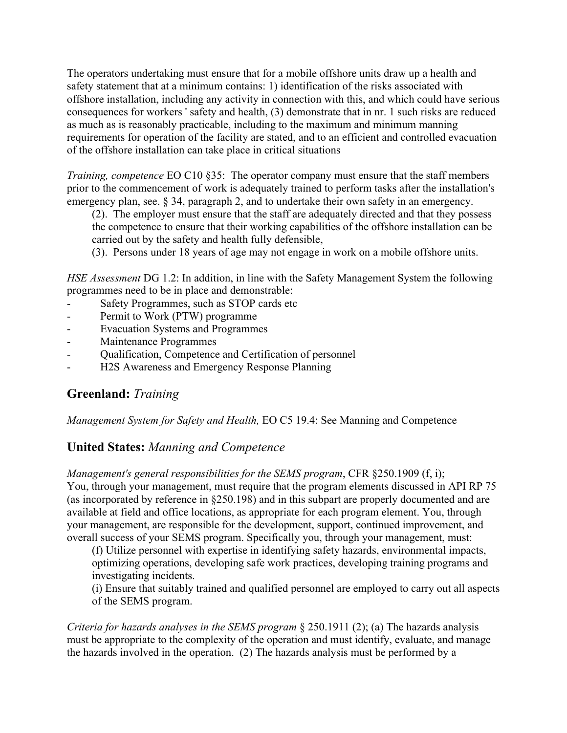The operators undertaking must ensure that for a mobile offshore units draw up a health and safety statement that at a minimum contains: 1) identification of the risks associated with offshore installation, including any activity in connection with this, and which could have serious consequences for workers ' safety and health, (3) demonstrate that in nr. 1 such risks are reduced as much as is reasonably practicable, including to the maximum and minimum manning requirements for operation of the facility are stated, and to an efficient and controlled evacuation of the offshore installation can take place in critical situations

*Training, competence* EO C10 §35: The operator company must ensure that the staff members prior to the commencement of work is adequately trained to perform tasks after the installation's emergency plan, see. § 34, paragraph 2, and to undertake their own safety in an emergency.

> (2). The employer must ensure that the staff are adequately directed and that they possess the competence to ensure that their working capabilities of the offshore installation can be carried out by the safety and health fully defensible,
>
> (3). Persons under 18 years of age may not engage in work on a mobile offshore units.

*HSE Assessment* DG 1.2: In addition, in line with the Safety Management System the following programmes need to be in place and demonstrable:

- Safety Programmes, such as STOP cards etc
- Permit to Work (PTW) programme
- Evacuation Systems and Programmes
- Maintenance Programmes
- Qualification, Competence and Certification of personnel
- H2S Awareness and Emergency Response Planning

## Greenland: *Training*

*Management System for Safety and Health,* EO C5 19.4: See Manning and Competence

## United States: *Manning and Competence*

*Management's general responsibilities for the SEMS program*, CFR §250.1909 (f, i);
You, through your management, must require that the program elements discussed in API RP 75 (as incorporated by reference in §250.198) and in this subpart are properly documented and are available at field and office locations, as appropriate for each program element. You, through your management, are responsible for the development, support, continued improvement, and overall success of your SEMS program. Specifically you, through your management, must:

> (f) Utilize personnel with expertise in identifying safety hazards, environmental impacts, optimizing operations, developing safe work practices, developing training programs and investigating incidents.
>
> (i) Ensure that suitably trained and qualified personnel are employed to carry out all aspects of the SEMS program.

*Criteria for hazards analyses in the SEMS program* § 250.1911 (2); (a) The hazards analysis must be appropriate to the complexity of the operation and must identify, evaluate, and manage the hazards involved in the operation. (2) The hazards analysis must be performed by a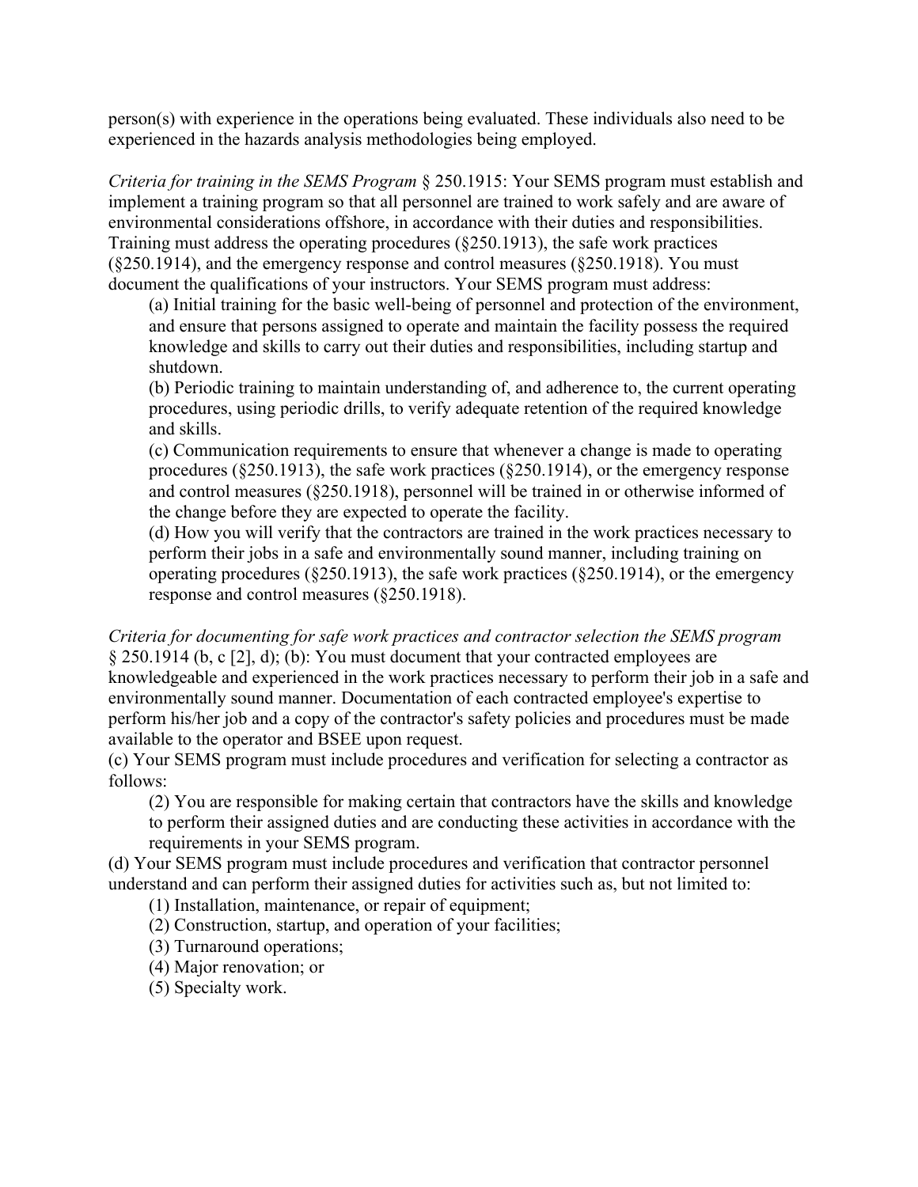person(s) with experience in the operations being evaluated. These individuals also need to be experienced in the hazards analysis methodologies being employed.

*Criteria for training in the SEMS Program* § 250.1915: Your SEMS program must establish and implement a training program so that all personnel are trained to work safely and are aware of environmental considerations offshore, in accordance with their duties and responsibilities. Training must address the operating procedures (§250.1913), the safe work practices (§250.1914), and the emergency response and control measures (§250.1918). You must document the qualifications of your instructors. Your SEMS program must address:

(a) Initial training for the basic well-being of personnel and protection of the environment, and ensure that persons assigned to operate and maintain the facility possess the required knowledge and skills to carry out their duties and responsibilities, including startup and shutdown.

(b) Periodic training to maintain understanding of, and adherence to, the current operating procedures, using periodic drills, to verify adequate retention of the required knowledge and skills.

(c) Communication requirements to ensure that whenever a change is made to operating procedures (§250.1913), the safe work practices (§250.1914), or the emergency response and control measures (§250.1918), personnel will be trained in or otherwise informed of the change before they are expected to operate the facility.

(d) How you will verify that the contractors are trained in the work practices necessary to perform their jobs in a safe and environmentally sound manner, including training on operating procedures (§250.1913), the safe work practices (§250.1914), or the emergency response and control measures (§250.1918).

*Criteria for documenting for safe work practices and contractor selection the SEMS program* § 250.1914 (b, c [2], d); (b): You must document that your contracted employees are knowledgeable and experienced in the work practices necessary to perform their job in a safe and environmentally sound manner. Documentation of each contracted employee's expertise to perform his/her job and a copy of the contractor's safety policies and procedures must be made available to the operator and BSEE upon request.

(c) Your SEMS program must include procedures and verification for selecting a contractor as follows:

(2) You are responsible for making certain that contractors have the skills and knowledge to perform their assigned duties and are conducting these activities in accordance with the requirements in your SEMS program.

(d) Your SEMS program must include procedures and verification that contractor personnel understand and can perform their assigned duties for activities such as, but not limited to:

(1) Installation, maintenance, or repair of equipment;
(2) Construction, startup, and operation of your facilities;
(3) Turnaround operations;
(4) Major renovation; or
(5) Specialty work.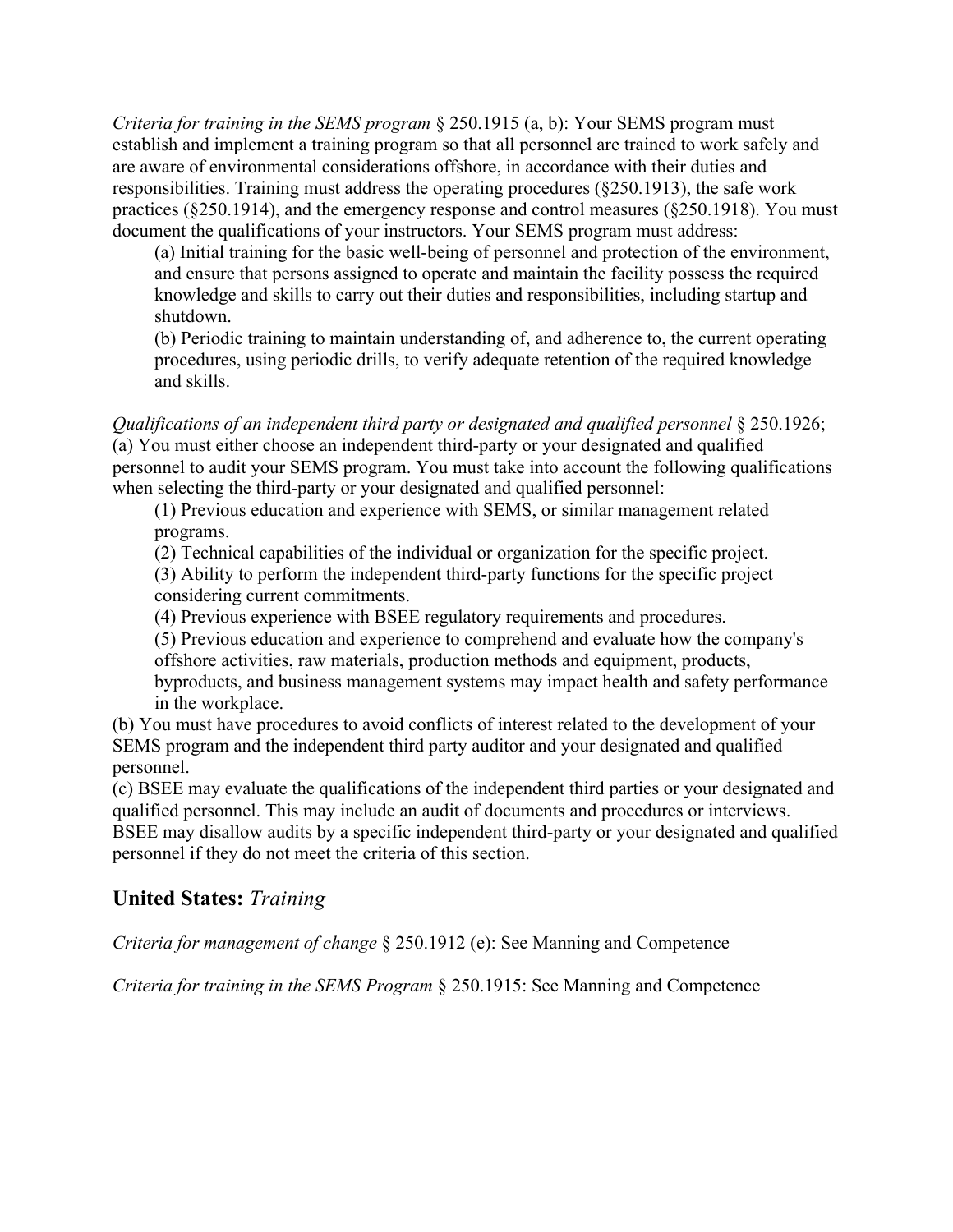*Criteria for training in the SEMS program* § 250.1915 (a, b): Your SEMS program must establish and implement a training program so that all personnel are trained to work safely and are aware of environmental considerations offshore, in accordance with their duties and responsibilities. Training must address the operating procedures (§250.1913), the safe work practices (§250.1914), and the emergency response and control measures (§250.1918). You must document the qualifications of your instructors. Your SEMS program must address:

> (a) Initial training for the basic well-being of personnel and protection of the environment, and ensure that persons assigned to operate and maintain the facility possess the required knowledge and skills to carry out their duties and responsibilities, including startup and shutdown.
>
> (b) Periodic training to maintain understanding of, and adherence to, the current operating procedures, using periodic drills, to verify adequate retention of the required knowledge and skills.

*Qualifications of an independent third party or designated and qualified personnel* § 250.1926;
(a) You must either choose an independent third-party or your designated and qualified personnel to audit your SEMS program. You must take into account the following qualifications when selecting the third-party or your designated and qualified personnel:

> (1) Previous education and experience with SEMS, or similar management related programs.
>
> (2) Technical capabilities of the individual or organization for the specific project.
>
> (3) Ability to perform the independent third-party functions for the specific project considering current commitments.
>
> (4) Previous experience with BSEE regulatory requirements and procedures.
>
> (5) Previous education and experience to comprehend and evaluate how the company's offshore activities, raw materials, production methods and equipment, products, byproducts, and business management systems may impact health and safety performance in the workplace.

(b) You must have procedures to avoid conflicts of interest related to the development of your SEMS program and the independent third party auditor and your designated and qualified personnel.
(c) BSEE may evaluate the qualifications of the independent third parties or your designated and qualified personnel. This may include an audit of documents and procedures or interviews. BSEE may disallow audits by a specific independent third-party or your designated and qualified personnel if they do not meet the criteria of this section.

## United States: *Training*

*Criteria for management of change* § 250.1912 (e): See Manning and Competence

*Criteria for training in the SEMS Program* § 250.1915: See Manning and Competence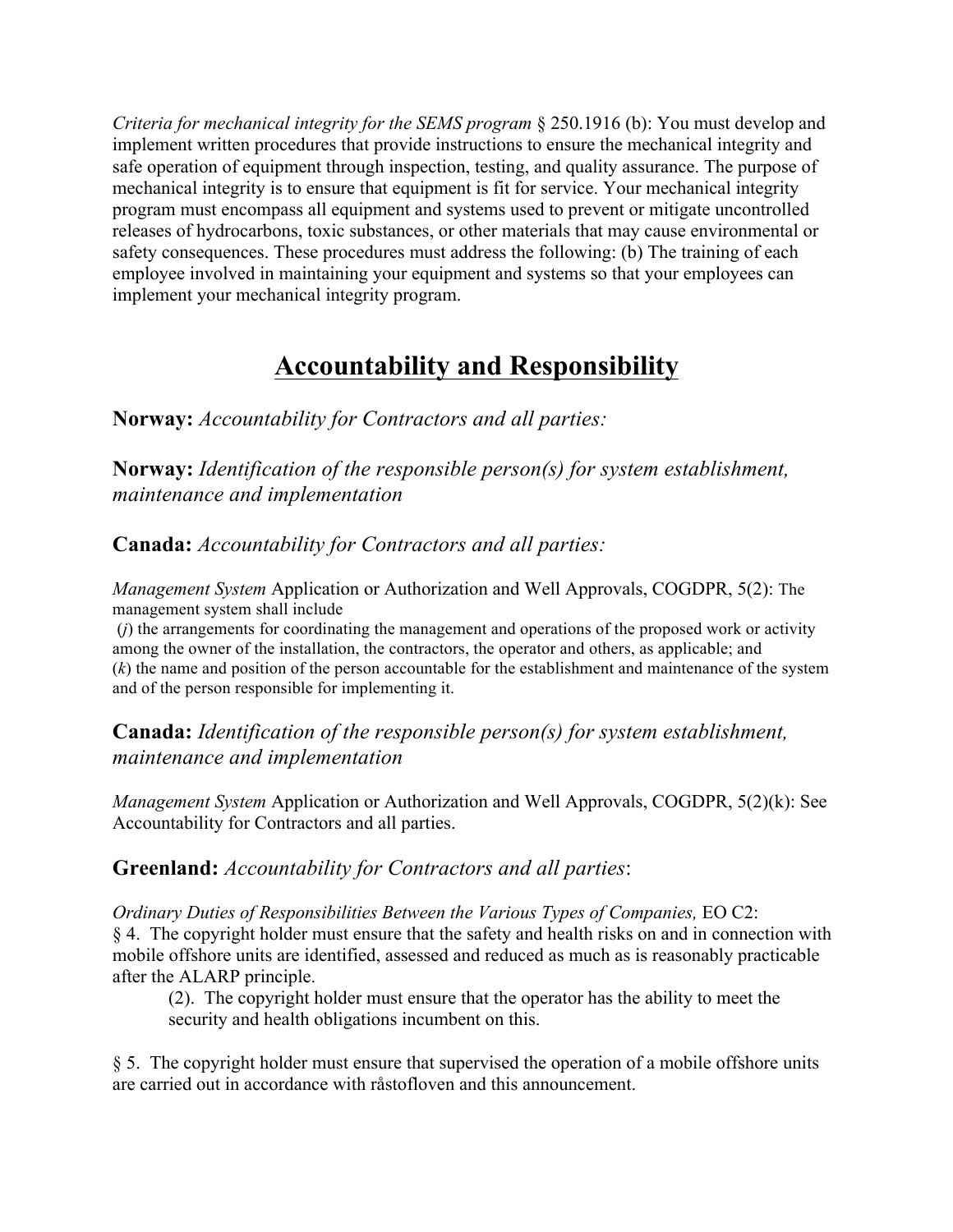*Criteria for mechanical integrity for the SEMS program* § 250.1916 (b): You must develop and implement written procedures that provide instructions to ensure the mechanical integrity and safe operation of equipment through inspection, testing, and quality assurance. The purpose of mechanical integrity is to ensure that equipment is fit for service. Your mechanical integrity program must encompass all equipment and systems used to prevent or mitigate uncontrolled releases of hydrocarbons, toxic substances, or other materials that may cause environmental or safety consequences. These procedures must address the following: (b) The training of each employee involved in maintaining your equipment and systems so that your employees can implement your mechanical integrity program.

# Accountability and Responsibility

### **Norway:** *Accountability for Contractors and all parties:*

### **Norway:** *Identification of the responsible person(s) for system establishment, maintenance and implementation*

### **Canada:** *Accountability for Contractors and all parties:*

*Management System* Application or Authorization and Well Approvals, COGDPR, 5(2): The management system shall include

(*j*) the arrangements for coordinating the management and operations of the proposed work or activity among the owner of the installation, the contractors, the operator and others, as applicable; and
(*k*) the name and position of the person accountable for the establishment and maintenance of the system and of the person responsible for implementing it.

### **Canada:** *Identification of the responsible person(s) for system establishment, maintenance and implementation*

*Management System* Application or Authorization and Well Approvals, COGDPR, 5(2)(k): See Accountability for Contractors and all parties.

### **Greenland:** *Accountability for Contractors and all parties*:

*Ordinary Duties of Responsibilities Between the Various Types of Companies,* EO C2:
§ 4. The copyright holder must ensure that the safety and health risks on and in connection with mobile offshore units are identified, assessed and reduced as much as is reasonably practicable after the ALARP principle.

> (2). The copyright holder must ensure that the operator has the ability to meet the security and health obligations incumbent on this.

§ 5. The copyright holder must ensure that supervised the operation of a mobile offshore units are carried out in accordance with råstofloven and this announcement.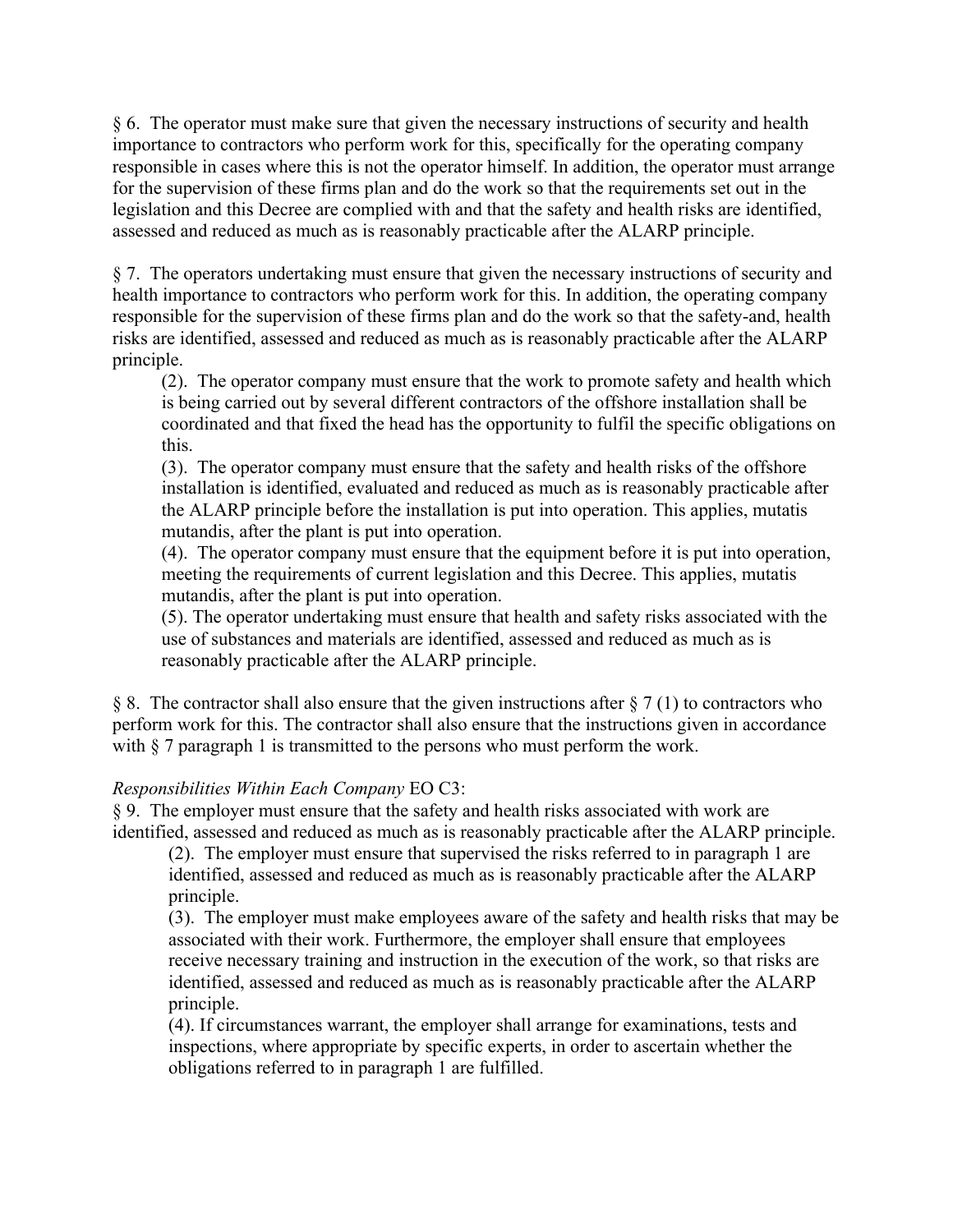§ 6. The operator must make sure that given the necessary instructions of security and health importance to contractors who perform work for this, specifically for the operating company responsible in cases where this is not the operator himself. In addition, the operator must arrange for the supervision of these firms plan and do the work so that the requirements set out in the legislation and this Decree are complied with and that the safety and health risks are identified, assessed and reduced as much as is reasonably practicable after the ALARP principle.

§ 7. The operators undertaking must ensure that given the necessary instructions of security and health importance to contractors who perform work for this. In addition, the operating company responsible for the supervision of these firms plan and do the work so that the safety-and, health risks are identified, assessed and reduced as much as is reasonably practicable after the ALARP principle.

> (2). The operator company must ensure that the work to promote safety and health which is being carried out by several different contractors of the offshore installation shall be coordinated and that fixed the head has the opportunity to fulfil the specific obligations on this.
>
> (3). The operator company must ensure that the safety and health risks of the offshore installation is identified, evaluated and reduced as much as is reasonably practicable after the ALARP principle before the installation is put into operation. This applies, mutatis mutandis, after the plant is put into operation.
>
> (4). The operator company must ensure that the equipment before it is put into operation, meeting the requirements of current legislation and this Decree. This applies, mutatis mutandis, after the plant is put into operation.
>
> (5). The operator undertaking must ensure that health and safety risks associated with the use of substances and materials are identified, assessed and reduced as much as is reasonably practicable after the ALARP principle.

§ 8. The contractor shall also ensure that the given instructions after § 7 (1) to contractors who perform work for this. The contractor shall also ensure that the instructions given in accordance with § 7 paragraph 1 is transmitted to the persons who must perform the work.

*Responsibilities Within Each Company* EO C3:

§ 9. The employer must ensure that the safety and health risks associated with work are identified, assessed and reduced as much as is reasonably practicable after the ALARP principle.

> (2). The employer must ensure that supervised the risks referred to in paragraph 1 are identified, assessed and reduced as much as is reasonably practicable after the ALARP principle.
>
> (3). The employer must make employees aware of the safety and health risks that may be associated with their work. Furthermore, the employer shall ensure that employees receive necessary training and instruction in the execution of the work, so that risks are identified, assessed and reduced as much as is reasonably practicable after the ALARP principle.
>
> (4). If circumstances warrant, the employer shall arrange for examinations, tests and inspections, where appropriate by specific experts, in order to ascertain whether the obligations referred to in paragraph 1 are fulfilled.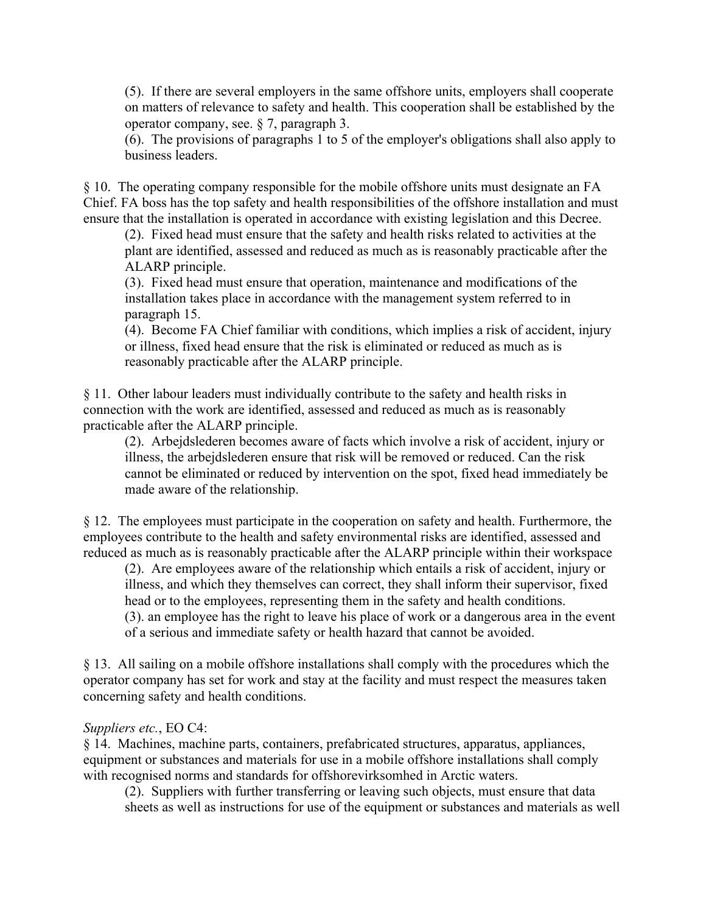(5). If there are several employers in the same offshore units, employers shall cooperate on matters of relevance to safety and health. This cooperation shall be established by the operator company, see. § 7, paragraph 3.

(6). The provisions of paragraphs 1 to 5 of the employer's obligations shall also apply to business leaders.

§ 10. The operating company responsible for the mobile offshore units must designate an FA Chief. FA boss has the top safety and health responsibilities of the offshore installation and must ensure that the installation is operated in accordance with existing legislation and this Decree.

(2). Fixed head must ensure that the safety and health risks related to activities at the plant are identified, assessed and reduced as much as is reasonably practicable after the ALARP principle.

(3). Fixed head must ensure that operation, maintenance and modifications of the installation takes place in accordance with the management system referred to in paragraph 15.

(4). Become FA Chief familiar with conditions, which implies a risk of accident, injury or illness, fixed head ensure that the risk is eliminated or reduced as much as is reasonably practicable after the ALARP principle.

§ 11. Other labour leaders must individually contribute to the safety and health risks in connection with the work are identified, assessed and reduced as much as is reasonably practicable after the ALARP principle.

(2). Arbejdslederen becomes aware of facts which involve a risk of accident, injury or illness, the arbejdslederen ensure that risk will be removed or reduced. Can the risk cannot be eliminated or reduced by intervention on the spot, fixed head immediately be made aware of the relationship.

§ 12. The employees must participate in the cooperation on safety and health. Furthermore, the employees contribute to the health and safety environmental risks are identified, assessed and reduced as much as is reasonably practicable after the ALARP principle within their workspace

(2). Are employees aware of the relationship which entails a risk of accident, injury or illness, and which they themselves can correct, they shall inform their supervisor, fixed head or to the employees, representing them in the safety and health conditions.

(3). an employee has the right to leave his place of work or a dangerous area in the event of a serious and immediate safety or health hazard that cannot be avoided.

§ 13. All sailing on a mobile offshore installations shall comply with the procedures which the operator company has set for work and stay at the facility and must respect the measures taken concerning safety and health conditions.

*Suppliers etc.*, EO C4:

§ 14. Machines, machine parts, containers, prefabricated structures, apparatus, appliances, equipment or substances and materials for use in a mobile offshore installations shall comply with recognised norms and standards for offshorevirksomhed in Arctic waters.

(2). Suppliers with further transferring or leaving such objects, must ensure that data sheets as well as instructions for use of the equipment or substances and materials as well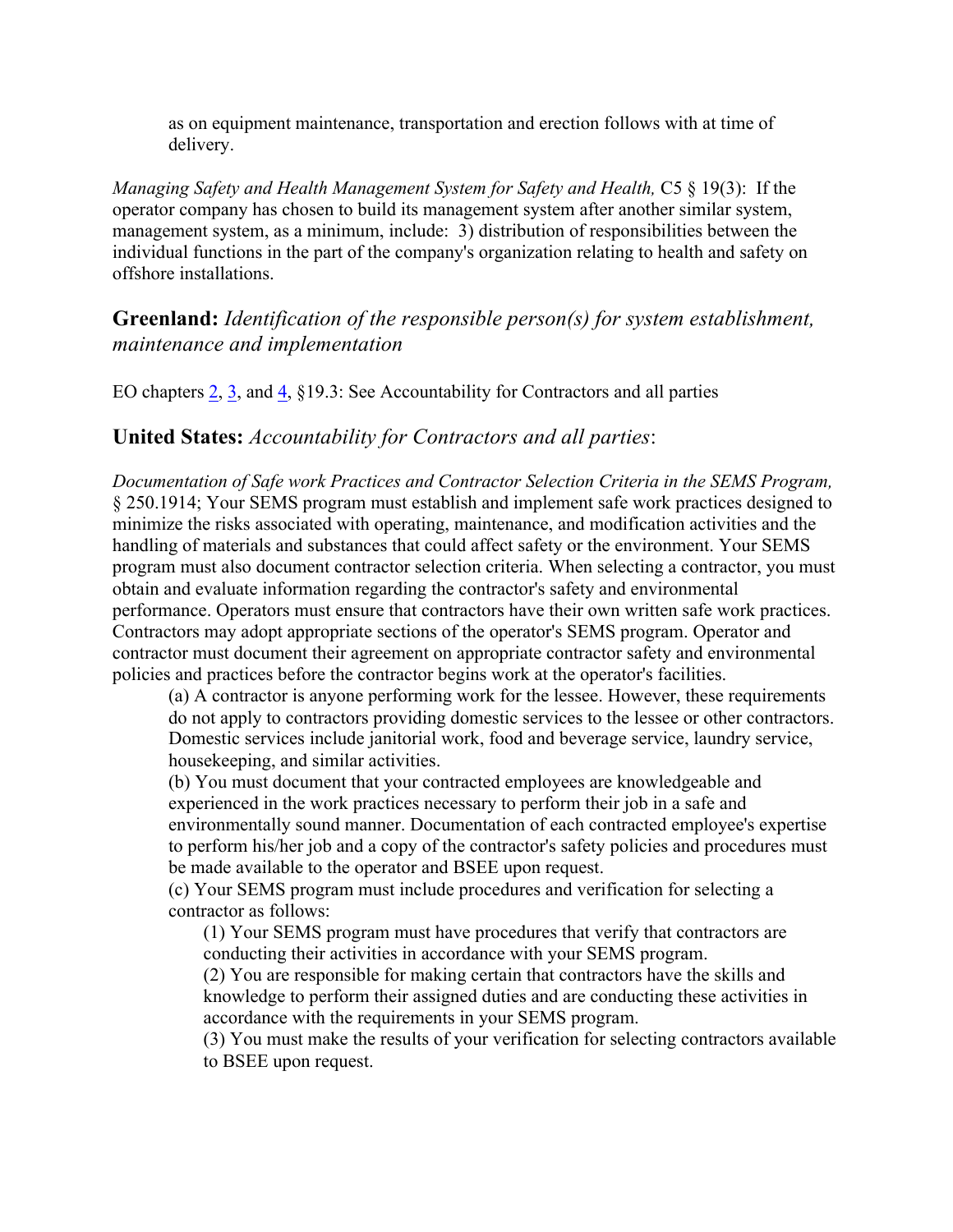as on equipment maintenance, transportation and erection follows with at time of delivery.

*Managing Safety and Health Management System for Safety and Health,* C5 § 19(3): If the operator company has chosen to build its management system after another similar system, management system, as a minimum, include: 3) distribution of responsibilities between the individual functions in the part of the company's organization relating to health and safety on offshore installations.

## **Greenland:** *Identification of the responsible person(s) for system establishment, maintenance and implementation*

EO chapters 2, 3, and 4, §19.3: See Accountability for Contractors and all parties

## **United States:** *Accountability for Contractors and all parties*:

*Documentation of Safe work Practices and Contractor Selection Criteria in the SEMS Program,* § 250.1914; Your SEMS program must establish and implement safe work practices designed to minimize the risks associated with operating, maintenance, and modification activities and the handling of materials and substances that could affect safety or the environment. Your SEMS program must also document contractor selection criteria. When selecting a contractor, you must obtain and evaluate information regarding the contractor's safety and environmental performance. Operators must ensure that contractors have their own written safe work practices. Contractors may adopt appropriate sections of the operator's SEMS program. Operator and contractor must document their agreement on appropriate contractor safety and environmental policies and practices before the contractor begins work at the operator's facilities.

(a) A contractor is anyone performing work for the lessee. However, these requirements do not apply to contractors providing domestic services to the lessee or other contractors. Domestic services include janitorial work, food and beverage service, laundry service, housekeeping, and similar activities.

(b) You must document that your contracted employees are knowledgeable and experienced in the work practices necessary to perform their job in a safe and environmentally sound manner. Documentation of each contracted employee's expertise to perform his/her job and a copy of the contractor's safety policies and procedures must be made available to the operator and BSEE upon request.

(c) Your SEMS program must include procedures and verification for selecting a contractor as follows:

(1) Your SEMS program must have procedures that verify that contractors are conducting their activities in accordance with your SEMS program.

(2) You are responsible for making certain that contractors have the skills and knowledge to perform their assigned duties and are conducting these activities in accordance with the requirements in your SEMS program.

(3) You must make the results of your verification for selecting contractors available to BSEE upon request.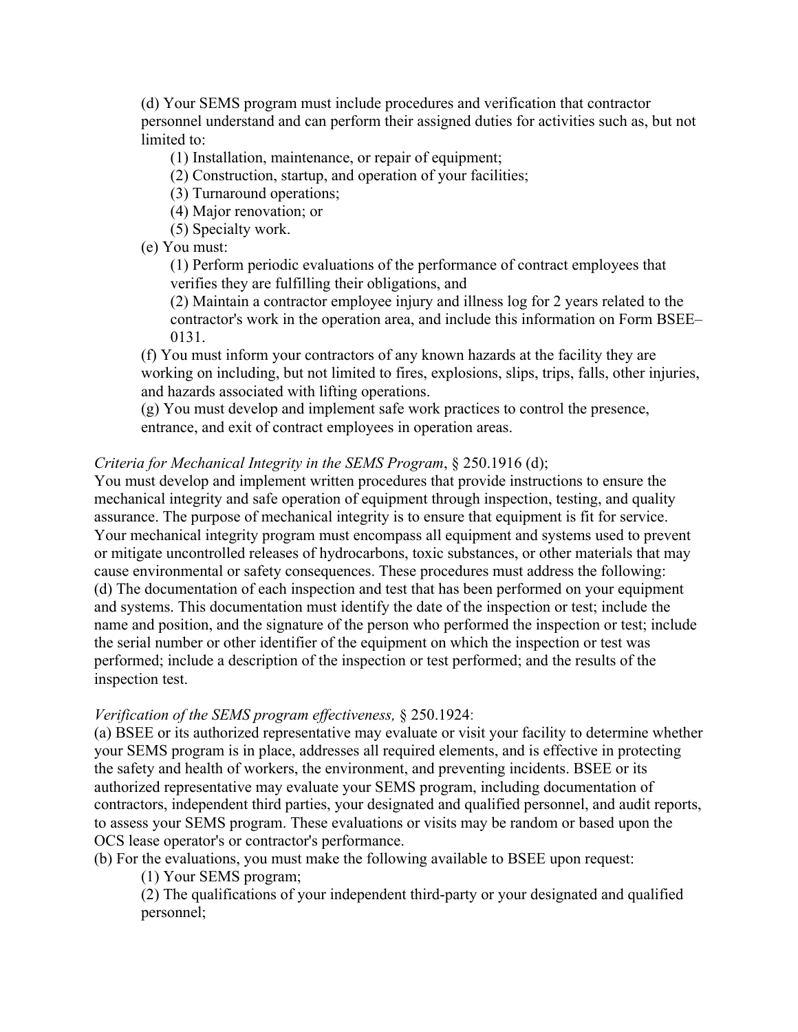(d) Your SEMS program must include procedures and verification that contractor personnel understand and can perform their assigned duties for activities such as, but not limited to:

(1) Installation, maintenance, or repair of equipment;
(2) Construction, startup, and operation of your facilities;
(3) Turnaround operations;
(4) Major renovation; or
(5) Specialty work.

(e) You must:

(1) Perform periodic evaluations of the performance of contract employees that verifies they are fulfilling their obligations, and
(2) Maintain a contractor employee injury and illness log for 2 years related to the contractor's work in the operation area, and include this information on Form BSEE–0131.

(f) You must inform your contractors of any known hazards at the facility they are working on including, but not limited to fires, explosions, slips, trips, falls, other injuries, and hazards associated with lifting operations.

(g) You must develop and implement safe work practices to control the presence, entrance, and exit of contract employees in operation areas.

*Criteria for Mechanical Integrity in the SEMS Program*, § 250.1916 (d);

You must develop and implement written procedures that provide instructions to ensure the mechanical integrity and safe operation of equipment through inspection, testing, and quality assurance. The purpose of mechanical integrity is to ensure that equipment is fit for service. Your mechanical integrity program must encompass all equipment and systems used to prevent or mitigate uncontrolled releases of hydrocarbons, toxic substances, or other materials that may cause environmental or safety consequences. These procedures must address the following:

(d) The documentation of each inspection and test that has been performed on your equipment and systems. This documentation must identify the date of the inspection or test; include the name and position, and the signature of the person who performed the inspection or test; include the serial number or other identifier of the equipment on which the inspection or test was performed; include a description of the inspection or test performed; and the results of the inspection test.

*Verification of the SEMS program effectiveness,* § 250.1924:

(a) BSEE or its authorized representative may evaluate or visit your facility to determine whether your SEMS program is in place, addresses all required elements, and is effective in protecting the safety and health of workers, the environment, and preventing incidents. BSEE or its authorized representative may evaluate your SEMS program, including documentation of contractors, independent third parties, your designated and qualified personnel, and audit reports, to assess your SEMS program. These evaluations or visits may be random or based upon the OCS lease operator's or contractor's performance.

(b) For the evaluations, you must make the following available to BSEE upon request:

(1) Your SEMS program;
(2) The qualifications of your independent third-party or your designated and qualified personnel;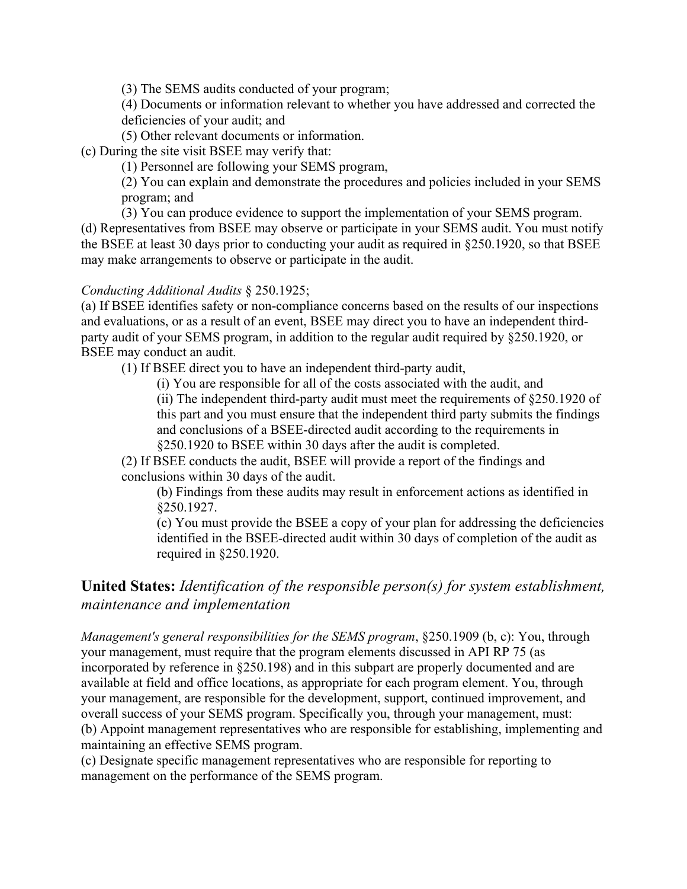(3) The SEMS audits conducted of your program;

(4) Documents or information relevant to whether you have addressed and corrected the deficiencies of your audit; and

(5) Other relevant documents or information.

(c) During the site visit BSEE may verify that:

(1) Personnel are following your SEMS program,

(2) You can explain and demonstrate the procedures and policies included in your SEMS program; and

(3) You can produce evidence to support the implementation of your SEMS program.

(d) Representatives from BSEE may observe or participate in your SEMS audit. You must notify the BSEE at least 30 days prior to conducting your audit as required in §250.1920, so that BSEE may make arrangements to observe or participate in the audit.

*Conducting Additional Audits* § 250.1925;

(a) If BSEE identifies safety or non-compliance concerns based on the results of our inspections and evaluations, or as a result of an event, BSEE may direct you to have an independent third-party audit of your SEMS program, in addition to the regular audit required by §250.1920, or BSEE may conduct an audit.

(1) If BSEE direct you to have an independent third-party audit,

(i) You are responsible for all of the costs associated with the audit, and

(ii) The independent third-party audit must meet the requirements of §250.1920 of this part and you must ensure that the independent third party submits the findings and conclusions of a BSEE-directed audit according to the requirements in §250.1920 to BSEE within 30 days after the audit is completed.

(2) If BSEE conducts the audit, BSEE will provide a report of the findings and conclusions within 30 days of the audit.

(b) Findings from these audits may result in enforcement actions as identified in §250.1927.

(c) You must provide the BSEE a copy of your plan for addressing the deficiencies identified in the BSEE-directed audit within 30 days of completion of the audit as required in §250.1920.

## **United States:** *Identification of the responsible person(s) for system establishment, maintenance and implementation*

*Management's general responsibilities for the SEMS program*, §250.1909 (b, c): You, through your management, must require that the program elements discussed in API RP 75 (as incorporated by reference in §250.198) and in this subpart are properly documented and are available at field and office locations, as appropriate for each program element. You, through your management, are responsible for the development, support, continued improvement, and overall success of your SEMS program. Specifically you, through your management, must:

(b) Appoint management representatives who are responsible for establishing, implementing and maintaining an effective SEMS program.

(c) Designate specific management representatives who are responsible for reporting to management on the performance of the SEMS program.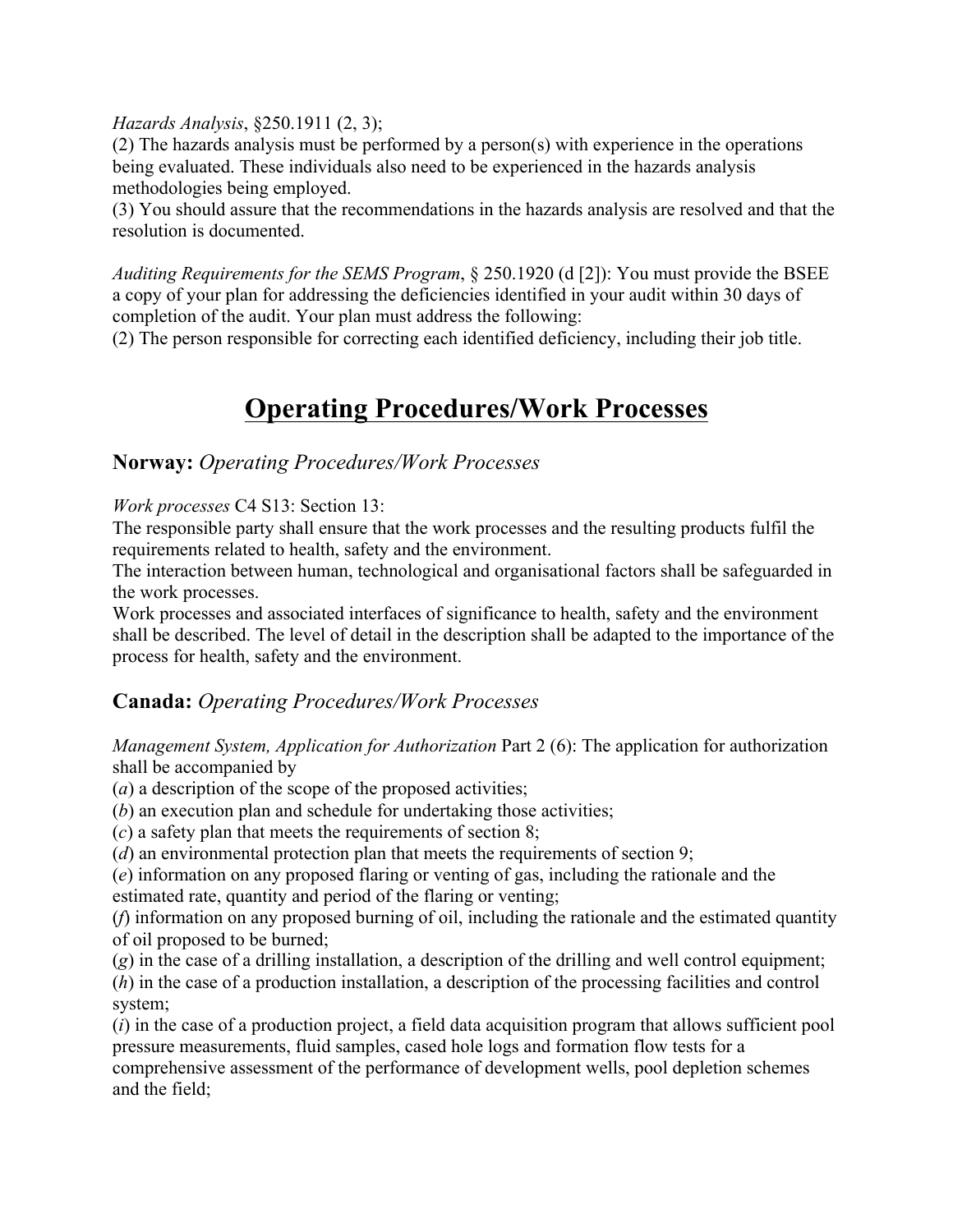*Hazards Analysis*, §250.1911 (2, 3);
(2) The hazards analysis must be performed by a person(s) with experience in the operations being evaluated. These individuals also need to be experienced in the hazards analysis methodologies being employed.
(3) You should assure that the recommendations in the hazards analysis are resolved and that the resolution is documented.

*Auditing Requirements for the SEMS Program*, § 250.1920 (d [2]): You must provide the BSEE a copy of your plan for addressing the deficiencies identified in your audit within 30 days of completion of the audit. Your plan must address the following:
(2) The person responsible for correcting each identified deficiency, including their job title.

# Operating Procedures/Work Processes

## Norway: *Operating Procedures/Work Processes*

*Work processes* C4 S13: Section 13:
The responsible party shall ensure that the work processes and the resulting products fulfil the requirements related to health, safety and the environment.
The interaction between human, technological and organisational factors shall be safeguarded in the work processes.
Work processes and associated interfaces of significance to health, safety and the environment shall be described. The level of detail in the description shall be adapted to the importance of the process for health, safety and the environment.

## Canada: *Operating Procedures/Work Processes*

*Management System, Application for Authorization* Part 2 (6): The application for authorization shall be accompanied by
(*a*) a description of the scope of the proposed activities;
(*b*) an execution plan and schedule for undertaking those activities;
(*c*) a safety plan that meets the requirements of section 8;
(*d*) an environmental protection plan that meets the requirements of section 9;
(*e*) information on any proposed flaring or venting of gas, including the rationale and the estimated rate, quantity and period of the flaring or venting;
(*f*) information on any proposed burning of oil, including the rationale and the estimated quantity of oil proposed to be burned;
(*g*) in the case of a drilling installation, a description of the drilling and well control equipment;
(*h*) in the case of a production installation, a description of the processing facilities and control system;
(*i*) in the case of a production project, a field data acquisition program that allows sufficient pool pressure measurements, fluid samples, cased hole logs and formation flow tests for a comprehensive assessment of the performance of development wells, pool depletion schemes and the field;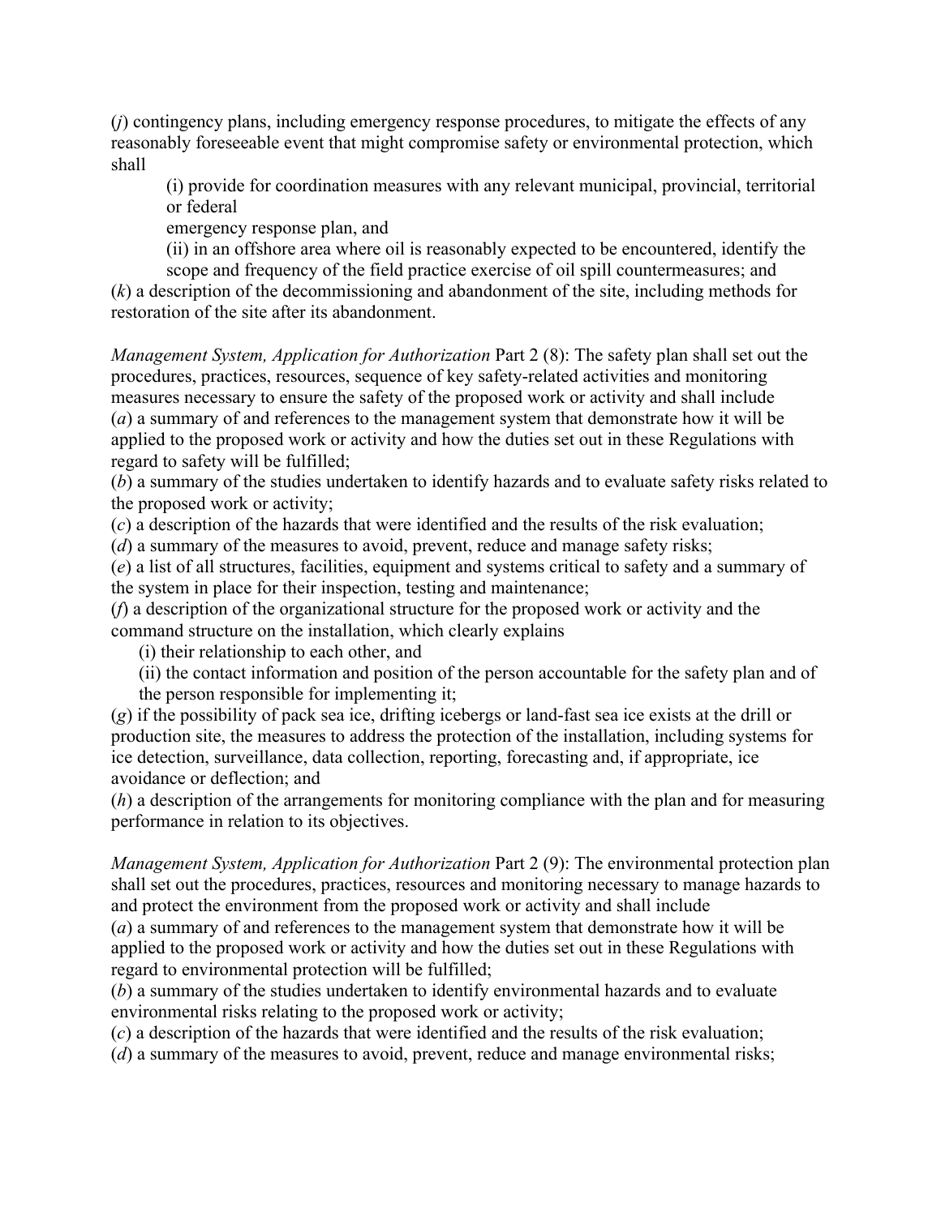(*j*) contingency plans, including emergency response procedures, to mitigate the effects of any reasonably foreseeable event that might compromise safety or environmental protection, which shall

(i) provide for coordination measures with any relevant municipal, provincial, territorial or federal
emergency response plan, and

(ii) in an offshore area where oil is reasonably expected to be encountered, identify the scope and frequency of the field practice exercise of oil spill countermeasures; and

(*k*) a description of the decommissioning and abandonment of the site, including methods for restoration of the site after its abandonment.

*Management System, Application for Authorization* Part 2 (8): The safety plan shall set out the procedures, practices, resources, sequence of key safety-related activities and monitoring measures necessary to ensure the safety of the proposed work or activity and shall include

(*a*) a summary of and references to the management system that demonstrate how it will be applied to the proposed work or activity and how the duties set out in these Regulations with regard to safety will be fulfilled;

(*b*) a summary of the studies undertaken to identify hazards and to evaluate safety risks related to the proposed work or activity;

(*c*) a description of the hazards that were identified and the results of the risk evaluation;

(*d*) a summary of the measures to avoid, prevent, reduce and manage safety risks;

(*e*) a list of all structures, facilities, equipment and systems critical to safety and a summary of the system in place for their inspection, testing and maintenance;

(*f*) a description of the organizational structure for the proposed work or activity and the command structure on the installation, which clearly explains

(i) their relationship to each other, and

(ii) the contact information and position of the person accountable for the safety plan and of the person responsible for implementing it;

(*g*) if the possibility of pack sea ice, drifting icebergs or land-fast sea ice exists at the drill or production site, the measures to address the protection of the installation, including systems for ice detection, surveillance, data collection, reporting, forecasting and, if appropriate, ice avoidance or deflection; and

(*h*) a description of the arrangements for monitoring compliance with the plan and for measuring performance in relation to its objectives.

*Management System, Application for Authorization* Part 2 (9): The environmental protection plan shall set out the procedures, practices, resources and monitoring necessary to manage hazards to and protect the environment from the proposed work or activity and shall include

(*a*) a summary of and references to the management system that demonstrate how it will be applied to the proposed work or activity and how the duties set out in these Regulations with regard to environmental protection will be fulfilled;

(*b*) a summary of the studies undertaken to identify environmental hazards and to evaluate environmental risks relating to the proposed work or activity;

(*c*) a description of the hazards that were identified and the results of the risk evaluation;

(*d*) a summary of the measures to avoid, prevent, reduce and manage environmental risks;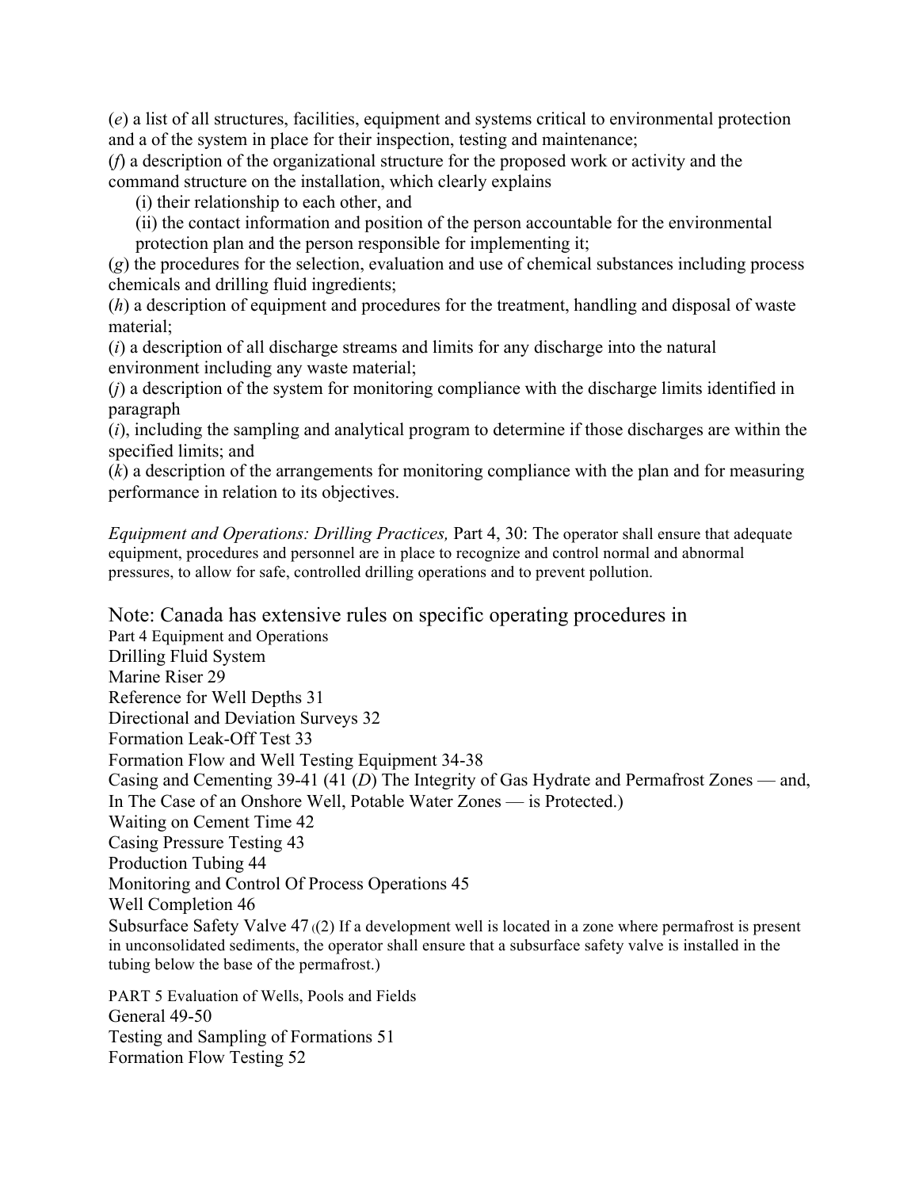(*e*) a list of all structures, facilities, equipment and systems critical to environmental protection and a of the system in place for their inspection, testing and maintenance;
(*f*) a description of the organizational structure for the proposed work or activity and the command structure on the installation, which clearly explains

(i) their relationship to each other, and
(ii) the contact information and position of the person accountable for the environmental protection plan and the person responsible for implementing it;

(*g*) the procedures for the selection, evaluation and use of chemical substances including process chemicals and drilling fluid ingredients;
(*h*) a description of equipment and procedures for the treatment, handling and disposal of waste material;
(*i*) a description of all discharge streams and limits for any discharge into the natural environment including any waste material;
(*j*) a description of the system for monitoring compliance with the discharge limits identified in paragraph
(*i*), including the sampling and analytical program to determine if those discharges are within the specified limits; and
(*k*) a description of the arrangements for monitoring compliance with the plan and for measuring performance in relation to its objectives.

*Equipment and Operations: Drilling Practices,* Part 4, 30: The operator shall ensure that adequate equipment, procedures and personnel are in place to recognize and control normal and abnormal pressures, to allow for safe, controlled drilling operations and to prevent pollution.

Note: Canada has extensive rules on specific operating procedures in
Part 4 Equipment and Operations
Drilling Fluid System
Marine Riser 29
Reference for Well Depths 31
Directional and Deviation Surveys 32
Formation Leak-Off Test 33
Formation Flow and Well Testing Equipment 34-38
Casing and Cementing 39-41 (41 (*D*) The Integrity of Gas Hydrate and Permafrost Zones — and, In The Case of an Onshore Well, Potable Water Zones — is Protected.)
Waiting on Cement Time 42
Casing Pressure Testing 43
Production Tubing 44
Monitoring and Control Of Process Operations 45
Well Completion 46
Subsurface Safety Valve 47 ((2) If a development well is located in a zone where permafrost is present in unconsolidated sediments, the operator shall ensure that a subsurface safety valve is installed in the tubing below the base of the permafrost.)

PART 5 Evaluation of Wells, Pools and Fields
General 49-50
Testing and Sampling of Formations 51
Formation Flow Testing 52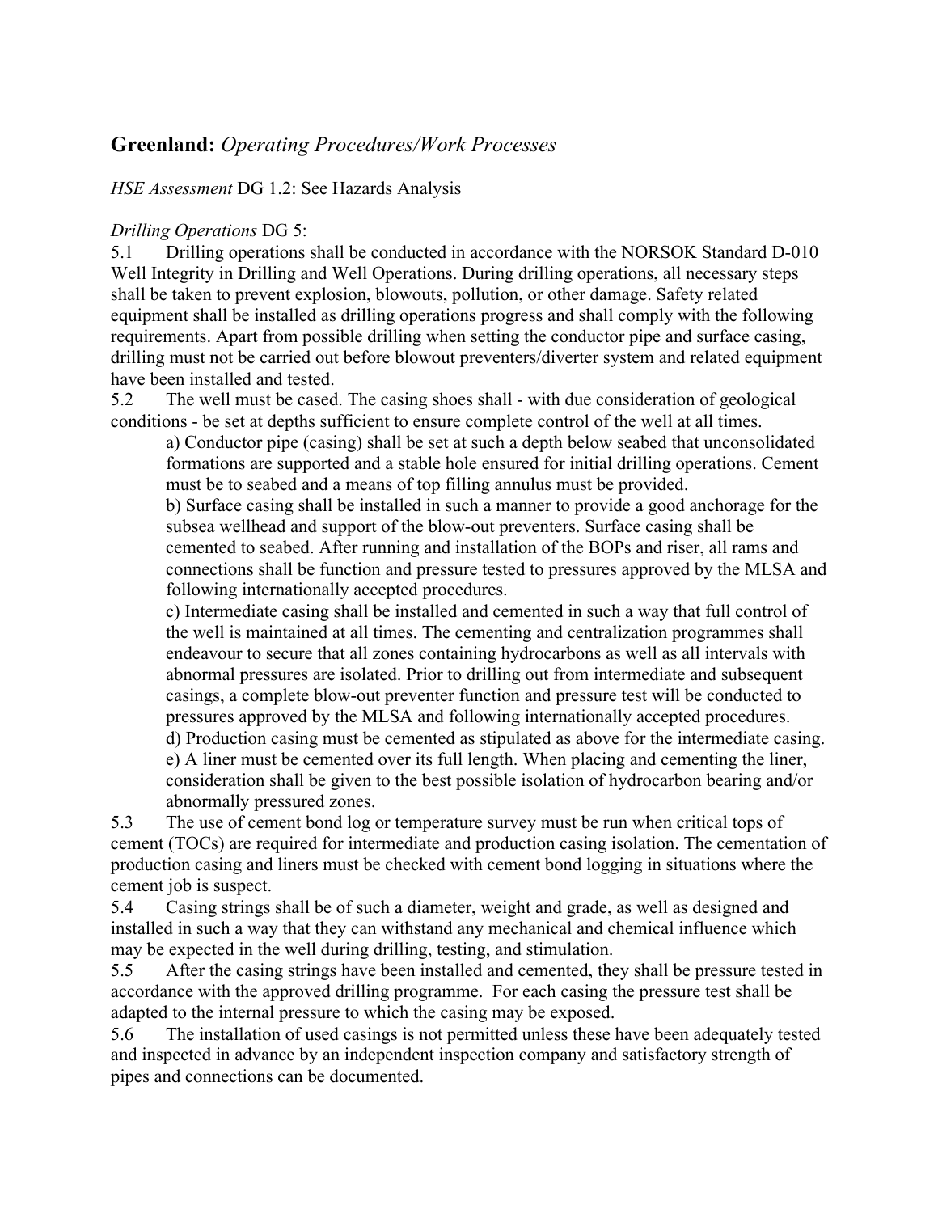## **Greenland:** *Operating Procedures/Work Processes*

*HSE Assessment* DG 1.2: See Hazards Analysis

*Drilling Operations* DG 5:

5.1 Drilling operations shall be conducted in accordance with the NORSOK Standard D-010 Well Integrity in Drilling and Well Operations. During drilling operations, all necessary steps shall be taken to prevent explosion, blowouts, pollution, or other damage. Safety related equipment shall be installed as drilling operations progress and shall comply with the following requirements. Apart from possible drilling when setting the conductor pipe and surface casing, drilling must not be carried out before blowout preventers/diverter system and related equipment have been installed and tested.

5.2 The well must be cased. The casing shoes shall - with due consideration of geological conditions - be set at depths sufficient to ensure complete control of the well at all times.

a) Conductor pipe (casing) shall be set at such a depth below seabed that unconsolidated formations are supported and a stable hole ensured for initial drilling operations. Cement must be to seabed and a means of top filling annulus must be provided.

b) Surface casing shall be installed in such a manner to provide a good anchorage for the subsea wellhead and support of the blow-out preventers. Surface casing shall be cemented to seabed. After running and installation of the BOPs and riser, all rams and connections shall be function and pressure tested to pressures approved by the MLSA and following internationally accepted procedures.

c) Intermediate casing shall be installed and cemented in such a way that full control of the well is maintained at all times. The cementing and centralization programmes shall endeavour to secure that all zones containing hydrocarbons as well as all intervals with abnormal pressures are isolated. Prior to drilling out from intermediate and subsequent casings, a complete blow-out preventer function and pressure test will be conducted to pressures approved by the MLSA and following internationally accepted procedures.

d) Production casing must be cemented as stipulated as above for the intermediate casing.

e) A liner must be cemented over its full length. When placing and cementing the liner, consideration shall be given to the best possible isolation of hydrocarbon bearing and/or abnormally pressured zones.

5.3 The use of cement bond log or temperature survey must be run when critical tops of cement (TOCs) are required for intermediate and production casing isolation. The cementation of production casing and liners must be checked with cement bond logging in situations where the cement job is suspect.

5.4 Casing strings shall be of such a diameter, weight and grade, as well as designed and installed in such a way that they can withstand any mechanical and chemical influence which may be expected in the well during drilling, testing, and stimulation.

5.5 After the casing strings have been installed and cemented, they shall be pressure tested in accordance with the approved drilling programme. For each casing the pressure test shall be adapted to the internal pressure to which the casing may be exposed.

5.6 The installation of used casings is not permitted unless these have been adequately tested and inspected in advance by an independent inspection company and satisfactory strength of pipes and connections can be documented.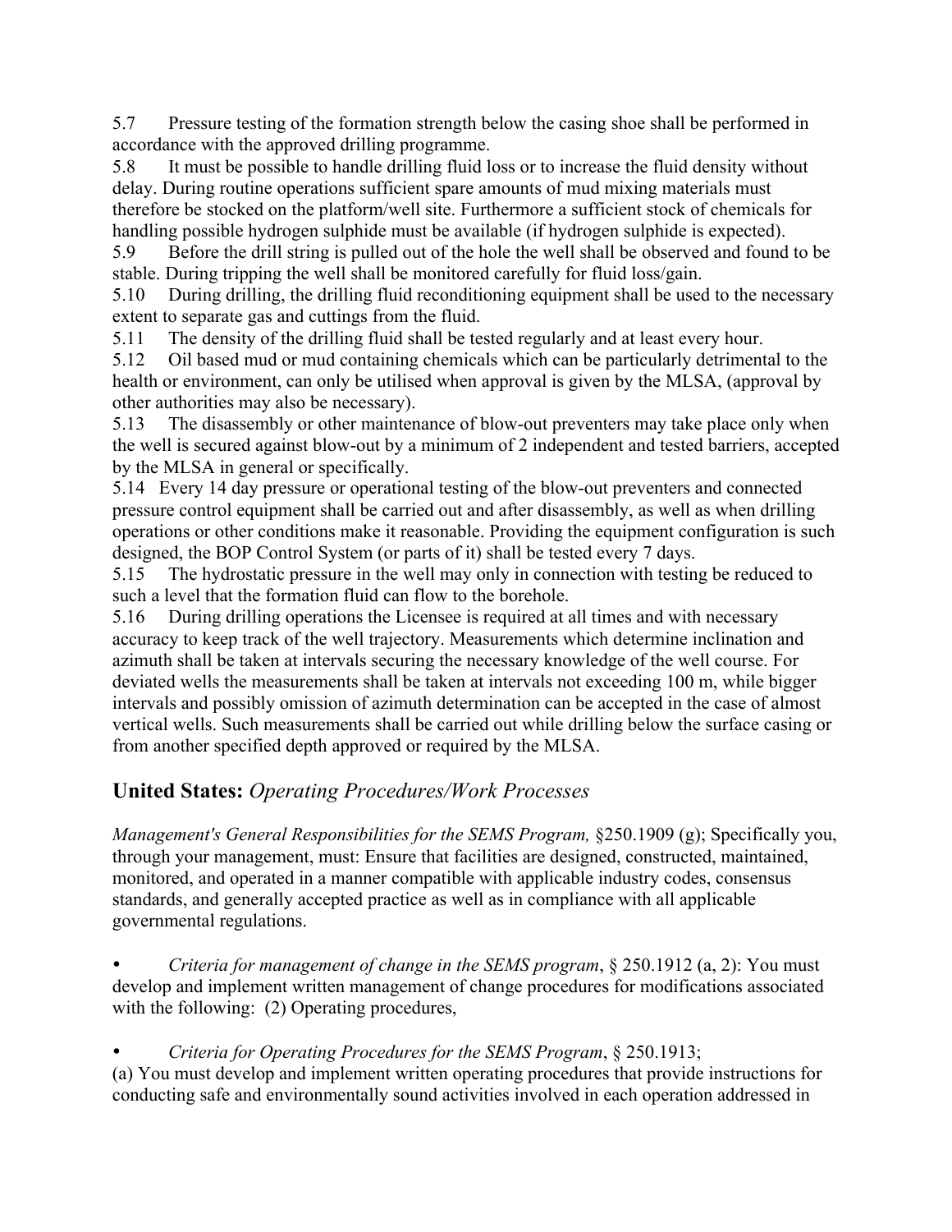5.7 Pressure testing of the formation strength below the casing shoe shall be performed in accordance with the approved drilling programme.

5.8 It must be possible to handle drilling fluid loss or to increase the fluid density without delay. During routine operations sufficient spare amounts of mud mixing materials must therefore be stocked on the platform/well site. Furthermore a sufficient stock of chemicals for handling possible hydrogen sulphide must be available (if hydrogen sulphide is expected).

5.9 Before the drill string is pulled out of the hole the well shall be observed and found to be stable. During tripping the well shall be monitored carefully for fluid loss/gain.

5.10 During drilling, the drilling fluid reconditioning equipment shall be used to the necessary extent to separate gas and cuttings from the fluid.

5.11 The density of the drilling fluid shall be tested regularly and at least every hour.

5.12 Oil based mud or mud containing chemicals which can be particularly detrimental to the health or environment, can only be utilised when approval is given by the MLSA, (approval by other authorities may also be necessary).

5.13 The disassembly or other maintenance of blow-out preventers may take place only when the well is secured against blow-out by a minimum of 2 independent and tested barriers, accepted by the MLSA in general or specifically.

5.14 Every 14 day pressure or operational testing of the blow-out preventers and connected pressure control equipment shall be carried out and after disassembly, as well as when drilling operations or other conditions make it reasonable. Providing the equipment configuration is such designed, the BOP Control System (or parts of it) shall be tested every 7 days.

5.15 The hydrostatic pressure in the well may only in connection with testing be reduced to such a level that the formation fluid can flow to the borehole.

5.16 During drilling operations the Licensee is required at all times and with necessary accuracy to keep track of the well trajectory. Measurements which determine inclination and azimuth shall be taken at intervals securing the necessary knowledge of the well course. For deviated wells the measurements shall be taken at intervals not exceeding 100 m, while bigger intervals and possibly omission of azimuth determination can be accepted in the case of almost vertical wells. Such measurements shall be carried out while drilling below the surface casing or from another specified depth approved or required by the MLSA.

## United States: *Operating Procedures/Work Processes*

*Management's General Responsibilities for the SEMS Program,* §250.1909 (g); Specifically you, through your management, must: Ensure that facilities are designed, constructed, maintained, monitored, and operated in a manner compatible with applicable industry codes, consensus standards, and generally accepted practice as well as in compliance with all applicable governmental regulations.

- *Criteria for management of change in the SEMS program*, § 250.1912 (a, 2): You must develop and implement written management of change procedures for modifications associated with the following: (2) Operating procedures,

- *Criteria for Operating Procedures for the SEMS Program*, § 250.1913;

(a) You must develop and implement written operating procedures that provide instructions for conducting safe and environmentally sound activities involved in each operation addressed in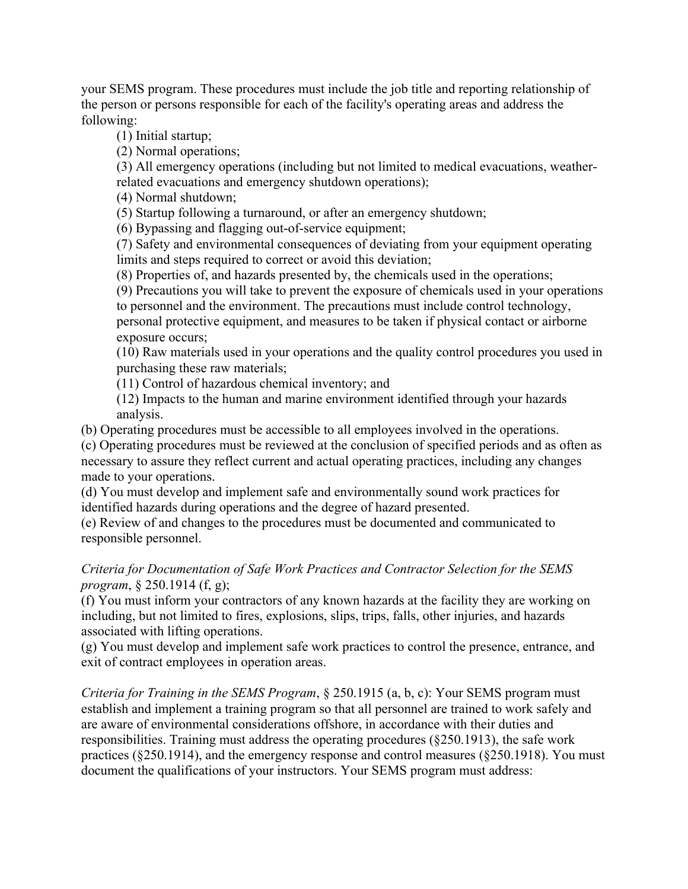your SEMS program. These procedures must include the job title and reporting relationship of the person or persons responsible for each of the facility's operating areas and address the following:

(1) Initial startup;
(2) Normal operations;
(3) All emergency operations (including but not limited to medical evacuations, weather-related evacuations and emergency shutdown operations);
(4) Normal shutdown;
(5) Startup following a turnaround, or after an emergency shutdown;
(6) Bypassing and flagging out-of-service equipment;
(7) Safety and environmental consequences of deviating from your equipment operating limits and steps required to correct or avoid this deviation;
(8) Properties of, and hazards presented by, the chemicals used in the operations;
(9) Precautions you will take to prevent the exposure of chemicals used in your operations to personnel and the environment. The precautions must include control technology, personal protective equipment, and measures to be taken if physical contact or airborne exposure occurs;
(10) Raw materials used in your operations and the quality control procedures you used in purchasing these raw materials;
(11) Control of hazardous chemical inventory; and
(12) Impacts to the human and marine environment identified through your hazards analysis.

(b) Operating procedures must be accessible to all employees involved in the operations.
(c) Operating procedures must be reviewed at the conclusion of specified periods and as often as necessary to assure they reflect current and actual operating practices, including any changes made to your operations.
(d) You must develop and implement safe and environmentally sound work practices for identified hazards during operations and the degree of hazard presented.
(e) Review of and changes to the procedures must be documented and communicated to responsible personnel.

*Criteria for Documentation of Safe Work Practices and Contractor Selection for the SEMS program*, § 250.1914 (f, g);
(f) You must inform your contractors of any known hazards at the facility they are working on including, but not limited to fires, explosions, slips, trips, falls, other injuries, and hazards associated with lifting operations.
(g) You must develop and implement safe work practices to control the presence, entrance, and exit of contract employees in operation areas.

*Criteria for Training in the SEMS Program*, § 250.1915 (a, b, c): Your SEMS program must establish and implement a training program so that all personnel are trained to work safely and are aware of environmental considerations offshore, in accordance with their duties and responsibilities. Training must address the operating procedures (§250.1913), the safe work practices (§250.1914), and the emergency response and control measures (§250.1918). You must document the qualifications of your instructors. Your SEMS program must address: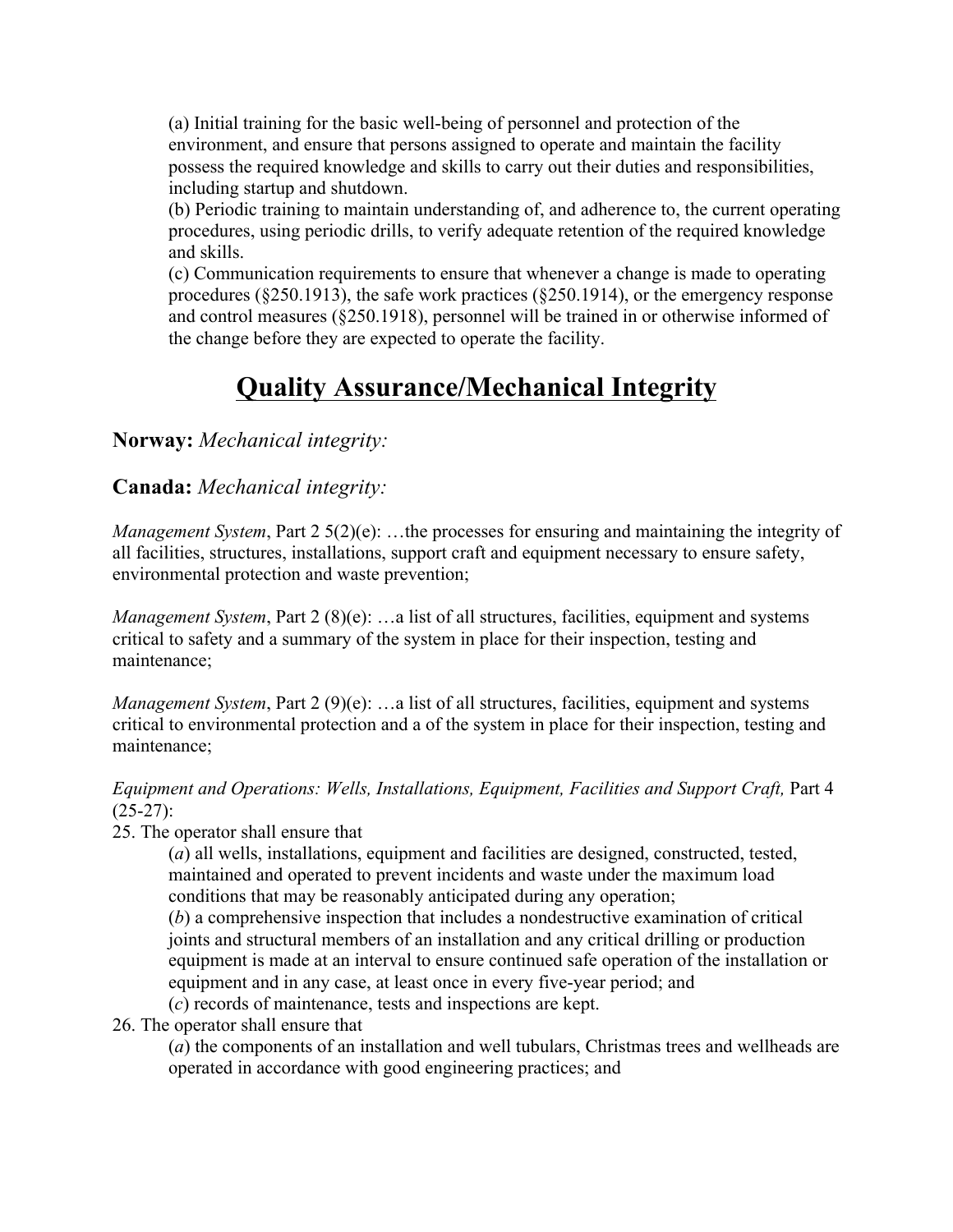(a) Initial training for the basic well-being of personnel and protection of the environment, and ensure that persons assigned to operate and maintain the facility possess the required knowledge and skills to carry out their duties and responsibilities, including startup and shutdown.
(b) Periodic training to maintain understanding of, and adherence to, the current operating procedures, using periodic drills, to verify adequate retention of the required knowledge and skills.
(c) Communication requirements to ensure that whenever a change is made to operating procedures (§250.1913), the safe work practices (§250.1914), or the emergency response and control measures (§250.1918), personnel will be trained in or otherwise informed of the change before they are expected to operate the facility.

# Quality Assurance/Mechanical Integrity

**Norway:** *Mechanical integrity:*

**Canada:** *Mechanical integrity:*

*Management System*, Part 2 5(2)(e): …the processes for ensuring and maintaining the integrity of all facilities, structures, installations, support craft and equipment necessary to ensure safety, environmental protection and waste prevention;

*Management System*, Part 2 (8)(e): …a list of all structures, facilities, equipment and systems critical to safety and a summary of the system in place for their inspection, testing and maintenance;

*Management System*, Part 2 (9)(e): …a list of all structures, facilities, equipment and systems critical to environmental protection and a of the system in place for their inspection, testing and maintenance;

*Equipment and Operations: Wells, Installations, Equipment, Facilities and Support Craft,* Part 4 (25-27):

25. The operator shall ensure that
    (*a*) all wells, installations, equipment and facilities are designed, constructed, tested, maintained and operated to prevent incidents and waste under the maximum load conditions that may be reasonably anticipated during any operation;
    (*b*) a comprehensive inspection that includes a nondestructive examination of critical joints and structural members of an installation and any critical drilling or production equipment is made at an interval to ensure continued safe operation of the installation or equipment and in any case, at least once in every five-year period; and
    (*c*) records of maintenance, tests and inspections are kept.
26. The operator shall ensure that
    (*a*) the components of an installation and well tubulars, Christmas trees and wellheads are operated in accordance with good engineering practices; and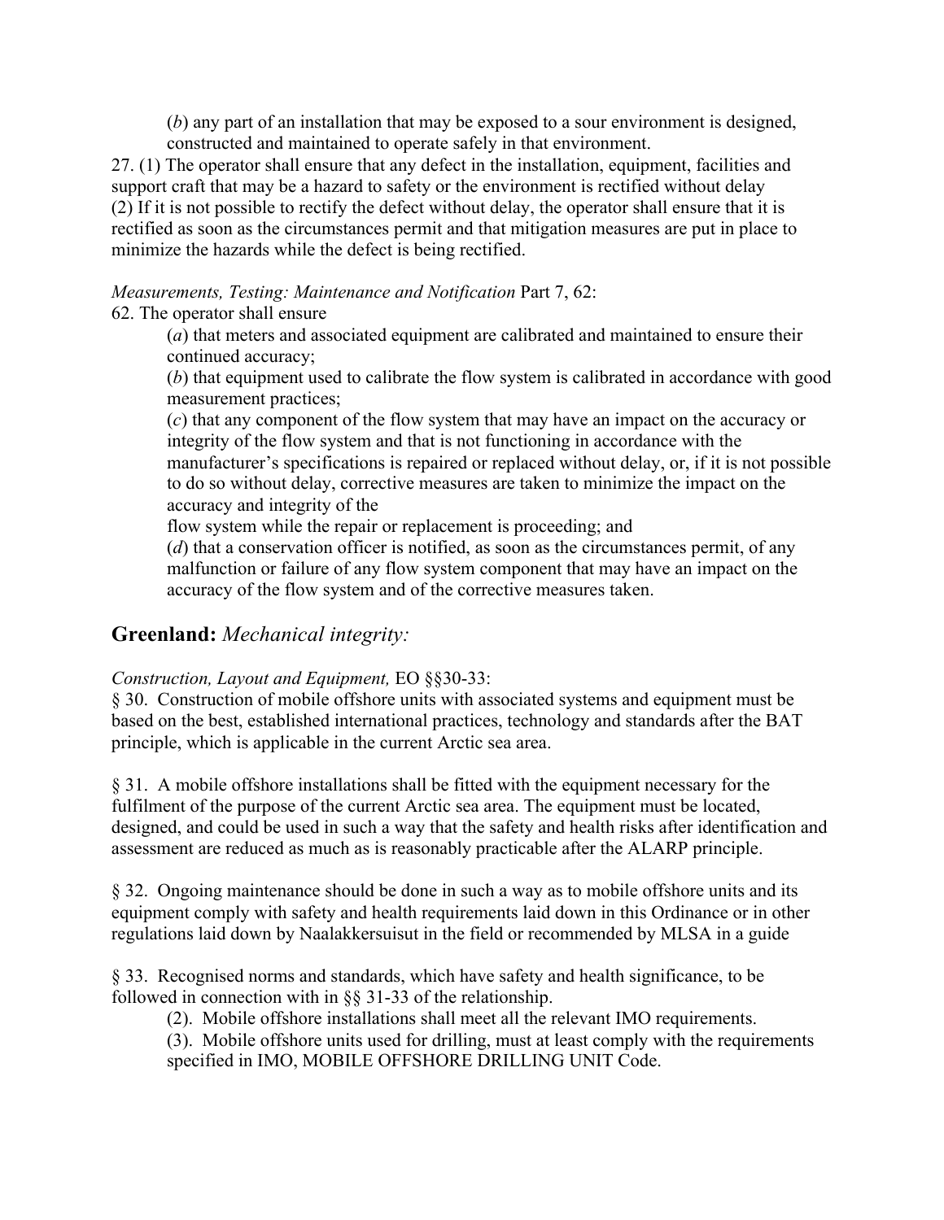(*b*) any part of an installation that may be exposed to a sour environment is designed, constructed and maintained to operate safely in that environment.

27. (1) The operator shall ensure that any defect in the installation, equipment, facilities and support craft that may be a hazard to safety or the environment is rectified without delay
(2) If it is not possible to rectify the defect without delay, the operator shall ensure that it is rectified as soon as the circumstances permit and that mitigation measures are put in place to minimize the hazards while the defect is being rectified.

*Measurements, Testing: Maintenance and Notification* Part 7, 62:

62. The operator shall ensure

(*a*) that meters and associated equipment are calibrated and maintained to ensure their continued accuracy;

(*b*) that equipment used to calibrate the flow system is calibrated in accordance with good measurement practices;

(*c*) that any component of the flow system that may have an impact on the accuracy or integrity of the flow system and that is not functioning in accordance with the manufacturer's specifications is repaired or replaced without delay, or, if it is not possible to do so without delay, corrective measures are taken to minimize the impact on the accuracy and integrity of the flow system while the repair or replacement is proceeding; and

(*d*) that a conservation officer is notified, as soon as the circumstances permit, of any malfunction or failure of any flow system component that may have an impact on the accuracy of the flow system and of the corrective measures taken.

## **Greenland:** *Mechanical integrity:*

*Construction, Layout and Equipment,* EO §§30-33:

§ 30. Construction of mobile offshore units with associated systems and equipment must be based on the best, established international practices, technology and standards after the BAT principle, which is applicable in the current Arctic sea area.

§ 31. A mobile offshore installations shall be fitted with the equipment necessary for the fulfilment of the purpose of the current Arctic sea area. The equipment must be located, designed, and could be used in such a way that the safety and health risks after identification and assessment are reduced as much as is reasonably practicable after the ALARP principle.

§ 32. Ongoing maintenance should be done in such a way as to mobile offshore units and its equipment comply with safety and health requirements laid down in this Ordinance or in other regulations laid down by Naalakkersuisut in the field or recommended by MLSA in a guide

§ 33. Recognised norms and standards, which have safety and health significance, to be followed in connection with in §§ 31-33 of the relationship.

(2). Mobile offshore installations shall meet all the relevant IMO requirements.

(3). Mobile offshore units used for drilling, must at least comply with the requirements specified in IMO, MOBILE OFFSHORE DRILLING UNIT Code.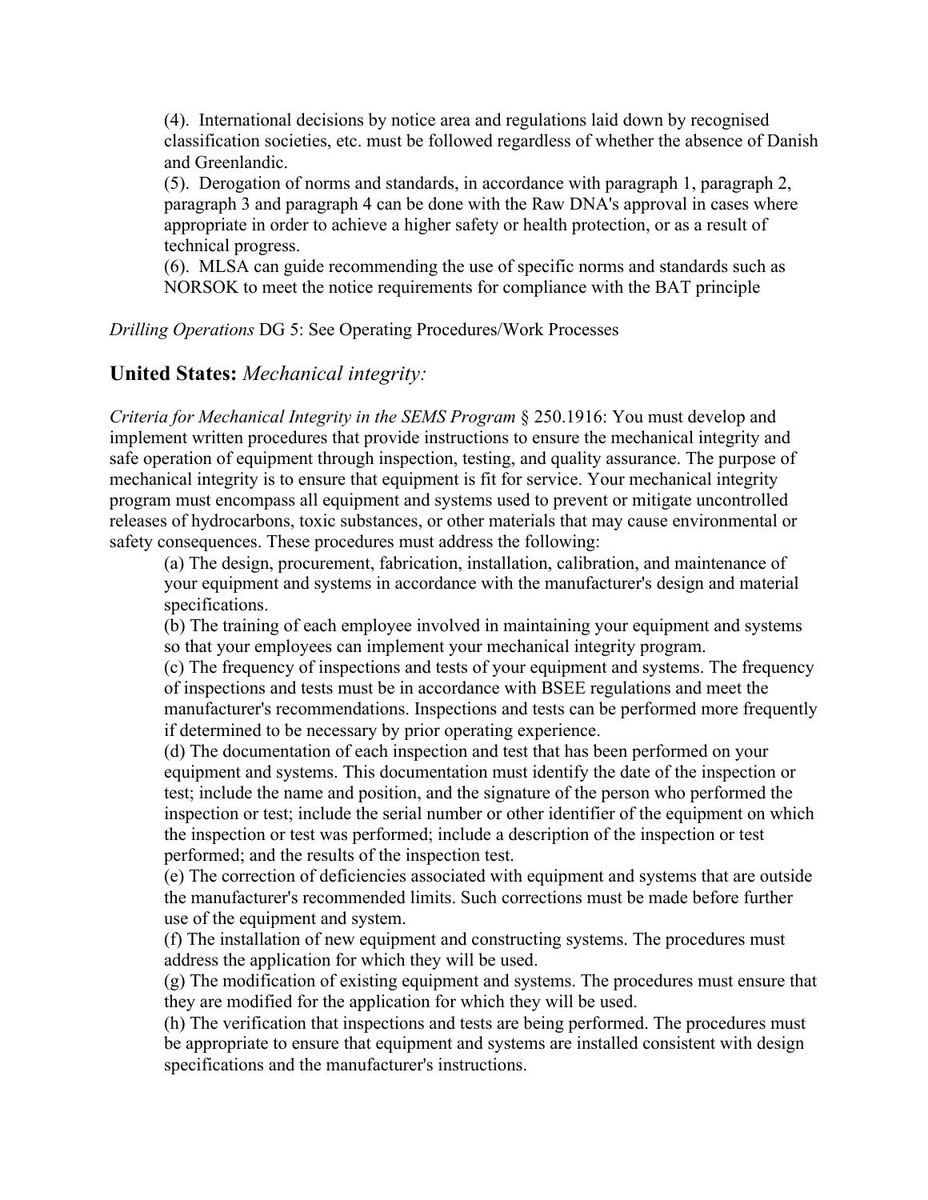(4). International decisions by notice area and regulations laid down by recognised classification societies, etc. must be followed regardless of whether the absence of Danish and Greenlandic.

(5). Derogation of norms and standards, in accordance with paragraph 1, paragraph 2, paragraph 3 and paragraph 4 can be done with the Raw DNA's approval in cases where appropriate in order to achieve a higher safety or health protection, or as a result of technical progress.

(6). MLSA can guide recommending the use of specific norms and standards such as NORSOK to meet the notice requirements for compliance with the BAT principle

*Drilling Operations* DG 5: See Operating Procedures/Work Processes

## United States: *Mechanical integrity:*

*Criteria for Mechanical Integrity in the SEMS Program* § 250.1916: You must develop and implement written procedures that provide instructions to ensure the mechanical integrity and safe operation of equipment through inspection, testing, and quality assurance. The purpose of mechanical integrity is to ensure that equipment is fit for service. Your mechanical integrity program must encompass all equipment and systems used to prevent or mitigate uncontrolled releases of hydrocarbons, toxic substances, or other materials that may cause environmental or safety consequences. These procedures must address the following:

(a) The design, procurement, fabrication, installation, calibration, and maintenance of your equipment and systems in accordance with the manufacturer's design and material specifications.

(b) The training of each employee involved in maintaining your equipment and systems so that your employees can implement your mechanical integrity program.

(c) The frequency of inspections and tests of your equipment and systems. The frequency of inspections and tests must be in accordance with BSEE regulations and meet the manufacturer's recommendations. Inspections and tests can be performed more frequently if determined to be necessary by prior operating experience.

(d) The documentation of each inspection and test that has been performed on your equipment and systems. This documentation must identify the date of the inspection or test; include the name and position, and the signature of the person who performed the inspection or test; include the serial number or other identifier of the equipment on which the inspection or test was performed; include a description of the inspection or test performed; and the results of the inspection test.

(e) The correction of deficiencies associated with equipment and systems that are outside the manufacturer's recommended limits. Such corrections must be made before further use of the equipment and system.

(f) The installation of new equipment and constructing systems. The procedures must address the application for which they will be used.

(g) The modification of existing equipment and systems. The procedures must ensure that they are modified for the application for which they will be used.

(h) The verification that inspections and tests are being performed. The procedures must be appropriate to ensure that equipment and systems are installed consistent with design specifications and the manufacturer's instructions.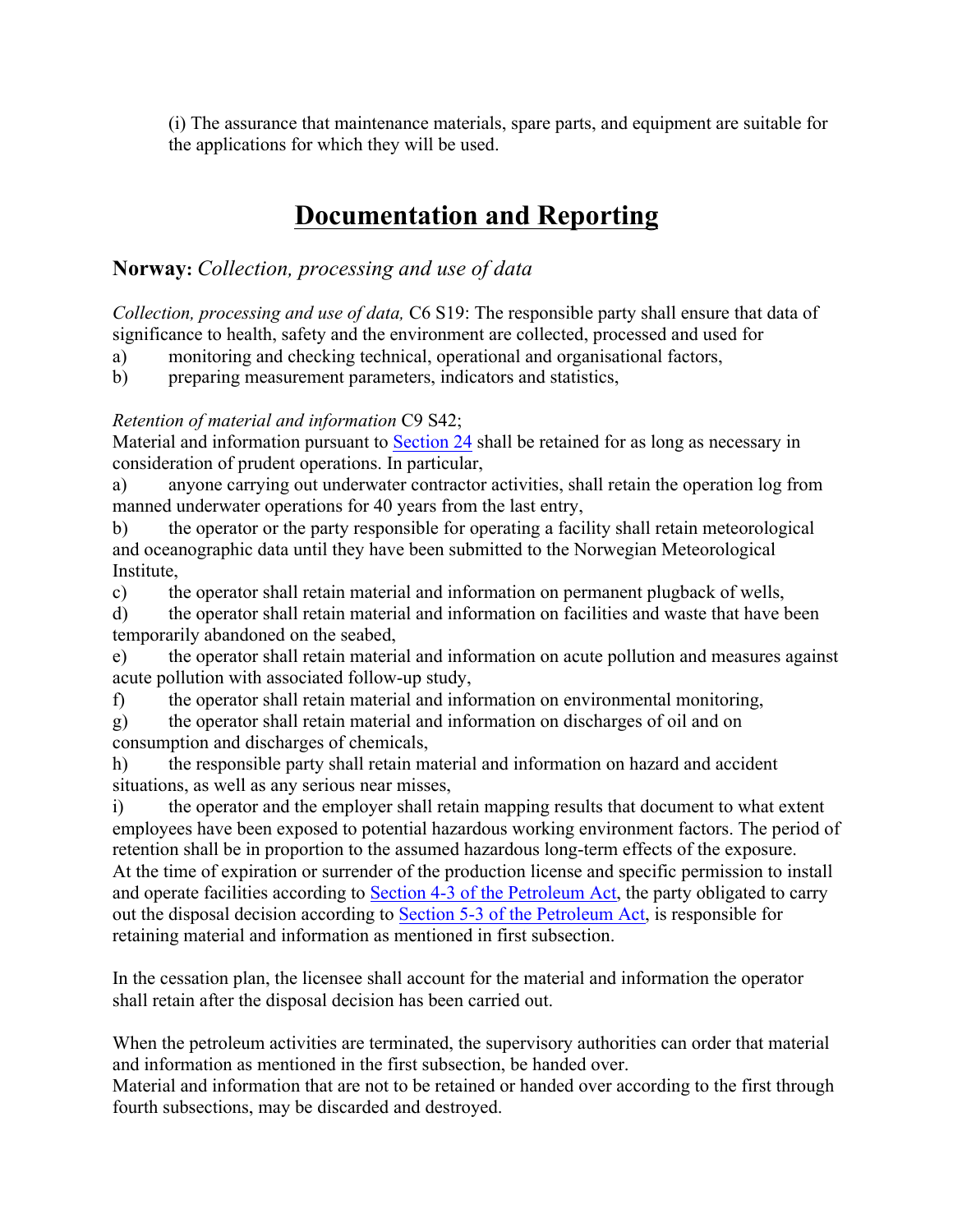(i) The assurance that maintenance materials, spare parts, and equipment are suitable for the applications for which they will be used.

# Documentation and Reporting

## **Norway:** *Collection, processing and use of data*

*Collection, processing and use of data,* C6 S19: The responsible party shall ensure that data of significance to health, safety and the environment are collected, processed and used for

a) monitoring and checking technical, operational and organisational factors,

b) preparing measurement parameters, indicators and statistics,

*Retention of material and information* C9 S42;

Material and information pursuant to Section 24 shall be retained for as long as necessary in consideration of prudent operations. In particular,

a) anyone carrying out underwater contractor activities, shall retain the operation log from manned underwater operations for 40 years from the last entry,

b) the operator or the party responsible for operating a facility shall retain meteorological and oceanographic data until they have been submitted to the Norwegian Meteorological Institute,

c) the operator shall retain material and information on permanent plugback of wells,

d) the operator shall retain material and information on facilities and waste that have been temporarily abandoned on the seabed,

e) the operator shall retain material and information on acute pollution and measures against acute pollution with associated follow-up study,

f) the operator shall retain material and information on environmental monitoring,

g) the operator shall retain material and information on discharges of oil and on consumption and discharges of chemicals,

h) the responsible party shall retain material and information on hazard and accident situations, as well as any serious near misses,

i) the operator and the employer shall retain mapping results that document to what extent employees have been exposed to potential hazardous working environment factors. The period of retention shall be in proportion to the assumed hazardous long-term effects of the exposure.

At the time of expiration or surrender of the production license and specific permission to install and operate facilities according to Section 4-3 of the Petroleum Act, the party obligated to carry out the disposal decision according to Section 5-3 of the Petroleum Act, is responsible for retaining material and information as mentioned in first subsection.

In the cessation plan, the licensee shall account for the material and information the operator shall retain after the disposal decision has been carried out.

When the petroleum activities are terminated, the supervisory authorities can order that material and information as mentioned in the first subsection, be handed over.

Material and information that are not to be retained or handed over according to the first through fourth subsections, may be discarded and destroyed.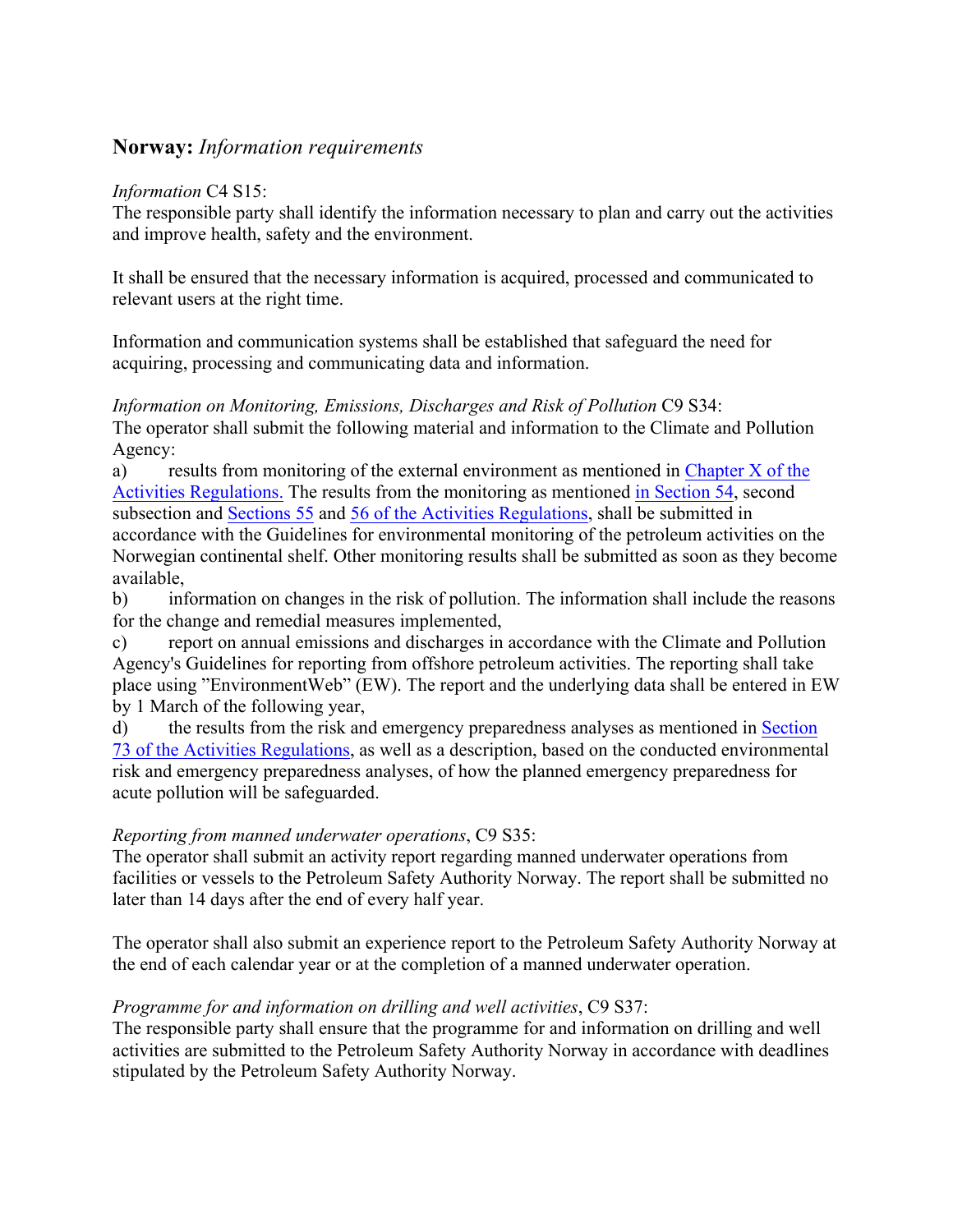## **Norway:** *Information requirements*

*Information* C4 S15:
The responsible party shall identify the information necessary to plan and carry out the activities and improve health, safety and the environment.

It shall be ensured that the necessary information is acquired, processed and communicated to relevant users at the right time.

Information and communication systems shall be established that safeguard the need for acquiring, processing and communicating data and information.

*Information on Monitoring, Emissions, Discharges and Risk of Pollution* C9 S34:
The operator shall submit the following material and information to the Climate and Pollution Agency:

a) results from monitoring of the external environment as mentioned in Chapter X of the Activities Regulations. The results from the monitoring as mentioned in Section 54, second subsection and Sections 55 and 56 of the Activities Regulations, shall be submitted in accordance with the Guidelines for environmental monitoring of the petroleum activities on the Norwegian continental shelf. Other monitoring results shall be submitted as soon as they become available,

b) information on changes in the risk of pollution. The information shall include the reasons for the change and remedial measures implemented,

c) report on annual emissions and discharges in accordance with the Climate and Pollution Agency's Guidelines for reporting from offshore petroleum activities. The reporting shall take place using "EnvironmentWeb" (EW). The report and the underlying data shall be entered in EW by 1 March of the following year,

d) the results from the risk and emergency preparedness analyses as mentioned in Section 73 of the Activities Regulations, as well as a description, based on the conducted environmental risk and emergency preparedness analyses, of how the planned emergency preparedness for acute pollution will be safeguarded.

*Reporting from manned underwater operations*, C9 S35:
The operator shall submit an activity report regarding manned underwater operations from facilities or vessels to the Petroleum Safety Authority Norway. The report shall be submitted no later than 14 days after the end of every half year.

The operator shall also submit an experience report to the Petroleum Safety Authority Norway at the end of each calendar year or at the completion of a manned underwater operation.

*Programme for and information on drilling and well activities*, C9 S37:
The responsible party shall ensure that the programme for and information on drilling and well activities are submitted to the Petroleum Safety Authority Norway in accordance with deadlines stipulated by the Petroleum Safety Authority Norway.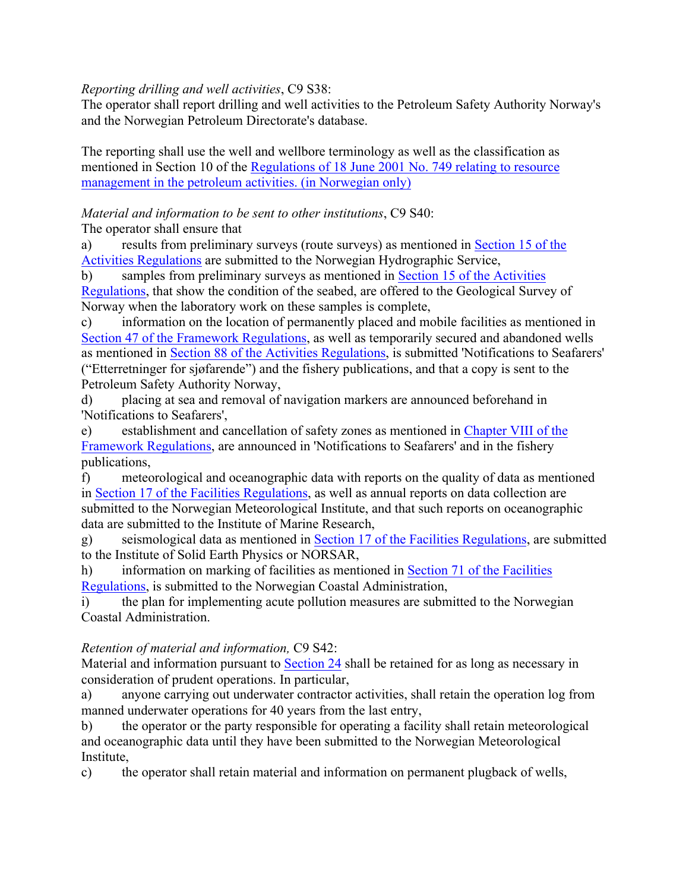*Reporting drilling and well activities*, C9 S38:
The operator shall report drilling and well activities to the Petroleum Safety Authority Norway's and the Norwegian Petroleum Directorate's database.

The reporting shall use the well and wellbore terminology as well as the classification as mentioned in Section 10 of the Regulations of 18 June 2001 No. 749 relating to resource management in the petroleum activities. (in Norwegian only)

*Material and information to be sent to other institutions*, C9 S40:
The operator shall ensure that

a) results from preliminary surveys (route surveys) as mentioned in Section 15 of the Activities Regulations are submitted to the Norwegian Hydrographic Service,

b) samples from preliminary surveys as mentioned in Section 15 of the Activities Regulations, that show the condition of the seabed, are offered to the Geological Survey of Norway when the laboratory work on these samples is complete,

c) information on the location of permanently placed and mobile facilities as mentioned in Section 47 of the Framework Regulations, as well as temporarily secured and abandoned wells as mentioned in Section 88 of the Activities Regulations, is submitted 'Notifications to Seafarers' ("Etterretninger for sjøfarende") and the fishery publications, and that a copy is sent to the Petroleum Safety Authority Norway,

d) placing at sea and removal of navigation markers are announced beforehand in 'Notifications to Seafarers',

e) establishment and cancellation of safety zones as mentioned in Chapter VIII of the Framework Regulations, are announced in 'Notifications to Seafarers' and in the fishery publications,

f) meteorological and oceanographic data with reports on the quality of data as mentioned in Section 17 of the Facilities Regulations, as well as annual reports on data collection are submitted to the Norwegian Meteorological Institute, and that such reports on oceanographic data are submitted to the Institute of Marine Research,

g) seismological data as mentioned in Section 17 of the Facilities Regulations, are submitted to the Institute of Solid Earth Physics or NORSAR,

h) information on marking of facilities as mentioned in Section 71 of the Facilities Regulations, is submitted to the Norwegian Coastal Administration,

i) the plan for implementing acute pollution measures are submitted to the Norwegian Coastal Administration.

*Retention of material and information,* C9 S42:
Material and information pursuant to Section 24 shall be retained for as long as necessary in consideration of prudent operations. In particular,

a) anyone carrying out underwater contractor activities, shall retain the operation log from manned underwater operations for 40 years from the last entry,

b) the operator or the party responsible for operating a facility shall retain meteorological and oceanographic data until they have been submitted to the Norwegian Meteorological Institute,

c) the operator shall retain material and information on permanent plugback of wells,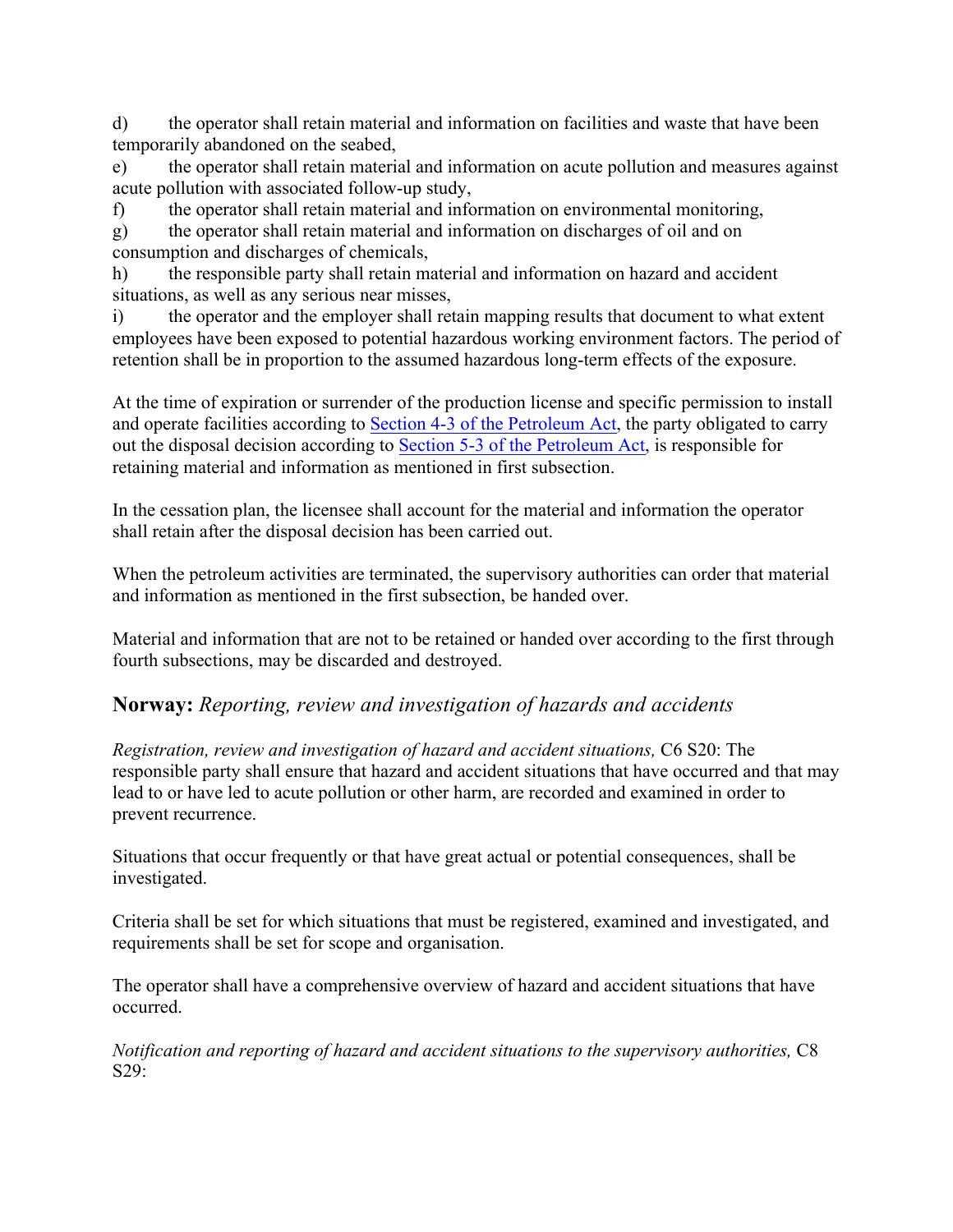d) the operator shall retain material and information on facilities and waste that have been temporarily abandoned on the seabed,

e) the operator shall retain material and information on acute pollution and measures against acute pollution with associated follow-up study,

f) the operator shall retain material and information on environmental monitoring,

g) the operator shall retain material and information on discharges of oil and on consumption and discharges of chemicals,

h) the responsible party shall retain material and information on hazard and accident situations, as well as any serious near misses,

i) the operator and the employer shall retain mapping results that document to what extent employees have been exposed to potential hazardous working environment factors. The period of retention shall be in proportion to the assumed hazardous long-term effects of the exposure.

At the time of expiration or surrender of the production license and specific permission to install and operate facilities according to Section 4-3 of the Petroleum Act, the party obligated to carry out the disposal decision according to Section 5-3 of the Petroleum Act, is responsible for retaining material and information as mentioned in first subsection.

In the cessation plan, the licensee shall account for the material and information the operator shall retain after the disposal decision has been carried out.

When the petroleum activities are terminated, the supervisory authorities can order that material and information as mentioned in the first subsection, be handed over.

Material and information that are not to be retained or handed over according to the first through fourth subsections, may be discarded and destroyed.

## **Norway:** *Reporting, review and investigation of hazards and accidents*

*Registration, review and investigation of hazard and accident situations,* C6 S20: The responsible party shall ensure that hazard and accident situations that have occurred and that may lead to or have led to acute pollution or other harm, are recorded and examined in order to prevent recurrence.

Situations that occur frequently or that have great actual or potential consequences, shall be investigated.

Criteria shall be set for which situations that must be registered, examined and investigated, and requirements shall be set for scope and organisation.

The operator shall have a comprehensive overview of hazard and accident situations that have occurred.

*Notification and reporting of hazard and accident situations to the supervisory authorities,* C8 S29: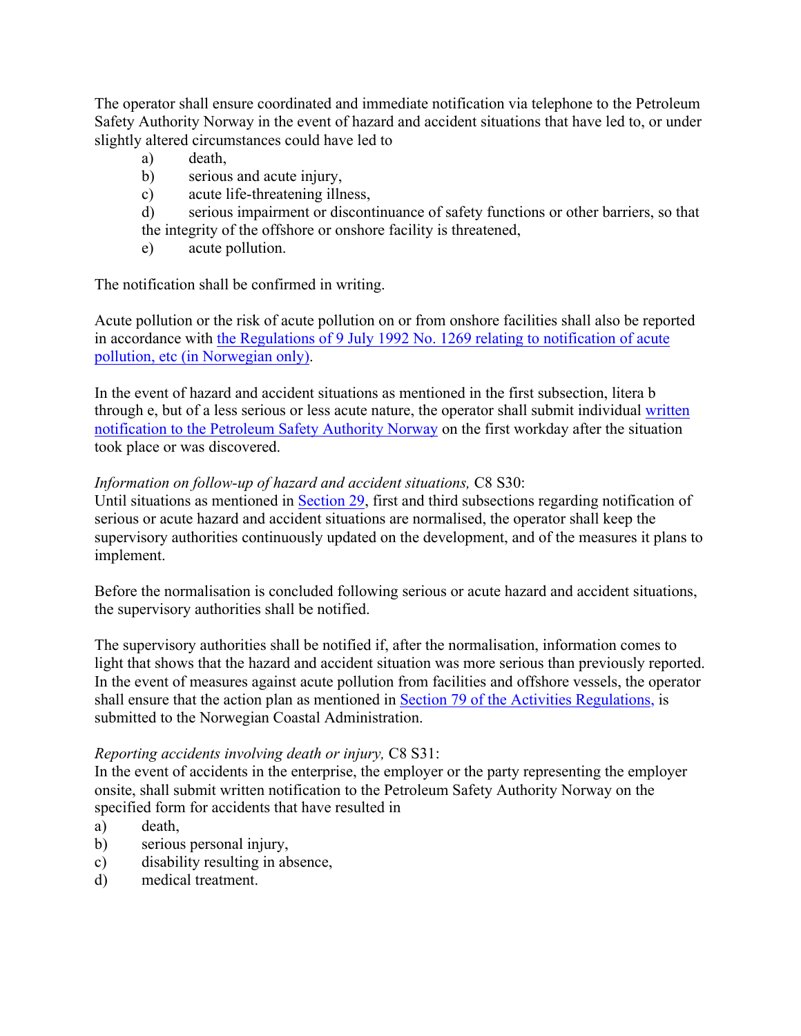The operator shall ensure coordinated and immediate notification via telephone to the Petroleum Safety Authority Norway in the event of hazard and accident situations that have led to, or under slightly altered circumstances could have led to

a) death,
b) serious and acute injury,
c) acute life-threatening illness,
d) serious impairment or discontinuance of safety functions or other barriers, so that the integrity of the offshore or onshore facility is threatened,
e) acute pollution.

The notification shall be confirmed in writing.

Acute pollution or the risk of acute pollution on or from onshore facilities shall also be reported in accordance with [the Regulations of 9 July 1992 No. 1269 relating to notification of acute pollution, etc (in Norwegian only)].

In the event of hazard and accident situations as mentioned in the first subsection, litera b through e, but of a less serious or less acute nature, the operator shall submit individual [written notification to the Petroleum Safety Authority Norway] on the first workday after the situation took place or was discovered.

*Information on follow-up of hazard and accident situations,* C8 S30:
Until situations as mentioned in [Section 29], first and third subsections regarding notification of serious or acute hazard and accident situations are normalised, the operator shall keep the supervisory authorities continuously updated on the development, and of the measures it plans to implement.

Before the normalisation is concluded following serious or acute hazard and accident situations, the supervisory authorities shall be notified.

The supervisory authorities shall be notified if, after the normalisation, information comes to light that shows that the hazard and accident situation was more serious than previously reported. In the event of measures against acute pollution from facilities and offshore vessels, the operator shall ensure that the action plan as mentioned in [Section 79 of the Activities Regulations,] is submitted to the Norwegian Coastal Administration.

*Reporting accidents involving death or injury,* C8 S31:
In the event of accidents in the enterprise, the employer or the party representing the employer onsite, shall submit written notification to the Petroleum Safety Authority Norway on the specified form for accidents that have resulted in

a) death,
b) serious personal injury,
c) disability resulting in absence,
d) medical treatment.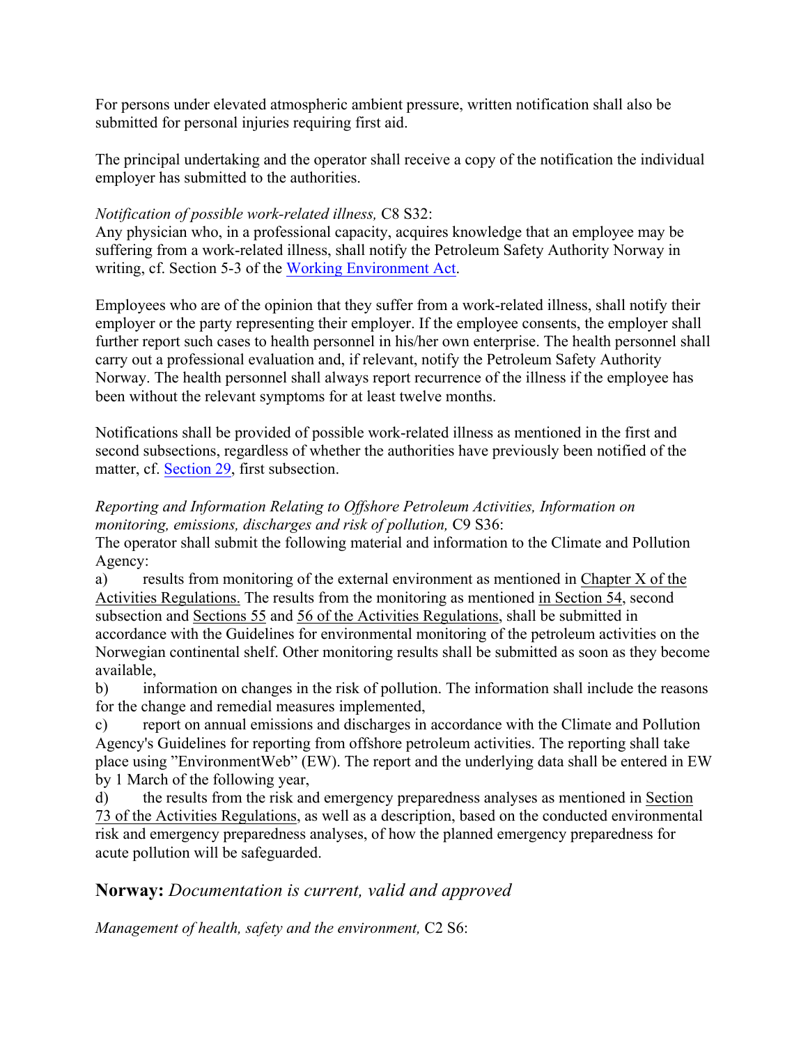For persons under elevated atmospheric ambient pressure, written notification shall also be submitted for personal injuries requiring first aid.

The principal undertaking and the operator shall receive a copy of the notification the individual employer has submitted to the authorities.

*Notification of possible work-related illness,* C8 S32:
Any physician who, in a professional capacity, acquires knowledge that an employee may be suffering from a work-related illness, shall notify the Petroleum Safety Authority Norway in writing, cf. Section 5-3 of the Working Environment Act.

Employees who are of the opinion that they suffer from a work-related illness, shall notify their employer or the party representing their employer. If the employee consents, the employer shall further report such cases to health personnel in his/her own enterprise. The health personnel shall carry out a professional evaluation and, if relevant, notify the Petroleum Safety Authority Norway. The health personnel shall always report recurrence of the illness if the employee has been without the relevant symptoms for at least twelve months.

Notifications shall be provided of possible work-related illness as mentioned in the first and second subsections, regardless of whether the authorities have previously been notified of the matter, cf. Section 29, first subsection.

*Reporting and Information Relating to Offshore Petroleum Activities, Information on monitoring, emissions, discharges and risk of pollution,* C9 S36:
The operator shall submit the following material and information to the Climate and Pollution Agency:

a) results from monitoring of the external environment as mentioned in Chapter X of the Activities Regulations. The results from the monitoring as mentioned in Section 54, second subsection and Sections 55 and 56 of the Activities Regulations, shall be submitted in accordance with the Guidelines for environmental monitoring of the petroleum activities on the Norwegian continental shelf. Other monitoring results shall be submitted as soon as they become available,
b) information on changes in the risk of pollution. The information shall include the reasons for the change and remedial measures implemented,
c) report on annual emissions and discharges in accordance with the Climate and Pollution Agency's Guidelines for reporting from offshore petroleum activities. The reporting shall take place using "EnvironmentWeb" (EW). The report and the underlying data shall be entered in EW by 1 March of the following year,
d) the results from the risk and emergency preparedness analyses as mentioned in Section 73 of the Activities Regulations, as well as a description, based on the conducted environmental risk and emergency preparedness analyses, of how the planned emergency preparedness for acute pollution will be safeguarded.

## **Norway:** *Documentation is current, valid and approved*

*Management of health, safety and the environment,* C2 S6: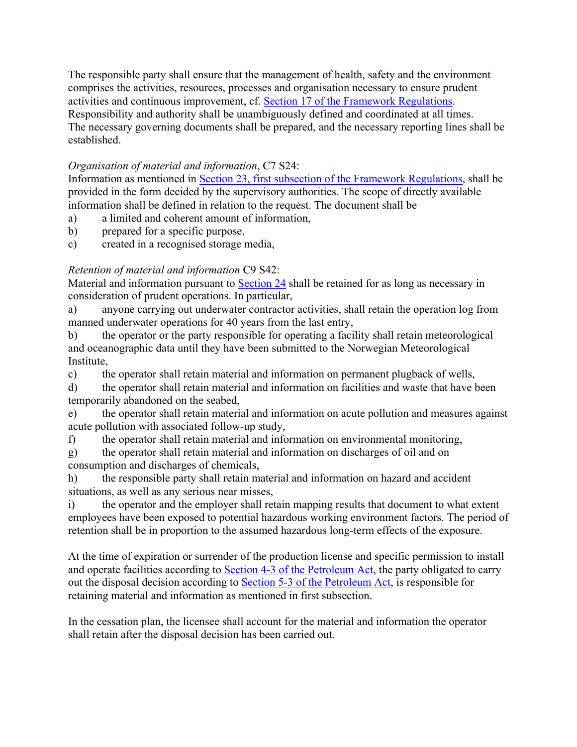The responsible party shall ensure that the management of health, safety and the environment comprises the activities, resources, processes and organisation necessary to ensure prudent activities and continuous improvement, cf. Section 17 of the Framework Regulations. Responsibility and authority shall be unambiguously defined and coordinated at all times. The necessary governing documents shall be prepared, and the necessary reporting lines shall be established.

*Organisation of material and information*, C7 S24:
Information as mentioned in Section 23, first subsection of the Framework Regulations, shall be provided in the form decided by the supervisory authorities. The scope of directly available information shall be defined in relation to the request. The document shall be

a) a limited and coherent amount of information,
b) prepared for a specific purpose,
c) created in a recognised storage media,

*Retention of material and information* C9 S42:
Material and information pursuant to Section 24 shall be retained for as long as necessary in consideration of prudent operations. In particular,

a) anyone carrying out underwater contractor activities, shall retain the operation log from manned underwater operations for 40 years from the last entry,
b) the operator or the party responsible for operating a facility shall retain meteorological and oceanographic data until they have been submitted to the Norwegian Meteorological Institute,
c) the operator shall retain material and information on permanent plugback of wells,
d) the operator shall retain material and information on facilities and waste that have been temporarily abandoned on the seabed,
e) the operator shall retain material and information on acute pollution and measures against acute pollution with associated follow-up study,
f) the operator shall retain material and information on environmental monitoring,
g) the operator shall retain material and information on discharges of oil and on consumption and discharges of chemicals,
h) the responsible party shall retain material and information on hazard and accident situations, as well as any serious near misses,
i) the operator and the employer shall retain mapping results that document to what extent employees have been exposed to potential hazardous working environment factors. The period of retention shall be in proportion to the assumed hazardous long-term effects of the exposure.

At the time of expiration or surrender of the production license and specific permission to install and operate facilities according to Section 4-3 of the Petroleum Act, the party obligated to carry out the disposal decision according to Section 5-3 of the Petroleum Act, is responsible for retaining material and information as mentioned in first subsection.

In the cessation plan, the licensee shall account for the material and information the operator shall retain after the disposal decision has been carried out.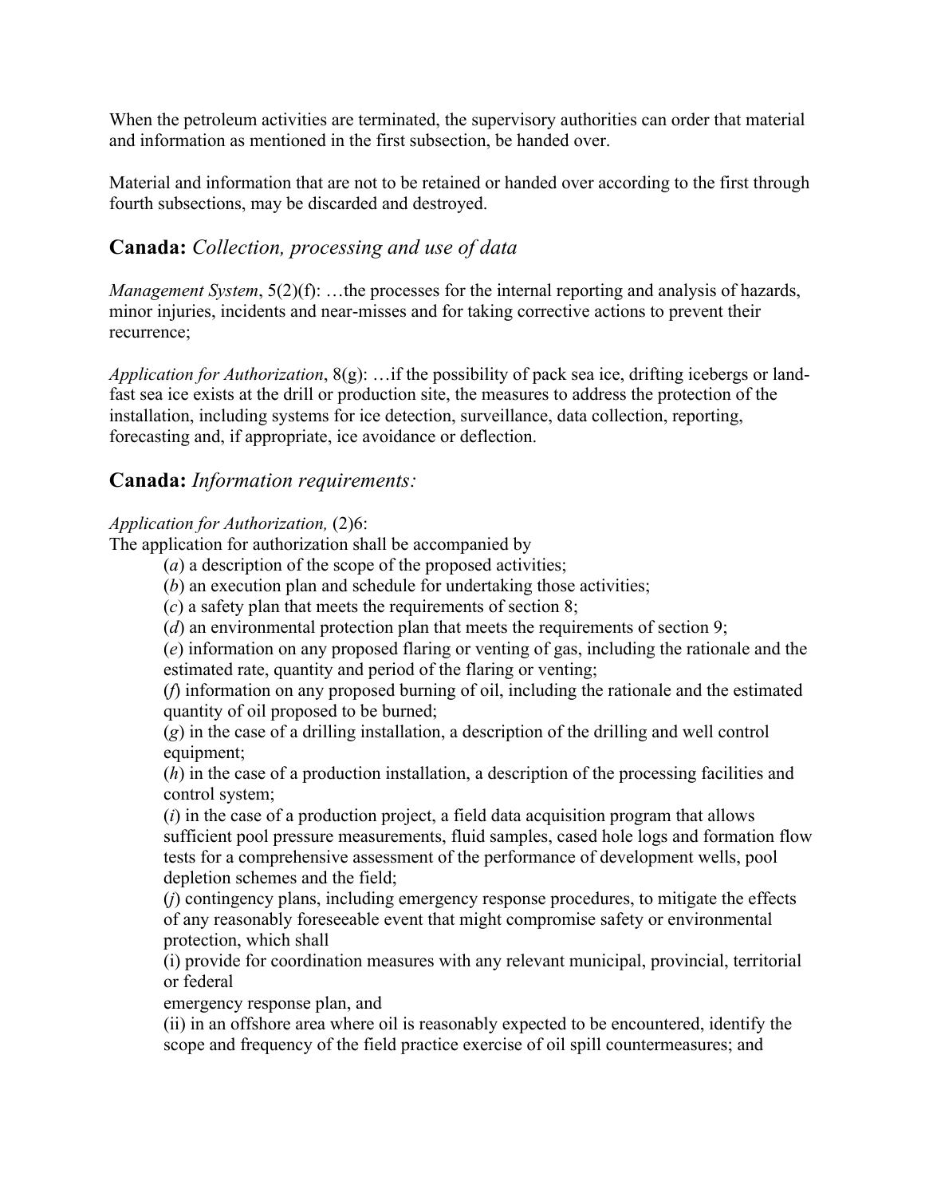When the petroleum activities are terminated, the supervisory authorities can order that material and information as mentioned in the first subsection, be handed over.

Material and information that are not to be retained or handed over according to the first through fourth subsections, may be discarded and destroyed.

## **Canada:** *Collection, processing and use of data*

*Management System*, 5(2)(f): …the processes for the internal reporting and analysis of hazards, minor injuries, incidents and near-misses and for taking corrective actions to prevent their recurrence;

*Application for Authorization*, 8(g): …if the possibility of pack sea ice, drifting icebergs or land-fast sea ice exists at the drill or production site, the measures to address the protection of the installation, including systems for ice detection, surveillance, data collection, reporting, forecasting and, if appropriate, ice avoidance or deflection.

## **Canada:** *Information requirements:*

*Application for Authorization,* (2)6:

The application for authorization shall be accompanied by

(*a*) a description of the scope of the proposed activities;

(*b*) an execution plan and schedule for undertaking those activities;

(*c*) a safety plan that meets the requirements of section 8;

(*d*) an environmental protection plan that meets the requirements of section 9;

(*e*) information on any proposed flaring or venting of gas, including the rationale and the estimated rate, quantity and period of the flaring or venting;

(*f*) information on any proposed burning of oil, including the rationale and the estimated quantity of oil proposed to be burned;

(*g*) in the case of a drilling installation, a description of the drilling and well control equipment;

(*h*) in the case of a production installation, a description of the processing facilities and control system;

(*i*) in the case of a production project, a field data acquisition program that allows sufficient pool pressure measurements, fluid samples, cased hole logs and formation flow tests for a comprehensive assessment of the performance of development wells, pool depletion schemes and the field;

(*j*) contingency plans, including emergency response procedures, to mitigate the effects of any reasonably foreseeable event that might compromise safety or environmental protection, which shall

(i) provide for coordination measures with any relevant municipal, provincial, territorial or federal
emergency response plan, and

(ii) in an offshore area where oil is reasonably expected to be encountered, identify the scope and frequency of the field practice exercise of oil spill countermeasures; and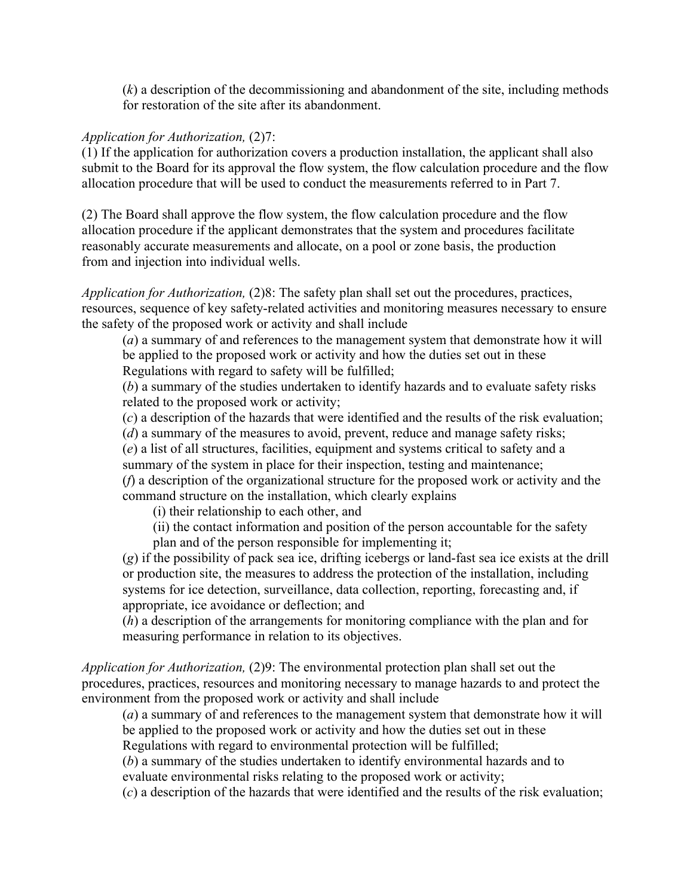(*k*) a description of the decommissioning and abandonment of the site, including methods for restoration of the site after its abandonment.

*Application for Authorization,* (2)7:
(1) If the application for authorization covers a production installation, the applicant shall also submit to the Board for its approval the flow system, the flow calculation procedure and the flow allocation procedure that will be used to conduct the measurements referred to in Part 7.

(2) The Board shall approve the flow system, the flow calculation procedure and the flow allocation procedure if the applicant demonstrates that the system and procedures facilitate reasonably accurate measurements and allocate, on a pool or zone basis, the production from and injection into individual wells.

*Application for Authorization,* (2)8: The safety plan shall set out the procedures, practices, resources, sequence of key safety-related activities and monitoring measures necessary to ensure the safety of the proposed work or activity and shall include

(*a*) a summary of and references to the management system that demonstrate how it will be applied to the proposed work or activity and how the duties set out in these Regulations with regard to safety will be fulfilled;
(*b*) a summary of the studies undertaken to identify hazards and to evaluate safety risks related to the proposed work or activity;
(*c*) a description of the hazards that were identified and the results of the risk evaluation;
(*d*) a summary of the measures to avoid, prevent, reduce and manage safety risks;
(*e*) a list of all structures, facilities, equipment and systems critical to safety and a summary of the system in place for their inspection, testing and maintenance;
(*f*) a description of the organizational structure for the proposed work or activity and the command structure on the installation, which clearly explains

(i) their relationship to each other, and
(ii) the contact information and position of the person accountable for the safety plan and of the person responsible for implementing it;

(*g*) if the possibility of pack sea ice, drifting icebergs or land-fast sea ice exists at the drill or production site, the measures to address the protection of the installation, including systems for ice detection, surveillance, data collection, reporting, forecasting and, if appropriate, ice avoidance or deflection; and
(*h*) a description of the arrangements for monitoring compliance with the plan and for measuring performance in relation to its objectives.

*Application for Authorization,* (2)9: The environmental protection plan shall set out the procedures, practices, resources and monitoring necessary to manage hazards to and protect the environment from the proposed work or activity and shall include

(*a*) a summary of and references to the management system that demonstrate how it will be applied to the proposed work or activity and how the duties set out in these Regulations with regard to environmental protection will be fulfilled;
(*b*) a summary of the studies undertaken to identify environmental hazards and to evaluate environmental risks relating to the proposed work or activity;
(*c*) a description of the hazards that were identified and the results of the risk evaluation;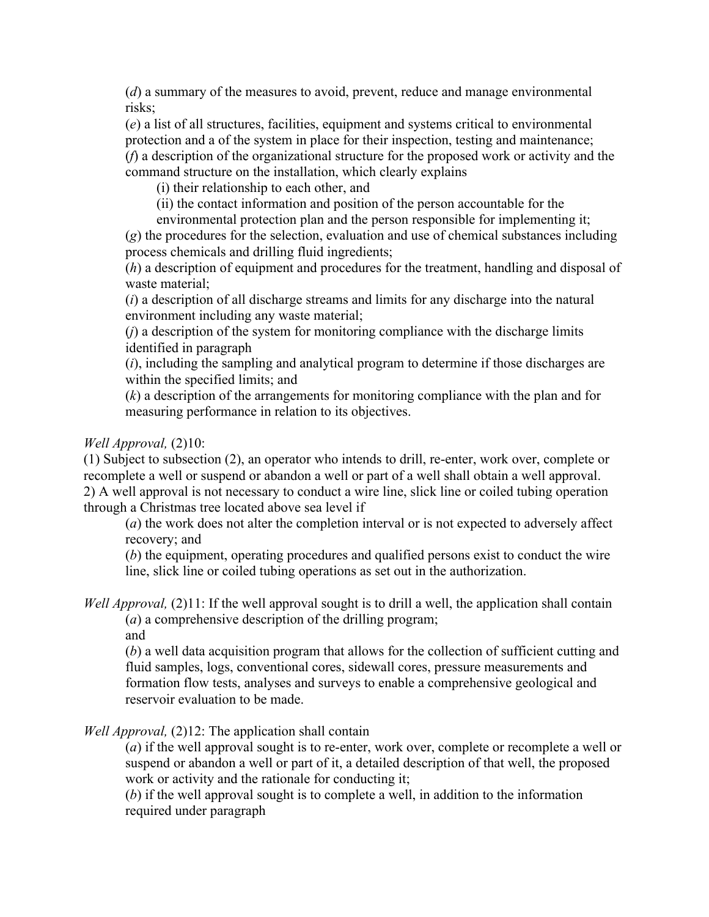(*d*) a summary of the measures to avoid, prevent, reduce and manage environmental risks;
(*e*) a list of all structures, facilities, equipment and systems critical to environmental protection and a of the system in place for their inspection, testing and maintenance;
(*f*) a description of the organizational structure for the proposed work or activity and the command structure on the installation, which clearly explains
 (i) their relationship to each other, and
 (ii) the contact information and position of the person accountable for the environmental protection plan and the person responsible for implementing it;
(*g*) the procedures for the selection, evaluation and use of chemical substances including process chemicals and drilling fluid ingredients;
(*h*) a description of equipment and procedures for the treatment, handling and disposal of waste material;
(*i*) a description of all discharge streams and limits for any discharge into the natural environment including any waste material;
(*j*) a description of the system for monitoring compliance with the discharge limits identified in paragraph
(*i*), including the sampling and analytical program to determine if those discharges are within the specified limits; and
(*k*) a description of the arrangements for monitoring compliance with the plan and for measuring performance in relation to its objectives.

*Well Approval,* (2)10:
(1) Subject to subsection (2), an operator who intends to drill, re-enter, work over, complete or recomplete a well or suspend or abandon a well or part of a well shall obtain a well approval.
2) A well approval is not necessary to conduct a wire line, slick line or coiled tubing operation through a Christmas tree located above sea level if
 (*a*) the work does not alter the completion interval or is not expected to adversely affect recovery; and
 (*b*) the equipment, operating procedures and qualified persons exist to conduct the wire line, slick line or coiled tubing operations as set out in the authorization.

*Well Approval,* (2)11: If the well approval sought is to drill a well, the application shall contain
 (*a*) a comprehensive description of the drilling program;
 and
 (*b*) a well data acquisition program that allows for the collection of sufficient cutting and fluid samples, logs, conventional cores, sidewall cores, pressure measurements and formation flow tests, analyses and surveys to enable a comprehensive geological and reservoir evaluation to be made.

*Well Approval,* (2)12: The application shall contain
 (*a*) if the well approval sought is to re-enter, work over, complete or recomplete a well or suspend or abandon a well or part of it, a detailed description of that well, the proposed work or activity and the rationale for conducting it;
 (*b*) if the well approval sought is to complete a well, in addition to the information required under paragraph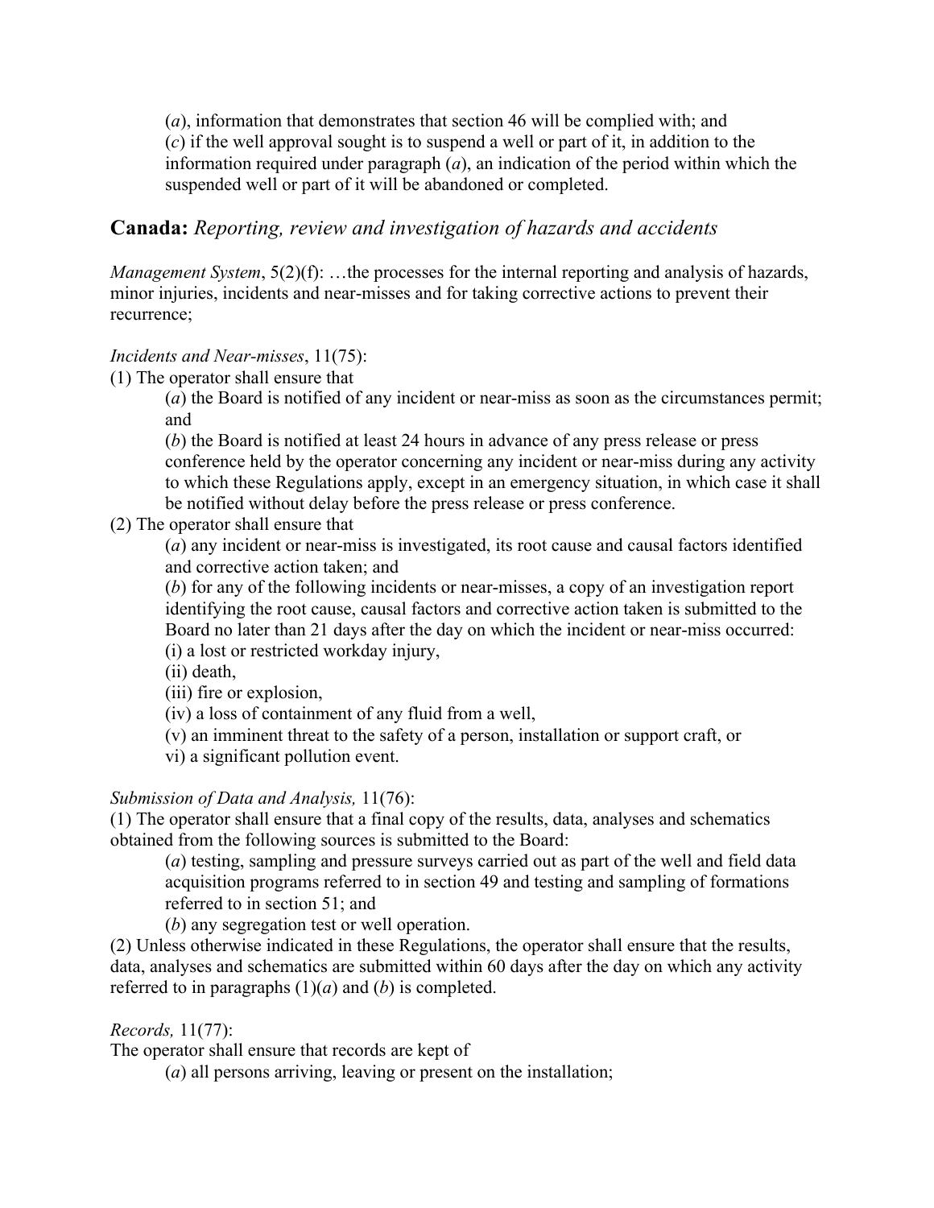(*a*), information that demonstrates that section 46 will be complied with; and
(*c*) if the well approval sought is to suspend a well or part of it, in addition to the information required under paragraph (*a*), an indication of the period within which the suspended well or part of it will be abandoned or completed.

## **Canada:** *Reporting, review and investigation of hazards and accidents*

*Management System*, 5(2)(f): …the processes for the internal reporting and analysis of hazards, minor injuries, incidents and near-misses and for taking corrective actions to prevent their recurrence;

*Incidents and Near-misses*, 11(75):

(1) The operator shall ensure that

(*a*) the Board is notified of any incident or near-miss as soon as the circumstances permit; and

(*b*) the Board is notified at least 24 hours in advance of any press release or press conference held by the operator concerning any incident or near-miss during any activity to which these Regulations apply, except in an emergency situation, in which case it shall be notified without delay before the press release or press conference.

(2) The operator shall ensure that

(*a*) any incident or near-miss is investigated, its root cause and causal factors identified and corrective action taken; and

(*b*) for any of the following incidents or near-misses, a copy of an investigation report identifying the root cause, causal factors and corrective action taken is submitted to the Board no later than 21 days after the day on which the incident or near-miss occurred:

(i) a lost or restricted workday injury,
(ii) death,
(iii) fire or explosion,
(iv) a loss of containment of any fluid from a well,
(v) an imminent threat to the safety of a person, installation or support craft, or
vi) a significant pollution event.

*Submission of Data and Analysis,* 11(76):

(1) The operator shall ensure that a final copy of the results, data, analyses and schematics obtained from the following sources is submitted to the Board:

(*a*) testing, sampling and pressure surveys carried out as part of the well and field data acquisition programs referred to in section 49 and testing and sampling of formations referred to in section 51; and

(*b*) any segregation test or well operation.

(2) Unless otherwise indicated in these Regulations, the operator shall ensure that the results, data, analyses and schematics are submitted within 60 days after the day on which any activity referred to in paragraphs (1)(*a*) and (*b*) is completed.

*Records,* 11(77):

The operator shall ensure that records are kept of

(*a*) all persons arriving, leaving or present on the installation;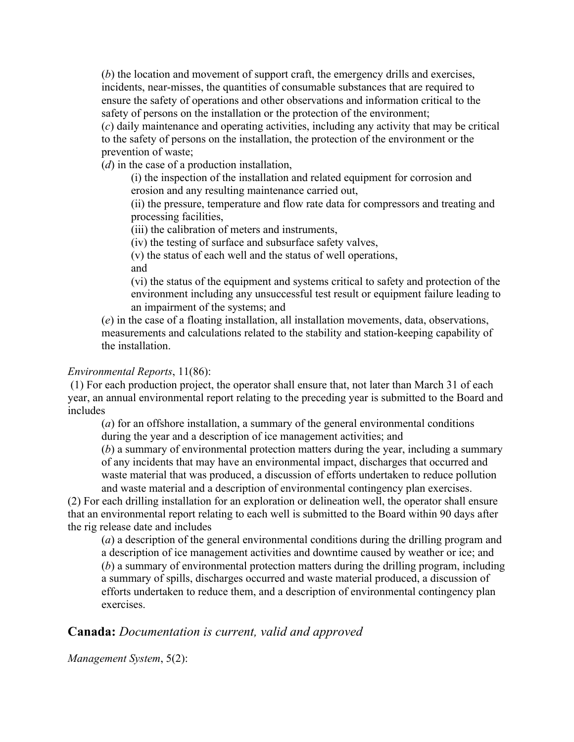(*b*) the location and movement of support craft, the emergency drills and exercises, incidents, near-misses, the quantities of consumable substances that are required to ensure the safety of operations and other observations and information critical to the safety of persons on the installation or the protection of the environment;
(*c*) daily maintenance and operating activities, including any activity that may be critical to the safety of persons on the installation, the protection of the environment or the prevention of waste;
(*d*) in the case of a production installation,

(i) the inspection of the installation and related equipment for corrosion and erosion and any resulting maintenance carried out,
(ii) the pressure, temperature and flow rate data for compressors and treating and processing facilities,
(iii) the calibration of meters and instruments,
(iv) the testing of surface and subsurface safety valves,
(v) the status of each well and the status of well operations,
and
(vi) the status of the equipment and systems critical to safety and protection of the environment including any unsuccessful test result or equipment failure leading to an impairment of the systems; and

(*e*) in the case of a floating installation, all installation movements, data, observations, measurements and calculations related to the stability and station-keeping capability of the installation.

*Environmental Reports*, 11(86):
(1) For each production project, the operator shall ensure that, not later than March 31 of each year, an annual environmental report relating to the preceding year is submitted to the Board and includes

(*a*) for an offshore installation, a summary of the general environmental conditions during the year and a description of ice management activities; and
(*b*) a summary of environmental protection matters during the year, including a summary of any incidents that may have an environmental impact, discharges that occurred and waste material that was produced, a discussion of efforts undertaken to reduce pollution and waste material and a description of environmental contingency plan exercises.

(2) For each drilling installation for an exploration or delineation well, the operator shall ensure that an environmental report relating to each well is submitted to the Board within 90 days after the rig release date and includes

(*a*) a description of the general environmental conditions during the drilling program and a description of ice management activities and downtime caused by weather or ice; and
(*b*) a summary of environmental protection matters during the drilling program, including a summary of spills, discharges occurred and waste material produced, a discussion of efforts undertaken to reduce them, and a description of environmental contingency plan exercises.

## **Canada:** *Documentation is current, valid and approved*

*Management System*, 5(2):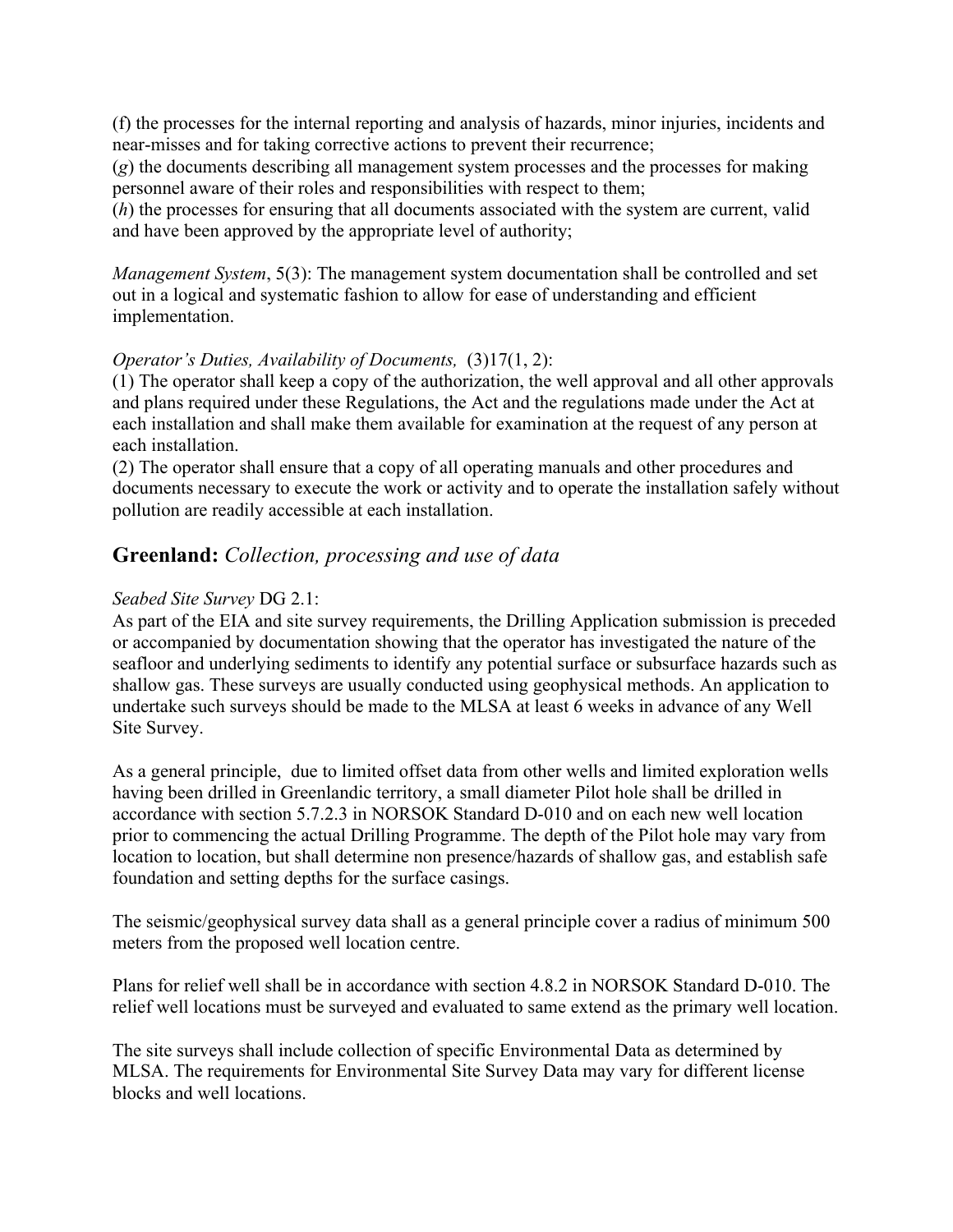(f) the processes for the internal reporting and analysis of hazards, minor injuries, incidents and near-misses and for taking corrective actions to prevent their recurrence;
(*g*) the documents describing all management system processes and the processes for making personnel aware of their roles and responsibilities with respect to them;
(*h*) the processes for ensuring that all documents associated with the system are current, valid and have been approved by the appropriate level of authority;

*Management System*, 5(3): The management system documentation shall be controlled and set out in a logical and systematic fashion to allow for ease of understanding and efficient implementation.

*Operator's Duties, Availability of Documents,* (3)17(1, 2):
(1) The operator shall keep a copy of the authorization, the well approval and all other approvals and plans required under these Regulations, the Act and the regulations made under the Act at each installation and shall make them available for examination at the request of any person at each installation.
(2) The operator shall ensure that a copy of all operating manuals and other procedures and documents necessary to execute the work or activity and to operate the installation safely without pollution are readily accessible at each installation.

## **Greenland:** *Collection, processing and use of data*

*Seabed Site Survey* DG 2.1:
As part of the EIA and site survey requirements, the Drilling Application submission is preceded or accompanied by documentation showing that the operator has investigated the nature of the seafloor and underlying sediments to identify any potential surface or subsurface hazards such as shallow gas. These surveys are usually conducted using geophysical methods. An application to undertake such surveys should be made to the MLSA at least 6 weeks in advance of any Well Site Survey.

As a general principle, due to limited offset data from other wells and limited exploration wells having been drilled in Greenlandic territory, a small diameter Pilot hole shall be drilled in accordance with section 5.7.2.3 in NORSOK Standard D-010 and on each new well location prior to commencing the actual Drilling Programme. The depth of the Pilot hole may vary from location to location, but shall determine non presence/hazards of shallow gas, and establish safe foundation and setting depths for the surface casings.

The seismic/geophysical survey data shall as a general principle cover a radius of minimum 500 meters from the proposed well location centre.

Plans for relief well shall be in accordance with section 4.8.2 in NORSOK Standard D-010. The relief well locations must be surveyed and evaluated to same extend as the primary well location.

The site surveys shall include collection of specific Environmental Data as determined by MLSA. The requirements for Environmental Site Survey Data may vary for different license blocks and well locations.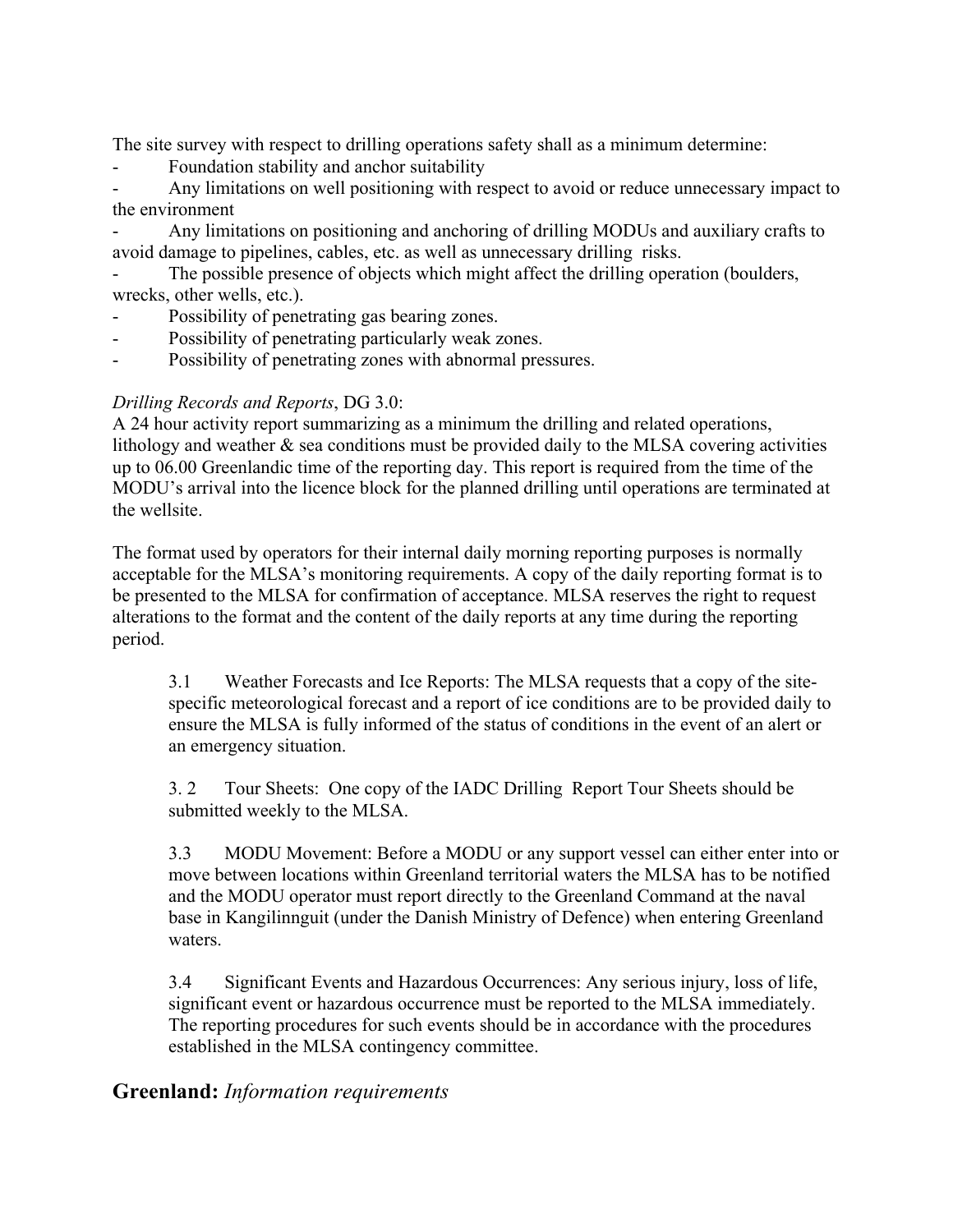The site survey with respect to drilling operations safety shall as a minimum determine:

- Foundation stability and anchor suitability
- Any limitations on well positioning with respect to avoid or reduce unnecessary impact to the environment
- Any limitations on positioning and anchoring of drilling MODUs and auxiliary crafts to avoid damage to pipelines, cables, etc. as well as unnecessary drilling risks.
- The possible presence of objects which might affect the drilling operation (boulders, wrecks, other wells, etc.).
- Possibility of penetrating gas bearing zones.
- Possibility of penetrating particularly weak zones.
- Possibility of penetrating zones with abnormal pressures.

*Drilling Records and Reports*, DG 3.0:
A 24 hour activity report summarizing as a minimum the drilling and related operations, lithology and weather & sea conditions must be provided daily to the MLSA covering activities up to 06.00 Greenlandic time of the reporting day. This report is required from the time of the MODU's arrival into the licence block for the planned drilling until operations are terminated at the wellsite.

The format used by operators for their internal daily morning reporting purposes is normally acceptable for the MLSA's monitoring requirements. A copy of the daily reporting format is to be presented to the MLSA for confirmation of acceptance. MLSA reserves the right to request alterations to the format and the content of the daily reports at any time during the reporting period.

> 3.1 Weather Forecasts and Ice Reports: The MLSA requests that a copy of the site-specific meteorological forecast and a report of ice conditions are to be provided daily to ensure the MLSA is fully informed of the status of conditions in the event of an alert or an emergency situation.
>
> 3. 2 Tour Sheets: One copy of the IADC Drilling Report Tour Sheets should be submitted weekly to the MLSA.
>
> 3.3 MODU Movement: Before a MODU or any support vessel can either enter into or move between locations within Greenland territorial waters the MLSA has to be notified and the MODU operator must report directly to the Greenland Command at the naval base in Kangilinnguit (under the Danish Ministry of Defence) when entering Greenland waters.
>
> 3.4 Significant Events and Hazardous Occurrences: Any serious injury, loss of life, significant event or hazardous occurrence must be reported to the MLSA immediately. The reporting procedures for such events should be in accordance with the procedures established in the MLSA contingency committee.

## **Greenland:** *Information requirements*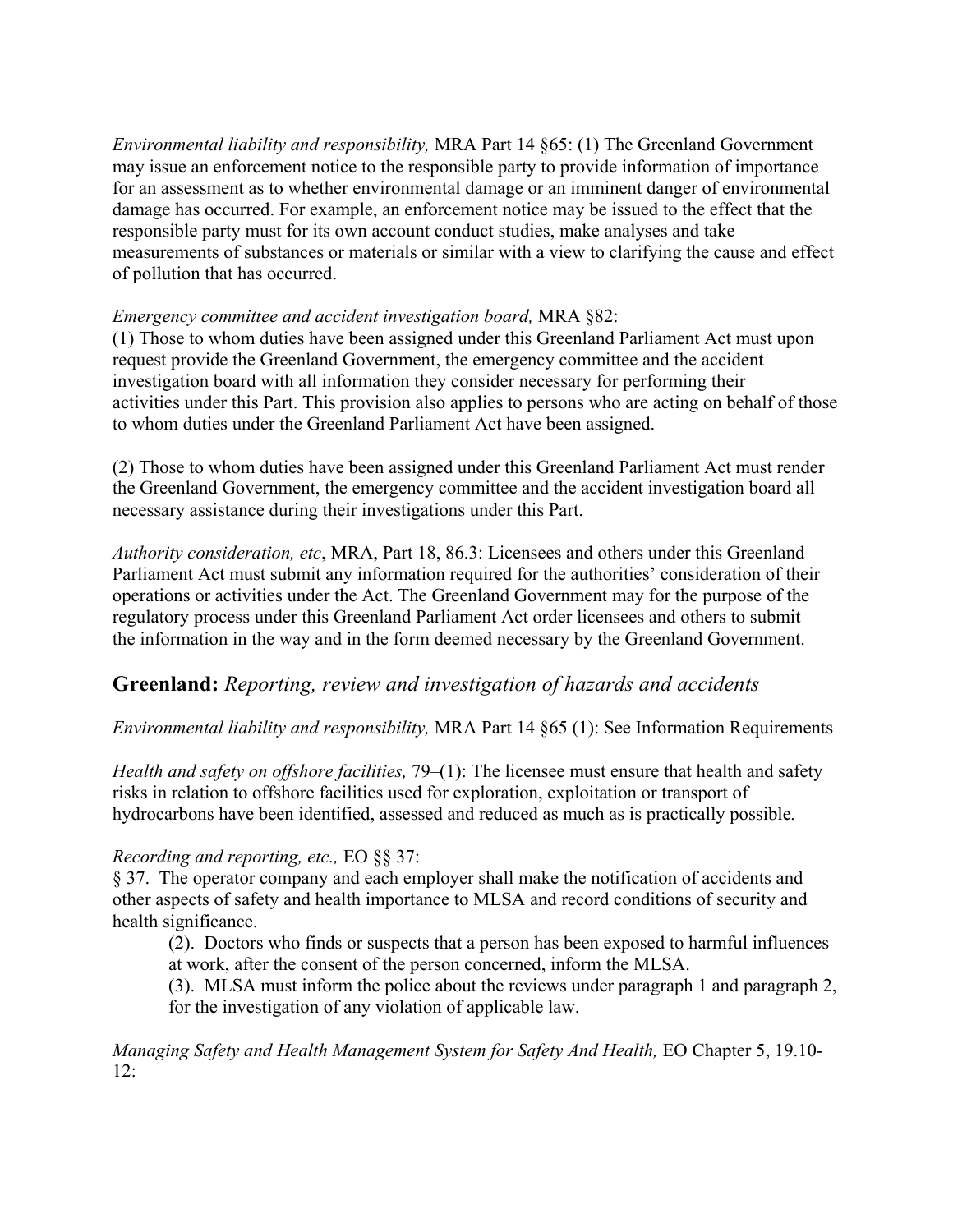*Environmental liability and responsibility,* MRA Part 14 §65: (1) The Greenland Government may issue an enforcement notice to the responsible party to provide information of importance for an assessment as to whether environmental damage or an imminent danger of environmental damage has occurred. For example, an enforcement notice may be issued to the effect that the responsible party must for its own account conduct studies, make analyses and take measurements of substances or materials or similar with a view to clarifying the cause and effect of pollution that has occurred.

*Emergency committee and accident investigation board,* MRA §82:
(1) Those to whom duties have been assigned under this Greenland Parliament Act must upon request provide the Greenland Government, the emergency committee and the accident investigation board with all information they consider necessary for performing their activities under this Part. This provision also applies to persons who are acting on behalf of those to whom duties under the Greenland Parliament Act have been assigned.

(2) Those to whom duties have been assigned under this Greenland Parliament Act must render the Greenland Government, the emergency committee and the accident investigation board all necessary assistance during their investigations under this Part.

*Authority consideration, etc*, MRA, Part 18, 86.3: Licensees and others under this Greenland Parliament Act must submit any information required for the authorities' consideration of their operations or activities under the Act. The Greenland Government may for the purpose of the regulatory process under this Greenland Parliament Act order licensees and others to submit the information in the way and in the form deemed necessary by the Greenland Government.

## **Greenland:** *Reporting, review and investigation of hazards and accidents*

*Environmental liability and responsibility,* MRA Part 14 §65 (1): See Information Requirements

*Health and safety on offshore facilities,* 79–(1): The licensee must ensure that health and safety risks in relation to offshore facilities used for exploration, exploitation or transport of hydrocarbons have been identified, assessed and reduced as much as is practically possible.

*Recording and reporting, etc.,* EO §§ 37:
§ 37. The operator company and each employer shall make the notification of accidents and other aspects of safety and health importance to MLSA and record conditions of security and health significance.

> (2). Doctors who finds or suspects that a person has been exposed to harmful influences at work, after the consent of the person concerned, inform the MLSA.
>
> (3). MLSA must inform the police about the reviews under paragraph 1 and paragraph 2, for the investigation of any violation of applicable law.

*Managing Safety and Health Management System for Safety And Health,* EO Chapter 5, 19.10-12: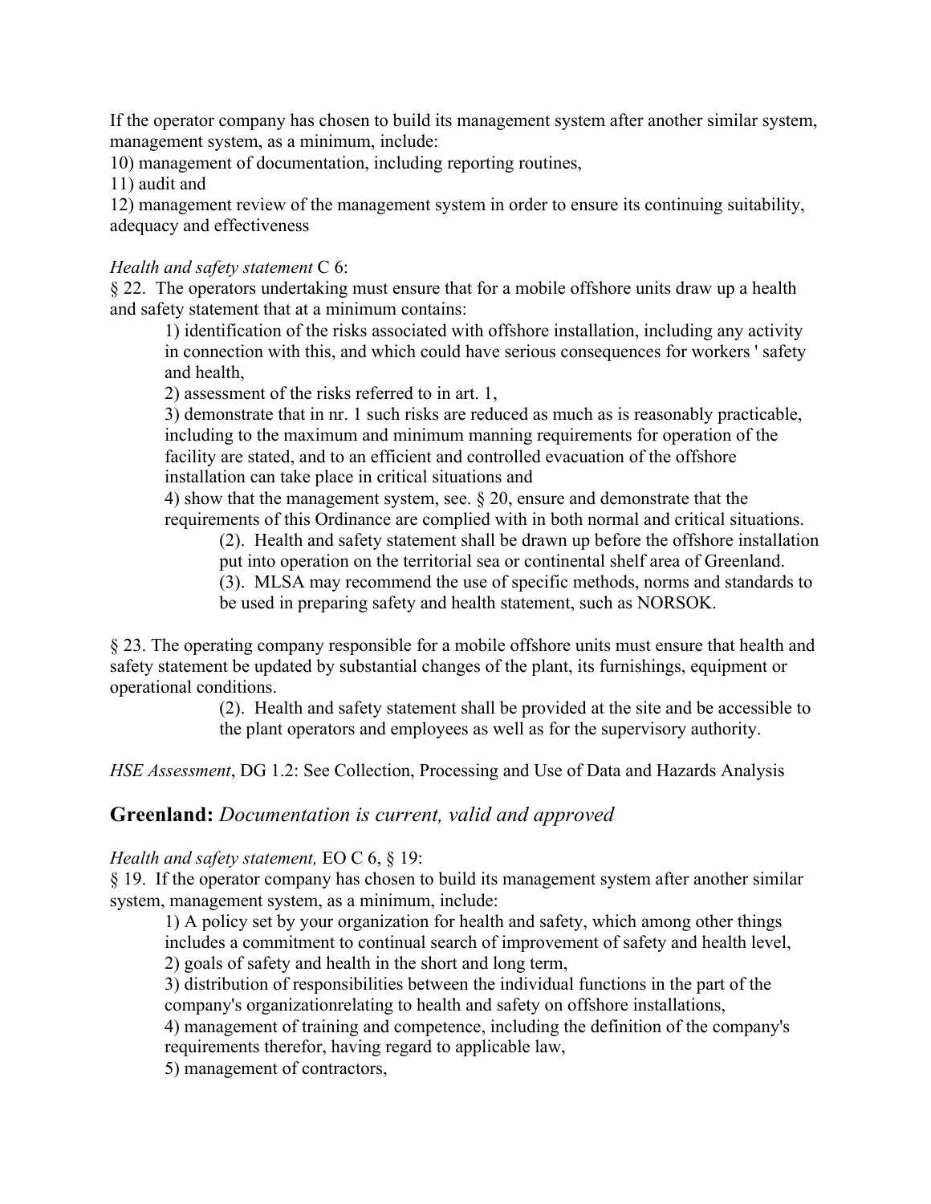If the operator company has chosen to build its management system after another similar system, management system, as a minimum, include:

10) management of documentation, including reporting routines,

11) audit and

12) management review of the management system in order to ensure its continuing suitability, adequacy and effectiveness

*Health and safety statement* C 6:

§ 22. The operators undertaking must ensure that for a mobile offshore units draw up a health and safety statement that at a minimum contains:

> 1) identification of the risks associated with offshore installation, including any activity in connection with this, and which could have serious consequences for workers ' safety and health,
>
> 2) assessment of the risks referred to in art. 1,
>
> 3) demonstrate that in nr. 1 such risks are reduced as much as is reasonably practicable, including to the maximum and minimum manning requirements for operation of the facility are stated, and to an efficient and controlled evacuation of the offshore installation can take place in critical situations and
>
> 4) show that the management system, see. § 20, ensure and demonstrate that the requirements of this Ordinance are complied with in both normal and critical situations.
>
> > (2). Health and safety statement shall be drawn up before the offshore installation put into operation on the territorial sea or continental shelf area of Greenland.
> >
> > (3). MLSA may recommend the use of specific methods, norms and standards to be used in preparing safety and health statement, such as NORSOK.

§ 23. The operating company responsible for a mobile offshore units must ensure that health and safety statement be updated by substantial changes of the plant, its furnishings, equipment or operational conditions.

> (2). Health and safety statement shall be provided at the site and be accessible to the plant operators and employees as well as for the supervisory authority.

*HSE Assessment*, DG 1.2: See Collection, Processing and Use of Data and Hazards Analysis

## Greenland: *Documentation is current, valid and approved*

*Health and safety statement,* EO C 6, § 19:

§ 19. If the operator company has chosen to build its management system after another similar system, management system, as a minimum, include:

> 1) A policy set by your organization for health and safety, which among other things includes a commitment to continual search of improvement of safety and health level,
>
> 2) goals of safety and health in the short and long term,
>
> 3) distribution of responsibilities between the individual functions in the part of the company's organizationrelating to health and safety on offshore installations,
>
> 4) management of training and competence, including the definition of the company's requirements therefor, having regard to applicable law,
>
> 5) management of contractors,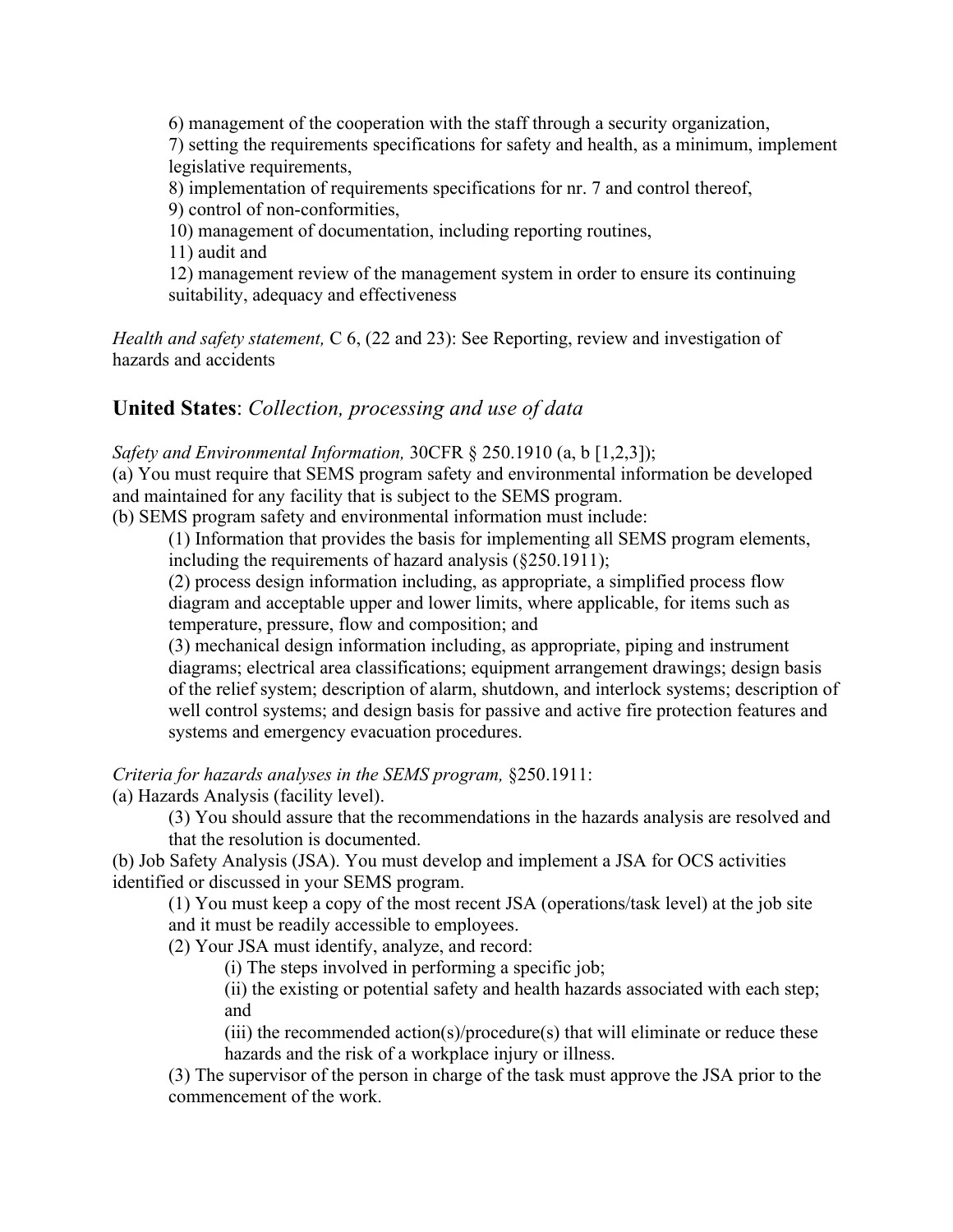6) management of the cooperation with the staff through a security organization,
7) setting the requirements specifications for safety and health, as a minimum, implement legislative requirements,
8) implementation of requirements specifications for nr. 7 and control thereof,
9) control of non-conformities,
10) management of documentation, including reporting routines,
11) audit and
12) management review of the management system in order to ensure its continuing suitability, adequacy and effectiveness

*Health and safety statement,* C 6, (22 and 23): See Reporting, review and investigation of hazards and accidents

## **United States**: *Collection, processing and use of data*

*Safety and Environmental Information,* 30CFR § 250.1910 (a, b [1,2,3]);
(a) You must require that SEMS program safety and environmental information be developed and maintained for any facility that is subject to the SEMS program.
(b) SEMS program safety and environmental information must include:

> (1) Information that provides the basis for implementing all SEMS program elements, including the requirements of hazard analysis (§250.1911);
> (2) process design information including, as appropriate, a simplified process flow diagram and acceptable upper and lower limits, where applicable, for items such as temperature, pressure, flow and composition; and
> (3) mechanical design information including, as appropriate, piping and instrument diagrams; electrical area classifications; equipment arrangement drawings; design basis of the relief system; description of alarm, shutdown, and interlock systems; description of well control systems; and design basis for passive and active fire protection features and systems and emergency evacuation procedures.

*Criteria for hazards analyses in the SEMS program,* §250.1911:
(a) Hazards Analysis (facility level).

> (3) You should assure that the recommendations in the hazards analysis are resolved and that the resolution is documented.

(b) Job Safety Analysis (JSA). You must develop and implement a JSA for OCS activities identified or discussed in your SEMS program.

> (1) You must keep a copy of the most recent JSA (operations/task level) at the job site and it must be readily accessible to employees.
> (2) Your JSA must identify, analyze, and record:
>
> > (i) The steps involved in performing a specific job;
> > (ii) the existing or potential safety and health hazards associated with each step; and
> > (iii) the recommended action(s)/procedure(s) that will eliminate or reduce these hazards and the risk of a workplace injury or illness.
>
> (3) The supervisor of the person in charge of the task must approve the JSA prior to the commencement of the work.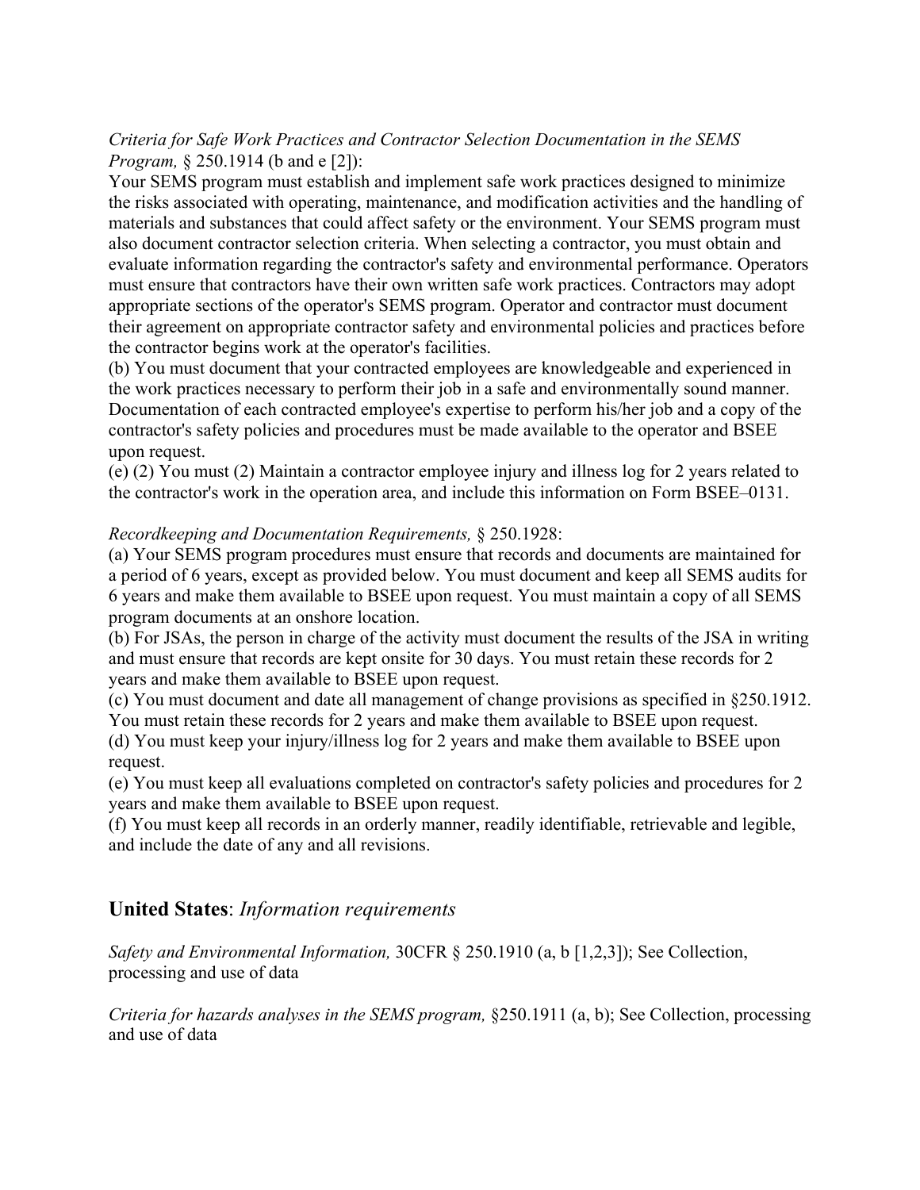*Criteria for Safe Work Practices and Contractor Selection Documentation in the SEMS Program,* § 250.1914 (b and e [2]):

Your SEMS program must establish and implement safe work practices designed to minimize the risks associated with operating, maintenance, and modification activities and the handling of materials and substances that could affect safety or the environment. Your SEMS program must also document contractor selection criteria. When selecting a contractor, you must obtain and evaluate information regarding the contractor's safety and environmental performance. Operators must ensure that contractors have their own written safe work practices. Contractors may adopt appropriate sections of the operator's SEMS program. Operator and contractor must document their agreement on appropriate contractor safety and environmental policies and practices before the contractor begins work at the operator's facilities.

(b) You must document that your contracted employees are knowledgeable and experienced in the work practices necessary to perform their job in a safe and environmentally sound manner. Documentation of each contracted employee's expertise to perform his/her job and a copy of the contractor's safety policies and procedures must be made available to the operator and BSEE upon request.

(e) (2) You must (2) Maintain a contractor employee injury and illness log for 2 years related to the contractor's work in the operation area, and include this information on Form BSEE–0131.

*Recordkeeping and Documentation Requirements,* § 250.1928:

(a) Your SEMS program procedures must ensure that records and documents are maintained for a period of 6 years, except as provided below. You must document and keep all SEMS audits for 6 years and make them available to BSEE upon request. You must maintain a copy of all SEMS program documents at an onshore location.

(b) For JSAs, the person in charge of the activity must document the results of the JSA in writing and must ensure that records are kept onsite for 30 days. You must retain these records for 2 years and make them available to BSEE upon request.

(c) You must document and date all management of change provisions as specified in §250.1912. You must retain these records for 2 years and make them available to BSEE upon request.

(d) You must keep your injury/illness log for 2 years and make them available to BSEE upon request.

(e) You must keep all evaluations completed on contractor's safety policies and procedures for 2 years and make them available to BSEE upon request.

(f) You must keep all records in an orderly manner, readily identifiable, retrievable and legible, and include the date of any and all revisions.

## **United States**: *Information requirements*

*Safety and Environmental Information,* 30CFR § 250.1910 (a, b [1,2,3]); See Collection, processing and use of data

*Criteria for hazards analyses in the SEMS program,* §250.1911 (a, b); See Collection, processing and use of data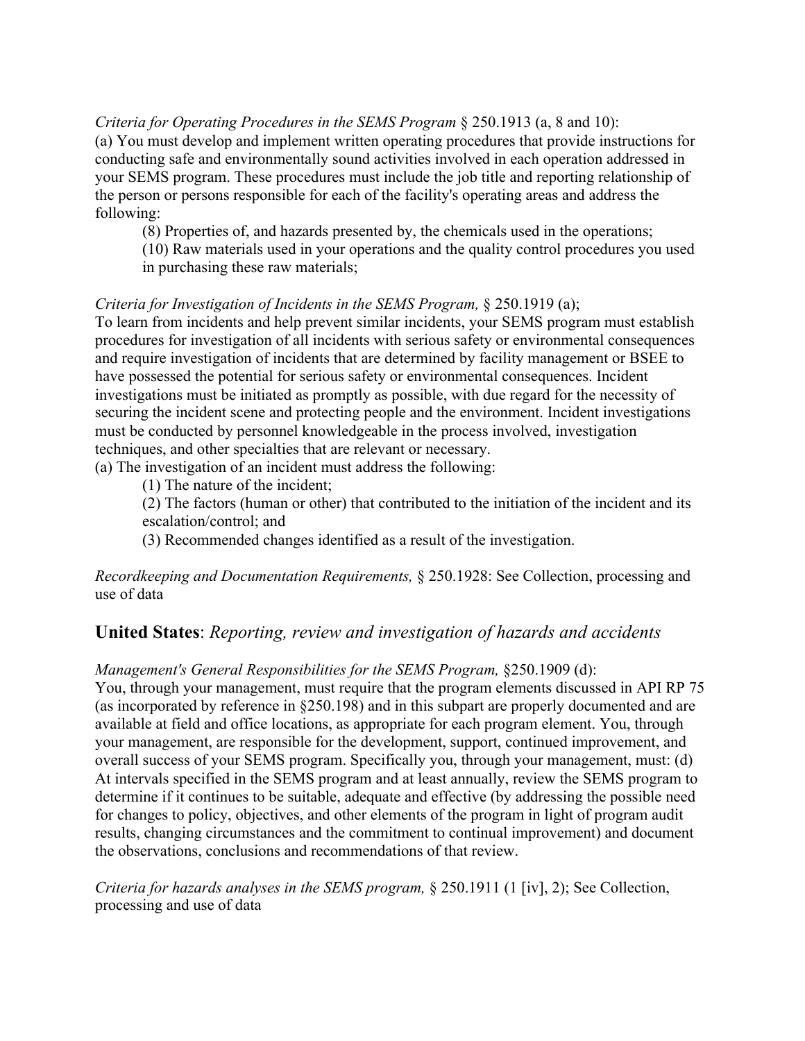*Criteria for Operating Procedures in the SEMS Program* § 250.1913 (a, 8 and 10):
(a) You must develop and implement written operating procedures that provide instructions for conducting safe and environmentally sound activities involved in each operation addressed in your SEMS program. These procedures must include the job title and reporting relationship of the person or persons responsible for each of the facility's operating areas and address the following:

> (8) Properties of, and hazards presented by, the chemicals used in the operations;
> (10) Raw materials used in your operations and the quality control procedures you used in purchasing these raw materials;

*Criteria for Investigation of Incidents in the SEMS Program,* § 250.1919 (a);
To learn from incidents and help prevent similar incidents, your SEMS program must establish procedures for investigation of all incidents with serious safety or environmental consequences and require investigation of incidents that are determined by facility management or BSEE to have possessed the potential for serious safety or environmental consequences. Incident investigations must be initiated as promptly as possible, with due regard for the necessity of securing the incident scene and protecting people and the environment. Incident investigations must be conducted by personnel knowledgeable in the process involved, investigation techniques, and other specialties that are relevant or necessary.
(a) The investigation of an incident must address the following:

> (1) The nature of the incident;
> (2) The factors (human or other) that contributed to the initiation of the incident and its escalation/control; and
> (3) Recommended changes identified as a result of the investigation.

*Recordkeeping and Documentation Requirements,* § 250.1928: See Collection, processing and use of data

## United States: *Reporting, review and investigation of hazards and accidents*

*Management's General Responsibilities for the SEMS Program,* §250.1909 (d):
You, through your management, must require that the program elements discussed in API RP 75 (as incorporated by reference in §250.198) and in this subpart are properly documented and are available at field and office locations, as appropriate for each program element. You, through your management, are responsible for the development, support, continued improvement, and overall success of your SEMS program. Specifically you, through your management, must: (d) At intervals specified in the SEMS program and at least annually, review the SEMS program to determine if it continues to be suitable, adequate and effective (by addressing the possible need for changes to policy, objectives, and other elements of the program in light of program audit results, changing circumstances and the commitment to continual improvement) and document the observations, conclusions and recommendations of that review.

*Criteria for hazards analyses in the SEMS program,* § 250.1911 (1 [iv], 2); See Collection, processing and use of data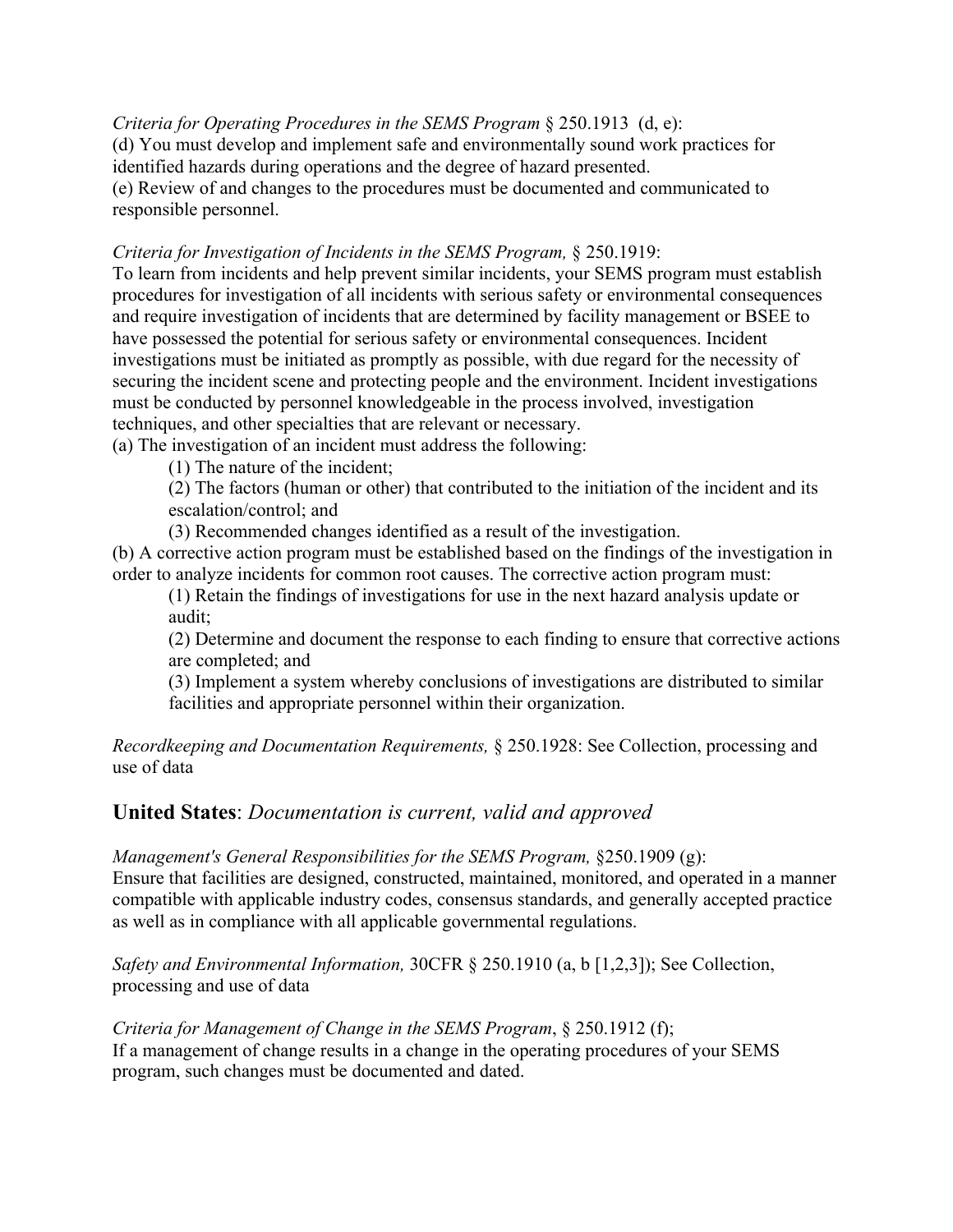*Criteria for Operating Procedures in the SEMS Program* § 250.1913 (d, e):
(d) You must develop and implement safe and environmentally sound work practices for identified hazards during operations and the degree of hazard presented.
(e) Review of and changes to the procedures must be documented and communicated to responsible personnel.

*Criteria for Investigation of Incidents in the SEMS Program,* § 250.1919:
To learn from incidents and help prevent similar incidents, your SEMS program must establish procedures for investigation of all incidents with serious safety or environmental consequences and require investigation of incidents that are determined by facility management or BSEE to have possessed the potential for serious safety or environmental consequences. Incident investigations must be initiated as promptly as possible, with due regard for the necessity of securing the incident scene and protecting people and the environment. Incident investigations must be conducted by personnel knowledgeable in the process involved, investigation techniques, and other specialties that are relevant or necessary.
(a) The investigation of an incident must address the following:

(1) The nature of the incident;
(2) The factors (human or other) that contributed to the initiation of the incident and its escalation/control; and
(3) Recommended changes identified as a result of the investigation.

(b) A corrective action program must be established based on the findings of the investigation in order to analyze incidents for common root causes. The corrective action program must:

(1) Retain the findings of investigations for use in the next hazard analysis update or audit;
(2) Determine and document the response to each finding to ensure that corrective actions are completed; and
(3) Implement a system whereby conclusions of investigations are distributed to similar facilities and appropriate personnel within their organization.

*Recordkeeping and Documentation Requirements,* § 250.1928: See Collection, processing and use of data

## **United States**: *Documentation is current, valid and approved*

*Management's General Responsibilities for the SEMS Program,* §250.1909 (g):
Ensure that facilities are designed, constructed, maintained, monitored, and operated in a manner compatible with applicable industry codes, consensus standards, and generally accepted practice as well as in compliance with all applicable governmental regulations.

*Safety and Environmental Information,* 30CFR § 250.1910 (a, b [1,2,3]); See Collection, processing and use of data

*Criteria for Management of Change in the SEMS Program*, § 250.1912 (f);
If a management of change results in a change in the operating procedures of your SEMS program, such changes must be documented and dated.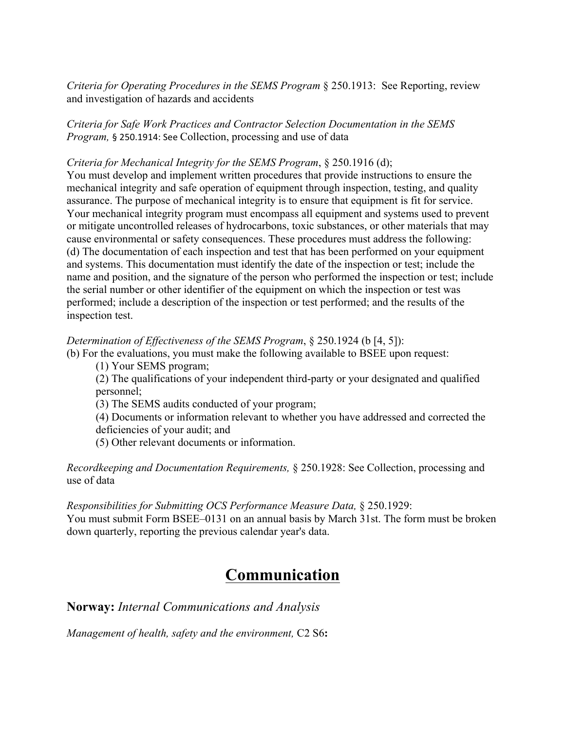*Criteria for Operating Procedures in the SEMS Program* § 250.1913: See Reporting, review and investigation of hazards and accidents

*Criteria for Safe Work Practices and Contractor Selection Documentation in the SEMS Program,* § 250.1914: See Collection, processing and use of data

*Criteria for Mechanical Integrity for the SEMS Program*, § 250.1916 (d);
You must develop and implement written procedures that provide instructions to ensure the mechanical integrity and safe operation of equipment through inspection, testing, and quality assurance. The purpose of mechanical integrity is to ensure that equipment is fit for service. Your mechanical integrity program must encompass all equipment and systems used to prevent or mitigate uncontrolled releases of hydrocarbons, toxic substances, or other materials that may cause environmental or safety consequences. These procedures must address the following:
(d) The documentation of each inspection and test that has been performed on your equipment and systems. This documentation must identify the date of the inspection or test; include the name and position, and the signature of the person who performed the inspection or test; include the serial number or other identifier of the equipment on which the inspection or test was performed; include a description of the inspection or test performed; and the results of the inspection test.

*Determination of Effectiveness of the SEMS Program*, § 250.1924 (b [4, 5]):
(b) For the evaluations, you must make the following available to BSEE upon request:

- (1) Your SEMS program;
- (2) The qualifications of your independent third-party or your designated and qualified personnel;
- (3) The SEMS audits conducted of your program;
- (4) Documents or information relevant to whether you have addressed and corrected the deficiencies of your audit; and
- (5) Other relevant documents or information.

*Recordkeeping and Documentation Requirements,* § 250.1928: See Collection, processing and use of data

*Responsibilities for Submitting OCS Performance Measure Data,* § 250.1929:
You must submit Form BSEE–0131 on an annual basis by March 31st. The form must be broken down quarterly, reporting the previous calendar year's data.

# Communication

## **Norway:** *Internal Communications and Analysis*

*Management of health, safety and the environment,* C2 S6**:**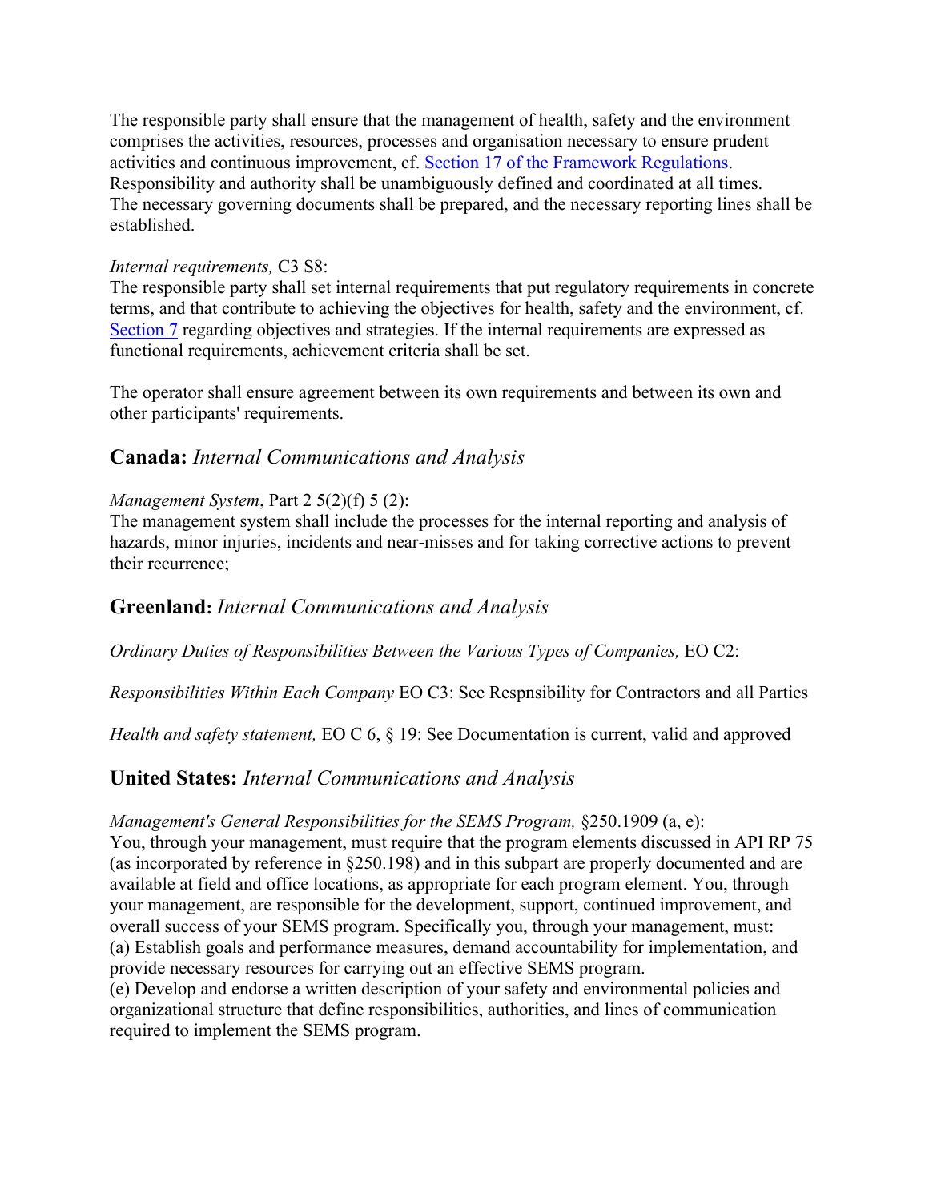The responsible party shall ensure that the management of health, safety and the environment comprises the activities, resources, processes and organisation necessary to ensure prudent activities and continuous improvement, cf. [Section 17 of the Framework Regulations](). Responsibility and authority shall be unambiguously defined and coordinated at all times. The necessary governing documents shall be prepared, and the necessary reporting lines shall be established.

*Internal requirements,* C3 S8:
The responsible party shall set internal requirements that put regulatory requirements in concrete terms, and that contribute to achieving the objectives for health, safety and the environment, cf. [Section 7]() regarding objectives and strategies. If the internal requirements are expressed as functional requirements, achievement criteria shall be set.

The operator shall ensure agreement between its own requirements and between its own and other participants' requirements.

## **Canada:** *Internal Communications and Analysis*

*Management System*, Part 2 5(2)(f) 5 (2):
The management system shall include the processes for the internal reporting and analysis of hazards, minor injuries, incidents and near-misses and for taking corrective actions to prevent their recurrence;

## **Greenland**: *Internal Communications and Analysis*

*Ordinary Duties of Responsibilities Between the Various Types of Companies,* EO C2:

*Responsibilities Within Each Company* EO C3: See Respnsibility for Contractors and all Parties

*Health and safety statement,* EO C 6, § 19: See Documentation is current, valid and approved

## **United States:** *Internal Communications and Analysis*

*Management's General Responsibilities for the SEMS Program,* §250.1909 (a, e):
You, through your management, must require that the program elements discussed in API RP 75 (as incorporated by reference in §250.198) and in this subpart are properly documented and are available at field and office locations, as appropriate for each program element. You, through your management, are responsible for the development, support, continued improvement, and overall success of your SEMS program. Specifically you, through your management, must:
(a) Establish goals and performance measures, demand accountability for implementation, and provide necessary resources for carrying out an effective SEMS program.
(e) Develop and endorse a written description of your safety and environmental policies and organizational structure that define responsibilities, authorities, and lines of communication required to implement the SEMS program.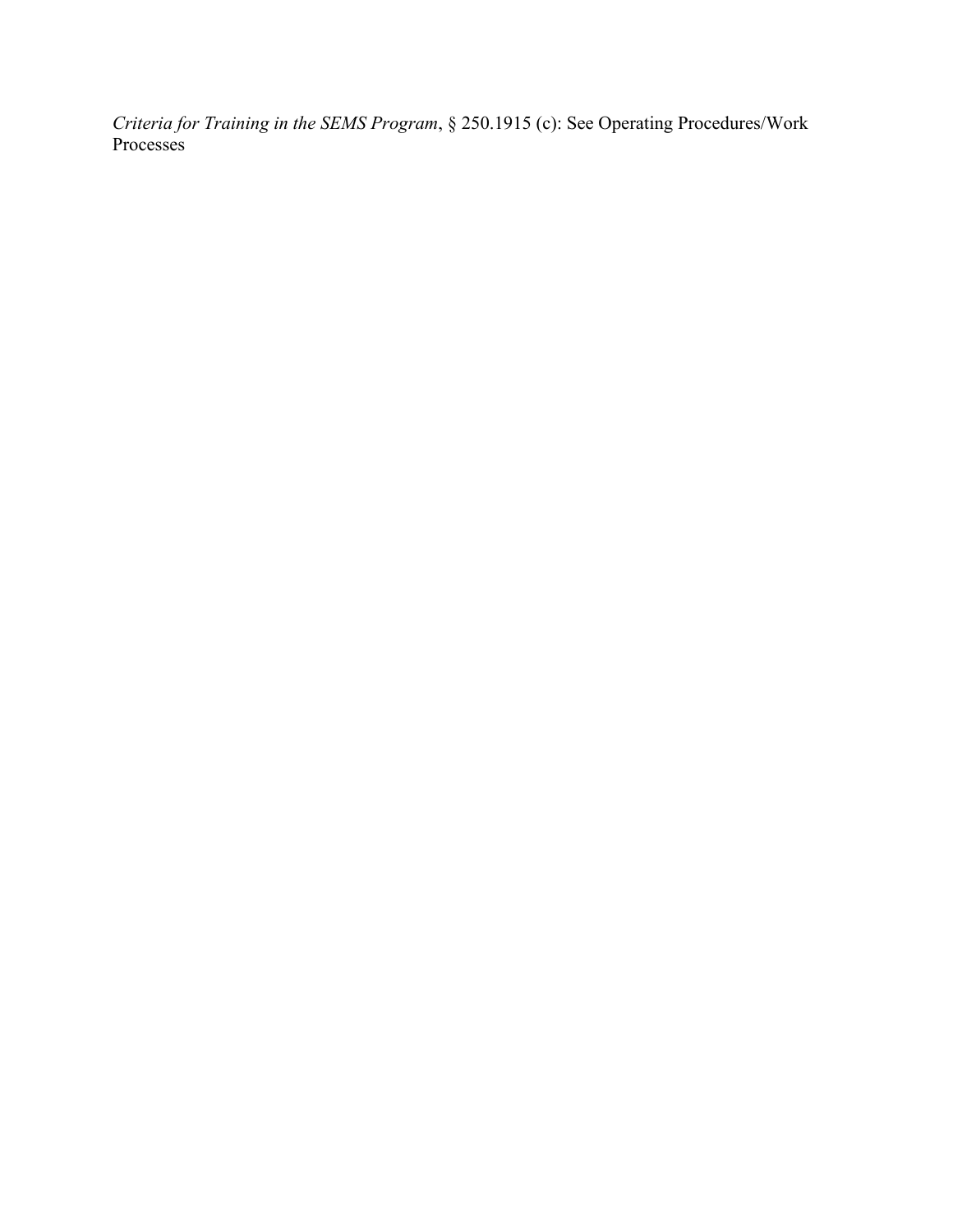*Criteria for Training in the SEMS Program*, § 250.1915 (c): See Operating Procedures/Work Processes